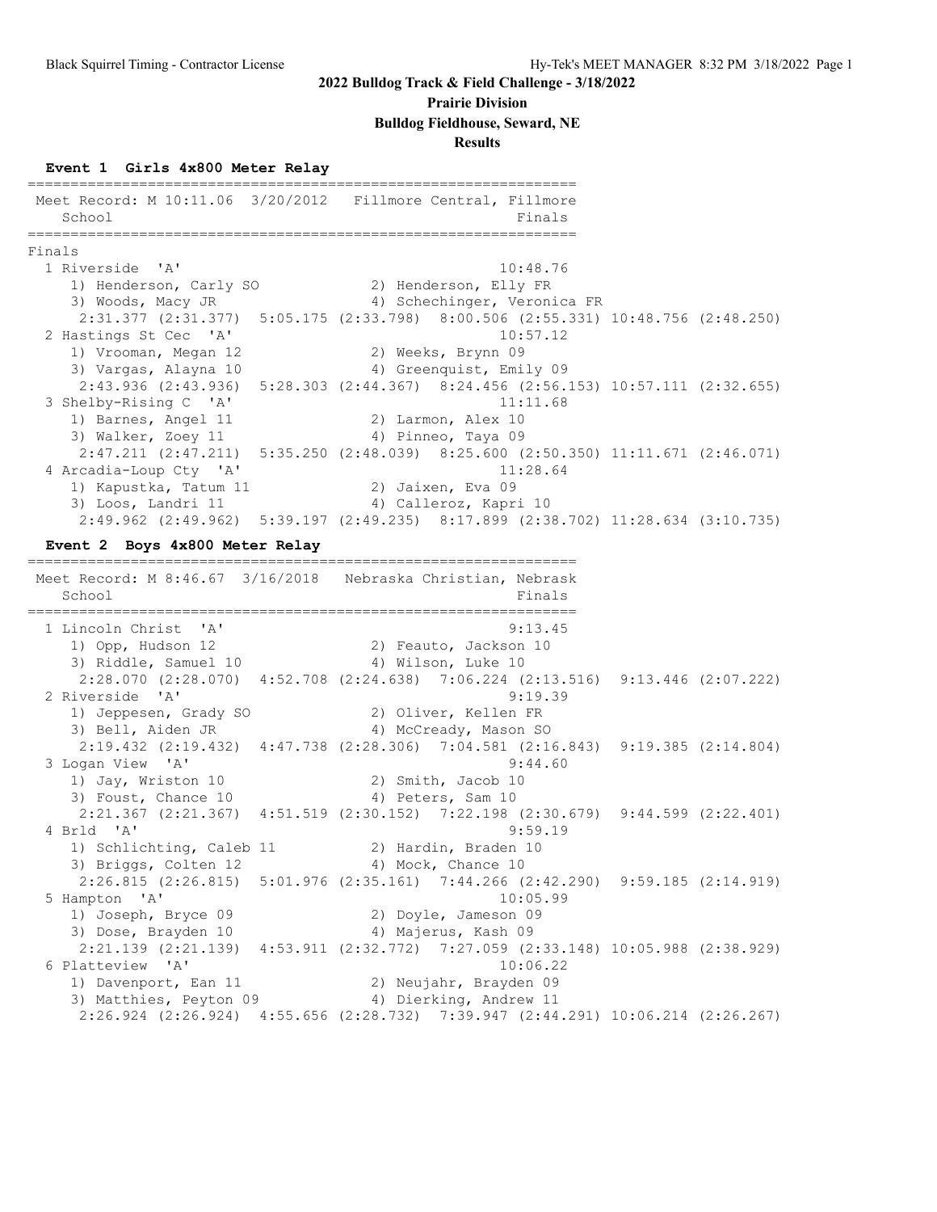**2022 Bulldog Track & Field Challenge - 3/18/2022**

**Prairie Division**

**Bulldog Fieldhouse, Seward, NE**

**Results**

### Event 1 Girls 4x800 Meter Relay

```
================================================================
 Meet Record: M 10:11.06  3/20/2012   Fillmore Central, Fillmore
    School                                               Finals
================================================================
Finals
  1 Riverside  'A'                                     10:48.76
     1) Henderson, Carly SO             2) Henderson, Elly FR
     3) Woods, Macy JR                  4) Schechinger, Veronica FR
      2:31.377 (2:31.377)  5:05.175 (2:33.798)  8:00.506 (2:55.331) 10:48.756 (2:48.250)
  2 Hastings St Cec  'A'                               10:57.12
     1) Vrooman, Megan 12               2) Weeks, Brynn 09
     3) Vargas, Alayna 10               4) Greenquist, Emily 09
      2:43.936 (2:43.936)  5:28.303 (2:44.367)  8:24.456 (2:56.153) 10:57.111 (2:32.655)
  3 Shelby-Rising C  'A'                               11:11.68
     1) Barnes, Angel 11                2) Larmon, Alex 10
     3) Walker, Zoey 11                 4) Pinneo, Taya 09
      2:47.211 (2:47.211)  5:35.250 (2:48.039)  8:25.600 (2:50.350) 11:11.671 (2:46.071)
  4 Arcadia-Loup Cty  'A'                              11:28.64
     1) Kapustka, Tatum 11              2) Jaixen, Eva 09
     3) Loos, Landri 11                 4) Calleroz, Kapri 10
      2:49.962 (2:49.962)  5:39.197 (2:49.235)  8:17.899 (2:38.702) 11:28.634 (3:10.735)
```

### Event 2 Boys 4x800 Meter Relay

```
================================================================
 Meet Record: M 8:46.67  3/16/2018   Nebraska Christian, Nebrask
    School                                               Finals
================================================================
  1 Lincoln Christ  'A'                                 9:13.45
     1) Opp, Hudson 12                  2) Feauto, Jackson 10
     3) Riddle, Samuel 10               4) Wilson, Luke 10
      2:28.070 (2:28.070)  4:52.708 (2:24.638)  7:06.224 (2:13.516)  9:13.446 (2:07.222)
  2 Riverside  'A'                                      9:19.39
     1) Jeppesen, Grady SO              2) Oliver, Kellen FR
     3) Bell, Aiden JR                  4) McCready, Mason SO
      2:19.432 (2:19.432)  4:47.738 (2:28.306)  7:04.581 (2:16.843)  9:19.385 (2:14.804)
  3 Logan View  'A'                                     9:44.60
     1) Jay, Wriston 10                 2) Smith, Jacob 10
     3) Foust, Chance 10                4) Peters, Sam 10
      2:21.367 (2:21.367)  4:51.519 (2:30.152)  7:22.198 (2:30.679)  9:44.599 (2:22.401)
  4 Brld  'A'                                           9:59.19
     1) Schlichting, Caleb 11           2) Hardin, Braden 10
     3) Briggs, Colten 12               4) Mock, Chance 10
      2:26.815 (2:26.815)  5:01.976 (2:35.161)  7:44.266 (2:42.290)  9:59.185 (2:14.919)
  5 Hampton  'A'                                       10:05.99
     1) Joseph, Bryce 09                2) Doyle, Jameson 09
     3) Dose, Brayden 10                4) Majerus, Kash 09
      2:21.139 (2:21.139)  4:53.911 (2:32.772)  7:27.059 (2:33.148) 10:05.988 (2:38.929)
  6 Platteview  'A'                                    10:06.22
     1) Davenport, Ean 11               2) Neujahr, Brayden 09
     3) Matthies, Peyton 09             4) Dierking, Andrew 11
      2:26.924 (2:26.924)  4:55.656 (2:28.732)  7:39.947 (2:44.291) 10:06.214 (2:26.267)
```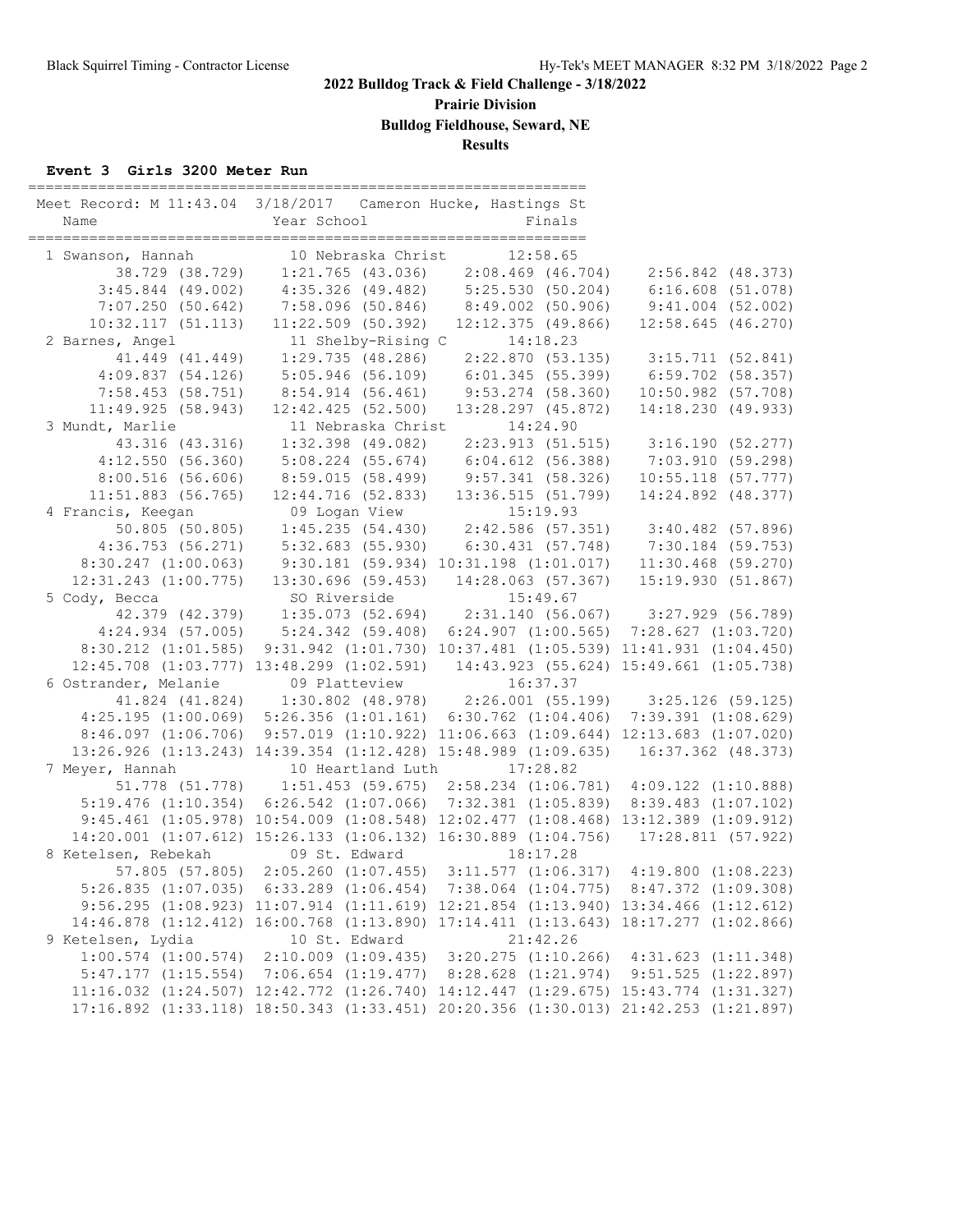**2022 Bulldog Track & Field Challenge - 3/18/2022**

**Prairie Division**

**Bulldog Fieldhouse, Seward, NE**

**Results**

**Event 3 Girls 3200 Meter Run**

```
===============================================================
Meet Record: M 11:43.04  3/18/2017   Cameron Hucke, Hastings St
   Name                    Year School                  Finals
===============================================================
  1 Swanson, Hannah          10 Nebraska Christ         12:58.65
         38.729 (38.729)     1:21.765 (43.036)     2:08.469 (46.704)     2:56.842 (48.373)
       3:45.844 (49.002)     4:35.326 (49.482)     5:25.530 (50.204)     6:16.608 (51.078)
       7:07.250 (50.642)     7:58.096 (50.846)     8:49.002 (50.906)     9:41.004 (52.002)
      10:32.117 (51.113)    11:22.509 (50.392)    12:12.375 (49.866)    12:58.645 (46.270)
  2 Barnes, Angel            11 Shelby-Rising C         14:18.23
         41.449 (41.449)     1:29.735 (48.286)     2:22.870 (53.135)     3:15.711 (52.841)
       4:09.837 (54.126)     5:05.946 (56.109)     6:01.345 (55.399)     6:59.702 (58.357)
       7:58.453 (58.751)     8:54.914 (56.461)     9:53.274 (58.360)    10:50.982 (57.708)
      11:49.925 (58.943)    12:42.425 (52.500)    13:28.297 (45.872)    14:18.230 (49.933)
  3 Mundt, Marlie            11 Nebraska Christ         14:24.90
         43.316 (43.316)     1:32.398 (49.082)     2:23.913 (51.515)     3:16.190 (52.277)
       4:12.550 (56.360)     5:08.224 (55.674)     6:04.612 (56.388)     7:03.910 (59.298)
       8:00.516 (56.606)     8:59.015 (58.499)     9:57.341 (58.326)    10:55.118 (57.777)
      11:51.883 (56.765)    12:44.716 (52.833)    13:36.515 (51.799)    14:24.892 (48.377)
  4 Francis, Keegan          09 Logan View              15:19.93
         50.805 (50.805)     1:45.235 (54.430)     2:42.586 (57.351)     3:40.482 (57.896)
       4:36.753 (56.271)     5:32.683 (55.930)     6:30.431 (57.748)     7:30.184 (59.753)
       8:30.247 (1:00.063)   9:30.181 (59.934)    10:31.198 (1:01.017)  11:30.468 (59.270)
      12:31.243 (1:00.775)  13:30.696 (59.453)    14:28.063 (57.367)    15:19.930 (51.867)
  5 Cody, Becca              SO Riverside               15:49.67
         42.379 (42.379)     1:35.073 (52.694)     2:31.140 (56.067)     3:27.929 (56.789)
       4:24.934 (57.005)     5:24.342 (59.408)     6:24.907 (1:00.565)   7:28.627 (1:03.720)
       8:30.212 (1:01.585)   9:31.942 (1:01.730)  10:37.481 (1:05.539)  11:41.931 (1:04.450)
      12:45.708 (1:03.777)  13:48.299 (1:02.591)  14:43.923 (55.624)    15:49.661 (1:05.738)
  6 Ostrander, Melanie       09 Platteview              16:37.37
         41.824 (41.824)     1:30.802 (48.978)     2:26.001 (55.199)     3:25.126 (59.125)
       4:25.195 (1:00.069)   5:26.356 (1:01.161)   6:30.762 (1:04.406)   7:39.391 (1:08.629)
       8:46.097 (1:06.706)   9:57.019 (1:10.922)  11:06.663 (1:09.644)  12:13.683 (1:07.020)
      13:26.926 (1:13.243)  14:39.354 (1:12.428)  15:48.989 (1:09.635)  16:37.362 (48.373)
  7 Meyer, Hannah            10 Heartland Luth          17:28.82
         51.778 (51.778)     1:51.453 (59.675)     2:58.234 (1:06.781)   4:09.122 (1:10.888)
       5:19.476 (1:10.354)   6:26.542 (1:07.066)   7:32.381 (1:05.839)   8:39.483 (1:07.102)
       9:45.461 (1:05.978)  10:54.009 (1:08.548)  12:02.477 (1:08.468)  13:12.389 (1:09.912)
      14:20.001 (1:07.612)  15:26.133 (1:06.132)  16:30.889 (1:04.756)  17:28.811 (57.922)
  8 Ketelsen, Rebekah        09 St. Edward              18:17.28
         57.805 (57.805)     2:05.260 (1:07.455)   3:11.577 (1:06.317)   4:19.800 (1:08.223)
       5:26.835 (1:07.035)   6:33.289 (1:06.454)   7:38.064 (1:04.775)   8:47.372 (1:09.308)
       9:56.295 (1:08.923)  11:07.914 (1:11.619)  12:21.854 (1:13.940)  13:34.466 (1:12.612)
      14:46.878 (1:12.412)  16:00.768 (1:13.890)  17:14.411 (1:13.643)  18:17.277 (1:02.866)
  9 Ketelsen, Lydia          10 St. Edward              21:42.26
       1:00.574 (1:00.574)   2:10.009 (1:09.435)   3:20.275 (1:10.266)   4:31.623 (1:11.348)
       5:47.177 (1:15.554)   7:06.654 (1:19.477)   8:28.628 (1:21.974)   9:51.525 (1:22.897)
      11:16.032 (1:24.507)  12:42.772 (1:26.740)  14:12.447 (1:29.675)  15:43.774 (1:31.327)
      17:16.892 (1:33.118)  18:50.343 (1:33.451)  20:20.356 (1:30.013)  21:42.253 (1:21.897)
```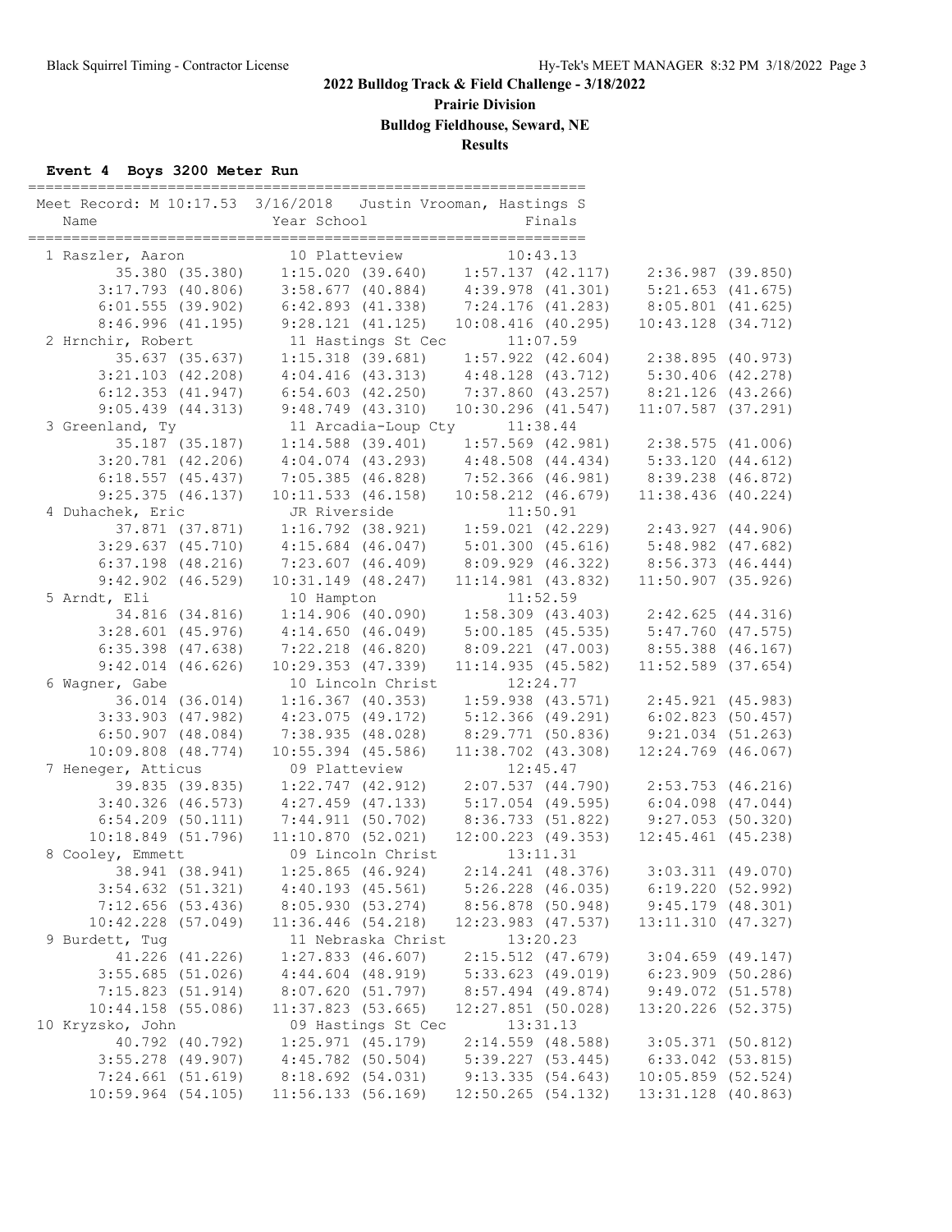**2022 Bulldog Track & Field Challenge - 3/18/2022**

**Prairie Division**

**Bulldog Fieldhouse, Seward, NE**

**Results**

### Event 4 Boys 3200 Meter Run

Meet Record: M 10:17.53 3/16/2018 Justin Vrooman, Hastings S

| Place | Name | Year | School | Finals |
|---|---|---|---|---|
| 1 | Raszler, Aaron | 10 | Platteview | 10:43.13 |
| 2 | Hrnchir, Robert | 11 | Hastings St Cec | 11:07.59 |
| 3 | Greenland, Ty | 11 | Arcadia-Loup Cty | 11:38.44 |
| 4 | Duhachek, Eric | JR | Riverside | 11:50.91 |
| 5 | Arndt, Eli | 10 | Hampton | 11:52.59 |
| 6 | Wagner, Gabe | 10 | Lincoln Christ | 12:24.77 |
| 7 | Heneger, Atticus | 09 | Platteview | 12:45.47 |
| 8 | Cooley, Emmett | 09 | Lincoln Christ | 13:11.31 |
| 9 | Burdett, Tug | 11 | Nebraska Christ | 13:20.23 |
| 10 | Kryzsko, John | 09 | Hastings St Cec | 13:31.13 |

Splits:

```
 1 Raszler, Aaron
     35.380 (35.380)     1:15.020 (39.640)    1:57.137 (42.117)    2:36.987 (39.850)
   3:17.793 (40.806)     3:58.677 (40.884)    4:39.978 (41.301)    5:21.653 (41.675)
   6:01.555 (39.902)     6:42.893 (41.338)    7:24.176 (41.283)    8:05.801 (41.625)
   8:46.996 (41.195)     9:28.121 (41.125)   10:08.416 (40.295)   10:43.128 (34.712)
 2 Hrnchir, Robert
     35.637 (35.637)     1:15.318 (39.681)    1:57.922 (42.604)    2:38.895 (40.973)
   3:21.103 (42.208)     4:04.416 (43.313)    4:48.128 (43.712)    5:30.406 (42.278)
   6:12.353 (41.947)     6:54.603 (42.250)    7:37.860 (43.257)    8:21.126 (43.266)
   9:05.439 (44.313)     9:48.749 (43.310)   10:30.296 (41.547)   11:07.587 (37.291)
 3 Greenland, Ty
     35.187 (35.187)     1:14.588 (39.401)    1:57.569 (42.981)    2:38.575 (41.006)
   3:20.781 (42.206)     4:04.074 (43.293)    4:48.508 (44.434)    5:33.120 (44.612)
   6:18.557 (45.437)     7:05.385 (46.828)    7:52.366 (46.981)    8:39.238 (46.872)
   9:25.375 (46.137)    10:11.533 (46.158)   10:58.212 (46.679)   11:38.436 (40.224)
 4 Duhachek, Eric
     37.871 (37.871)     1:16.792 (38.921)    1:59.021 (42.229)    2:43.927 (44.906)
   3:29.637 (45.710)     4:15.684 (46.047)    5:01.300 (45.616)    5:48.982 (47.682)
   6:37.198 (48.216)     7:23.607 (46.409)    8:09.929 (46.322)    8:56.373 (46.444)
   9:42.902 (46.529)    10:31.149 (48.247)   11:14.981 (43.832)   11:50.907 (35.926)
 5 Arndt, Eli
     34.816 (34.816)     1:14.906 (40.090)    1:58.309 (43.403)    2:42.625 (44.316)
   3:28.601 (45.976)     4:14.650 (46.049)    5:00.185 (45.535)    5:47.760 (47.575)
   6:35.398 (47.638)     7:22.218 (46.820)    8:09.221 (47.003)    8:55.388 (46.167)
   9:42.014 (46.626)    10:29.353 (47.339)   11:14.935 (45.582)   11:52.589 (37.654)
 6 Wagner, Gabe
     36.014 (36.014)     1:16.367 (40.353)    1:59.938 (43.571)    2:45.921 (45.983)
   3:33.903 (47.982)     4:23.075 (49.172)    5:12.366 (49.291)    6:02.823 (50.457)
   6:50.907 (48.084)     7:38.935 (48.028)    8:29.771 (50.836)    9:21.034 (51.263)
  10:09.808 (48.774)    10:55.394 (45.586)   11:38.702 (43.308)   12:24.769 (46.067)
 7 Heneger, Atticus
     39.835 (39.835)     1:22.747 (42.912)    2:07.537 (44.790)    2:53.753 (46.216)
   3:40.326 (46.573)     4:27.459 (47.133)    5:17.054 (49.595)    6:04.098 (47.044)
   6:54.209 (50.111)     7:44.911 (50.702)    8:36.733 (51.822)    9:27.053 (50.320)
  10:18.849 (51.796)    11:10.870 (52.021)   12:00.223 (49.353)   12:45.461 (45.238)
 8 Cooley, Emmett
     38.941 (38.941)     1:25.865 (46.924)    2:14.241 (48.376)    3:03.311 (49.070)
   3:54.632 (51.321)     4:40.193 (45.561)    5:26.228 (46.035)    6:19.220 (52.992)
   7:12.656 (53.436)     8:05.930 (53.274)    8:56.878 (50.948)    9:45.179 (48.301)
  10:42.228 (57.049)    11:36.446 (54.218)   12:23.983 (47.537)   13:11.310 (47.327)
 9 Burdett, Tug
     41.226 (41.226)     1:27.833 (46.607)    2:15.512 (47.679)    3:04.659 (49.147)
   3:55.685 (51.026)     4:44.604 (48.919)    5:33.623 (49.019)    6:23.909 (50.286)
   7:15.823 (51.914)     8:07.620 (51.797)    8:57.494 (49.874)    9:49.072 (51.578)
  10:44.158 (55.086)    11:37.823 (53.665)   12:27.851 (50.028)   13:20.226 (52.375)
10 Kryzsko, John
     40.792 (40.792)     1:25.971 (45.179)    2:14.559 (48.588)    3:05.371 (50.812)
   3:55.278 (49.907)     4:45.782 (50.504)    5:39.227 (53.445)    6:33.042 (53.815)
   7:24.661 (51.619)     8:18.692 (54.031)    9:13.335 (54.643)   10:05.859 (52.524)
  10:59.964 (54.105)    11:56.133 (56.169)   12:50.265 (54.132)   13:31.128 (40.863)
```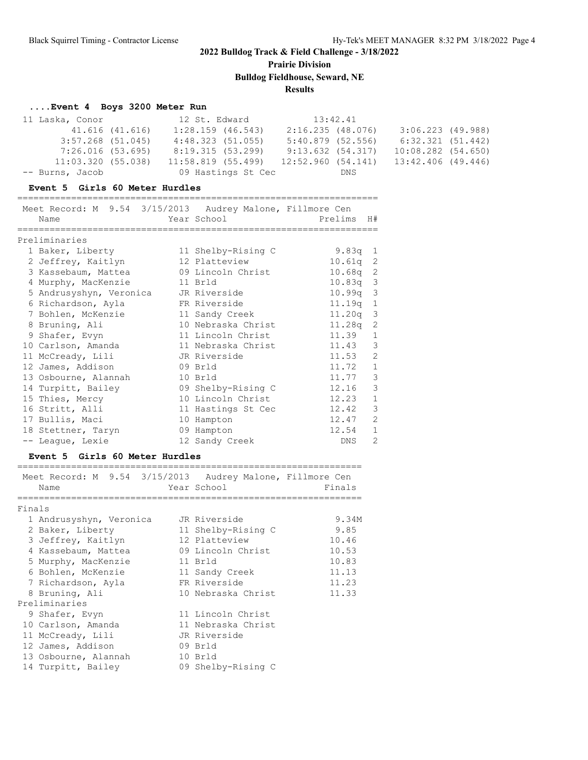**2022 Bulldog Track & Field Challenge - 3/18/2022**

**Prairie Division**

**Bulldog Fieldhouse, Seward, NE**

**Results**

### ....Event 4 Boys 3200 Meter Run

| Place | Name | Year | School | Finals |
|---|---|---|---|---|
| 11 | Laska, Conor | 12 | St. Edward | 13:42.41 |
| | 41.616 (41.616) | 1:28.159 (46.543) | 2:16.235 (48.076) | 3:06.223 (49.988) |
| | 3:57.268 (51.045) | 4:48.323 (51.055) | 5:40.879 (52.556) | 6:32.321 (51.442) |
| | 7:26.016 (53.695) | 8:19.315 (53.299) | 9:13.632 (54.317) | 10:08.282 (54.650) |
| | 11:03.320 (55.038) | 11:58.819 (55.499) | 12:52.960 (54.141) | 13:42.406 (49.446) |
| -- | Burns, Jacob | 09 | Hastings St Cec | DNS |

### Event 5 Girls 60 Meter Hurdles

Meet Record: M 9.54 3/15/2013 Audrey Malone, Fillmore Cen

**Preliminaries**

| Place | Name | Year | School | Prelims | H# |
|---|---|---|---|---|---|
| 1 | Baker, Liberty | 11 | Shelby-Rising C | 9.83q | 1 |
| 2 | Jeffrey, Kaitlyn | 12 | Platteview | 10.61q | 2 |
| 3 | Kassebaum, Mattea | 09 | Lincoln Christ | 10.68q | 2 |
| 4 | Murphy, MacKenzie | 11 | Brld | 10.83q | 3 |
| 5 | Andrusyshyn, Veronica | JR | Riverside | 10.99q | 3 |
| 6 | Richardson, Ayla | FR | Riverside | 11.19q | 1 |
| 7 | Bohlen, McKenzie | 11 | Sandy Creek | 11.20q | 3 |
| 8 | Bruning, Ali | 10 | Nebraska Christ | 11.28q | 2 |
| 9 | Shafer, Evyn | 11 | Lincoln Christ | 11.39 | 1 |
| 10 | Carlson, Amanda | 11 | Nebraska Christ | 11.43 | 3 |
| 11 | McCready, Lili | JR | Riverside | 11.53 | 2 |
| 12 | James, Addison | 09 | Brld | 11.72 | 1 |
| 13 | Osbourne, Alannah | 10 | Brld | 11.77 | 3 |
| 14 | Turpitt, Bailey | 09 | Shelby-Rising C | 12.16 | 3 |
| 15 | Thies, Mercy | 10 | Lincoln Christ | 12.23 | 1 |
| 16 | Stritt, Alli | 11 | Hastings St Cec | 12.42 | 3 |
| 17 | Bullis, Maci | 10 | Hampton | 12.47 | 2 |
| 18 | Stettner, Taryn | 09 | Hampton | 12.54 | 1 |
| -- | League, Lexie | 12 | Sandy Creek | DNS | 2 |

### Event 5 Girls 60 Meter Hurdles

Meet Record: M 9.54 3/15/2013 Audrey Malone, Fillmore Cen

| Place | Name | Year | School | Finals |
|---|---|---|---|---|
| **Finals** | | | | |
| 1 | Andrusyshyn, Veronica | JR | Riverside | 9.34M |
| 2 | Baker, Liberty | 11 | Shelby-Rising C | 9.85 |
| 3 | Jeffrey, Kaitlyn | 12 | Platteview | 10.46 |
| 4 | Kassebaum, Mattea | 09 | Lincoln Christ | 10.53 |
| 5 | Murphy, MacKenzie | 11 | Brld | 10.83 |
| 6 | Bohlen, McKenzie | 11 | Sandy Creek | 11.13 |
| 7 | Richardson, Ayla | FR | Riverside | 11.23 |
| 8 | Bruning, Ali | 10 | Nebraska Christ | 11.33 |
| **Preliminaries** | | | | |
| 9 | Shafer, Evyn | 11 | Lincoln Christ | |
| 10 | Carlson, Amanda | 11 | Nebraska Christ | |
| 11 | McCready, Lili | JR | Riverside | |
| 12 | James, Addison | 09 | Brld | |
| 13 | Osbourne, Alannah | 10 | Brld | |
| 14 | Turpitt, Bailey | 09 | Shelby-Rising C | |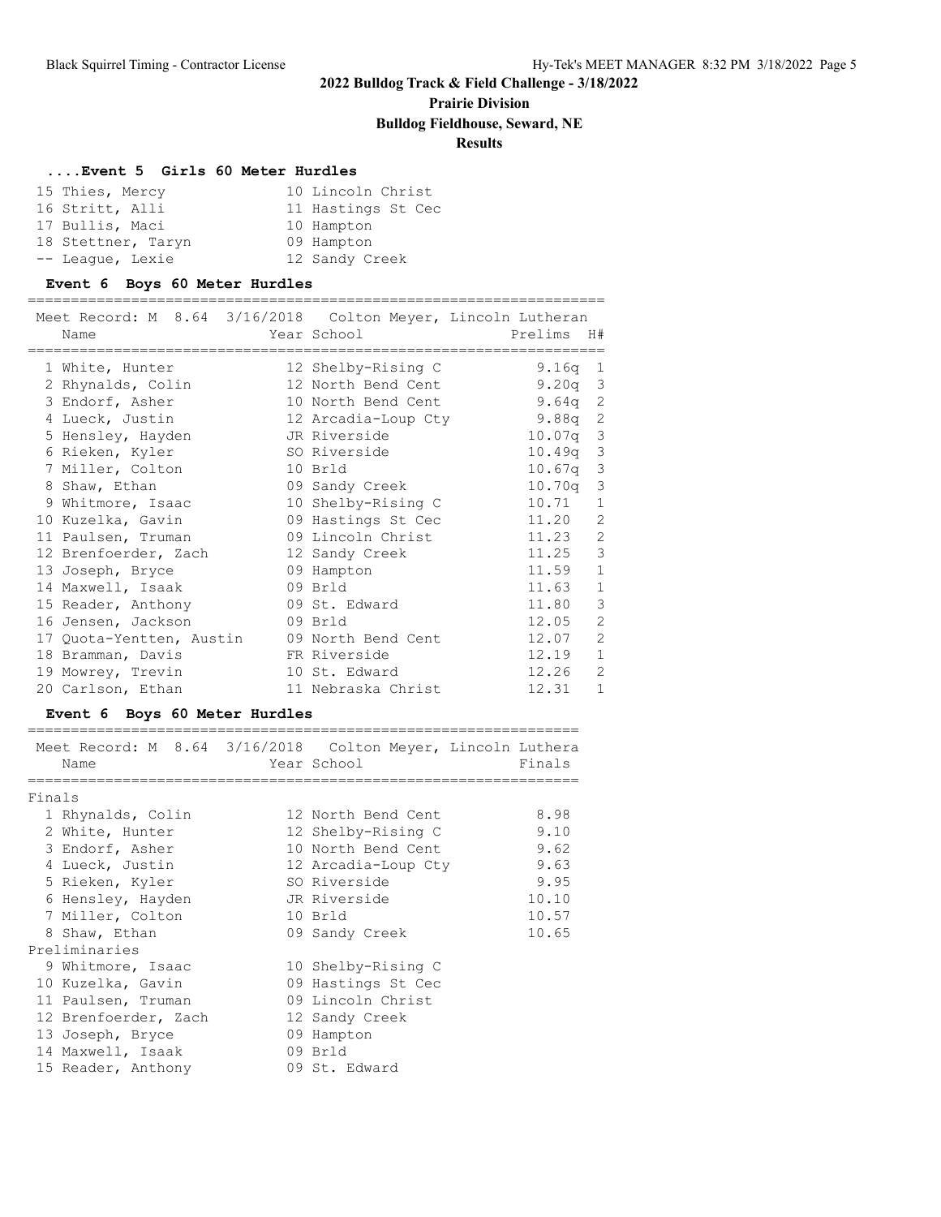## 2022 Bulldog Track & Field Challenge - 3/18/2022

### Prairie Division

### Bulldog Fieldhouse, Seward, NE

### Results

#### ....Event 5 Girls 60 Meter Hurdles

| Place | Name | Year | School |
|---|---|---|---|
| 15 | Thies, Mercy | 10 | Lincoln Christ |
| 16 | Stritt, Alli | 11 | Hastings St Cec |
| 17 | Bullis, Maci | 10 | Hampton |
| 18 | Stettner, Taryn | 09 | Hampton |
| -- | League, Lexie | 12 | Sandy Creek |

#### Event 6 Boys 60 Meter Hurdles

Meet Record: M 8.64 3/16/2018 Colton Meyer, Lincoln Lutheran

| Place | Name | Year | School | Prelims | H# |
|---|---|---|---|---|---|
| 1 | White, Hunter | 12 | Shelby-Rising C | 9.16q | 1 |
| 2 | Rhynalds, Colin | 12 | North Bend Cent | 9.20q | 3 |
| 3 | Endorf, Asher | 10 | North Bend Cent | 9.64q | 2 |
| 4 | Lueck, Justin | 12 | Arcadia-Loup Cty | 9.88q | 2 |
| 5 | Hensley, Hayden | JR | Riverside | 10.07q | 3 |
| 6 | Rieken, Kyler | SO | Riverside | 10.49q | 3 |
| 7 | Miller, Colton | 10 | Brld | 10.67q | 3 |
| 8 | Shaw, Ethan | 09 | Sandy Creek | 10.70q | 3 |
| 9 | Whitmore, Isaac | 10 | Shelby-Rising C | 10.71 | 1 |
| 10 | Kuzelka, Gavin | 09 | Hastings St Cec | 11.20 | 2 |
| 11 | Paulsen, Truman | 09 | Lincoln Christ | 11.23 | 2 |
| 12 | Brenfoerder, Zach | 12 | Sandy Creek | 11.25 | 3 |
| 13 | Joseph, Bryce | 09 | Hampton | 11.59 | 1 |
| 14 | Maxwell, Isaak | 09 | Brld | 11.63 | 1 |
| 15 | Reader, Anthony | 09 | St. Edward | 11.80 | 3 |
| 16 | Jensen, Jackson | 09 | Brld | 12.05 | 2 |
| 17 | Quota-Yentten, Austin | 09 | North Bend Cent | 12.07 | 2 |
| 18 | Bramman, Davis | FR | Riverside | 12.19 | 1 |
| 19 | Mowrey, Trevin | 10 | St. Edward | 12.26 | 2 |
| 20 | Carlson, Ethan | 11 | Nebraska Christ | 12.31 | 1 |

#### Event 6 Boys 60 Meter Hurdles

Meet Record: M 8.64 3/16/2018 Colton Meyer, Lincoln Luthera

| Place | Name | Year | School | Finals |
|---|---|---|---|---|
| **Finals** | | | | |
| 1 | Rhynalds, Colin | 12 | North Bend Cent | 8.98 |
| 2 | White, Hunter | 12 | Shelby-Rising C | 9.10 |
| 3 | Endorf, Asher | 10 | North Bend Cent | 9.62 |
| 4 | Lueck, Justin | 12 | Arcadia-Loup Cty | 9.63 |
| 5 | Rieken, Kyler | SO | Riverside | 9.95 |
| 6 | Hensley, Hayden | JR | Riverside | 10.10 |
| 7 | Miller, Colton | 10 | Brld | 10.57 |
| 8 | Shaw, Ethan | 09 | Sandy Creek | 10.65 |
| **Preliminaries** | | | | |
| 9 | Whitmore, Isaac | 10 | Shelby-Rising C | |
| 10 | Kuzelka, Gavin | 09 | Hastings St Cec | |
| 11 | Paulsen, Truman | 09 | Lincoln Christ | |
| 12 | Brenfoerder, Zach | 12 | Sandy Creek | |
| 13 | Joseph, Bryce | 09 | Hampton | |
| 14 | Maxwell, Isaak | 09 | Brld | |
| 15 | Reader, Anthony | 09 | St. Edward | |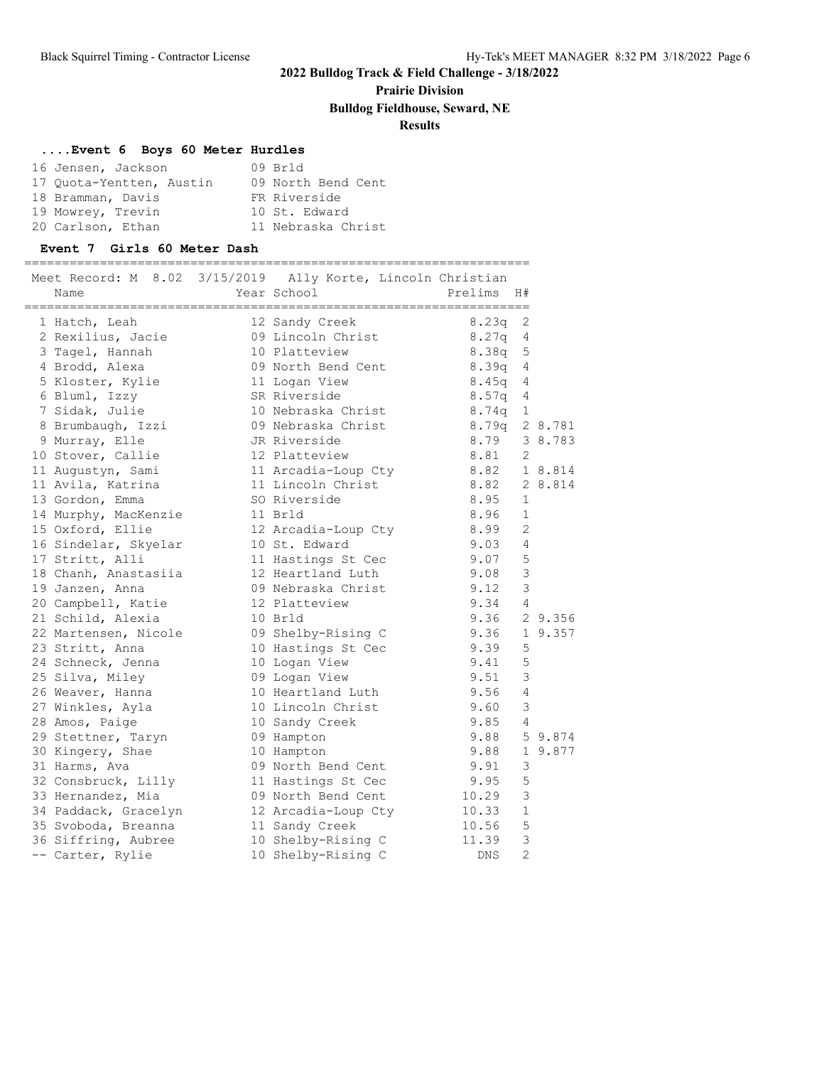## 2022 Bulldog Track & Field Challenge - 3/18/2022

**Prairie Division**

**Bulldog Fieldhouse, Seward, NE**

**Results**

### ....Event 6 Boys 60 Meter Hurdles

| Place | Name | Year | School |
|---|---|---|---|
| 16 | Jensen, Jackson | 09 | Brld |
| 17 | Quota-Yentten, Austin | 09 | North Bend Cent |
| 18 | Bramman, Davis | FR | Riverside |
| 19 | Mowrey, Trevin | 10 | St. Edward |
| 20 | Carlson, Ethan | 11 | Nebraska Christ |

### Event 7 Girls 60 Meter Dash

Meet Record: M 8.02 3/15/2019 Ally Korte, Lincoln Christian

| Place | Name | Year | School | Prelims | H# | |
|---|---|---|---|---|---|---|
| 1 | Hatch, Leah | 12 | Sandy Creek | 8.23q | 2 | |
| 2 | Rexilius, Jacie | 09 | Lincoln Christ | 8.27q | 4 | |
| 3 | Tagel, Hannah | 10 | Platteview | 8.38q | 5 | |
| 4 | Brodd, Alexa | 09 | North Bend Cent | 8.39q | 4 | |
| 5 | Kloster, Kylie | 11 | Logan View | 8.45q | 4 | |
| 6 | Bluml, Izzy | SR | Riverside | 8.57q | 4 | |
| 7 | Sidak, Julie | 10 | Nebraska Christ | 8.74q | 1 | |
| 8 | Brumbaugh, Izzi | 09 | Nebraska Christ | 8.79q | 2 | 8.781 |
| 9 | Murray, Elle | JR | Riverside | 8.79 | 3 | 8.783 |
| 10 | Stover, Callie | 12 | Platteview | 8.81 | 2 | |
| 11 | Augustyn, Sami | 11 | Arcadia-Loup Cty | 8.82 | 1 | 8.814 |
| 11 | Avila, Katrina | 11 | Lincoln Christ | 8.82 | 2 | 8.814 |
| 13 | Gordon, Emma | SO | Riverside | 8.95 | 1 | |
| 14 | Murphy, MacKenzie | 11 | Brld | 8.96 | 1 | |
| 15 | Oxford, Ellie | 12 | Arcadia-Loup Cty | 8.99 | 2 | |
| 16 | Sindelar, Skyelar | 10 | St. Edward | 9.03 | 4 | |
| 17 | Stritt, Alli | 11 | Hastings St Cec | 9.07 | 5 | |
| 18 | Chanh, Anastasiia | 12 | Heartland Luth | 9.08 | 3 | |
| 19 | Janzen, Anna | 09 | Nebraska Christ | 9.12 | 3 | |
| 20 | Campbell, Katie | 12 | Platteview | 9.34 | 4 | |
| 21 | Schild, Alexia | 10 | Brld | 9.36 | 2 | 9.356 |
| 22 | Martensen, Nicole | 09 | Shelby-Rising C | 9.36 | 1 | 9.357 |
| 23 | Stritt, Anna | 10 | Hastings St Cec | 9.39 | 5 | |
| 24 | Schneck, Jenna | 10 | Logan View | 9.41 | 5 | |
| 25 | Silva, Miley | 09 | Logan View | 9.51 | 3 | |
| 26 | Weaver, Hanna | 10 | Heartland Luth | 9.56 | 4 | |
| 27 | Winkles, Ayla | 10 | Lincoln Christ | 9.60 | 3 | |
| 28 | Amos, Paige | 10 | Sandy Creek | 9.85 | 4 | |
| 29 | Stettner, Taryn | 09 | Hampton | 9.88 | 5 | 9.874 |
| 30 | Kingery, Shae | 10 | Hampton | 9.88 | 1 | 9.877 |
| 31 | Harms, Ava | 09 | North Bend Cent | 9.91 | 3 | |
| 32 | Consbruck, Lilly | 11 | Hastings St Cec | 9.95 | 5 | |
| 33 | Hernandez, Mia | 09 | North Bend Cent | 10.29 | 3 | |
| 34 | Paddack, Gracelyn | 12 | Arcadia-Loup Cty | 10.33 | 1 | |
| 35 | Svoboda, Breanna | 11 | Sandy Creek | 10.56 | 5 | |
| 36 | Siffring, Aubree | 10 | Shelby-Rising C | 11.39 | 3 | |
| -- | Carter, Rylie | 10 | Shelby-Rising C | DNS | 2 | |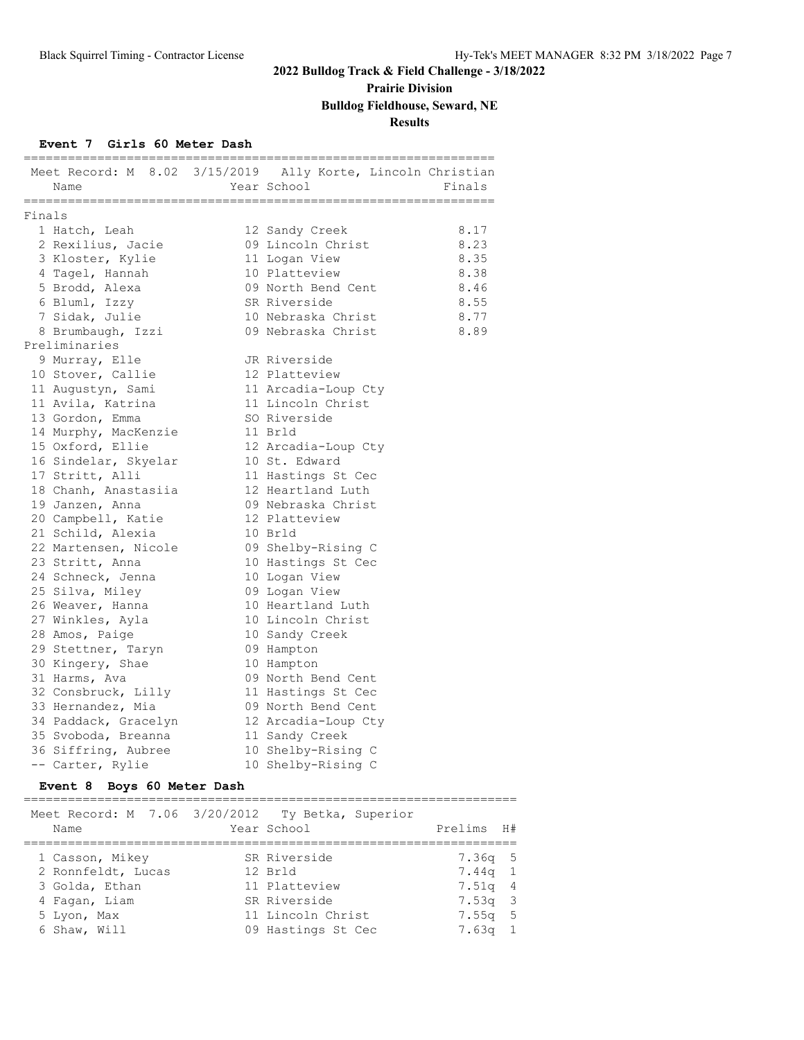## 2022 Bulldog Track & Field Challenge - 3/18/2022

### Prairie Division

### Bulldog Fieldhouse, Seward, NE

### Results

#### Event 7 Girls 60 Meter Dash

Meet Record: M 8.02 3/15/2019 Ally Korte, Lincoln Christian

| Place | Name | Year | School | Finals |
|---|---|---|---|---|
| **Finals** | | | | |
| 1 | Hatch, Leah | 12 | Sandy Creek | 8.17 |
| 2 | Rexilius, Jacie | 09 | Lincoln Christ | 8.23 |
| 3 | Kloster, Kylie | 11 | Logan View | 8.35 |
| 4 | Tagel, Hannah | 10 | Platteview | 8.38 |
| 5 | Brodd, Alexa | 09 | North Bend Cent | 8.46 |
| 6 | Bluml, Izzy | SR | Riverside | 8.55 |
| 7 | Sidak, Julie | 10 | Nebraska Christ | 8.77 |
| 8 | Brumbaugh, Izzi | 09 | Nebraska Christ | 8.89 |
| **Preliminaries** | | | | |
| 9 | Murray, Elle | JR | Riverside | |
| 10 | Stover, Callie | 12 | Platteview | |
| 11 | Augustyn, Sami | 11 | Arcadia-Loup Cty | |
| 11 | Avila, Katrina | 11 | Lincoln Christ | |
| 13 | Gordon, Emma | SO | Riverside | |
| 14 | Murphy, MacKenzie | 11 | Brld | |
| 15 | Oxford, Ellie | 12 | Arcadia-Loup Cty | |
| 16 | Sindelar, Skyelar | 10 | St. Edward | |
| 17 | Stritt, Alli | 11 | Hastings St Cec | |
| 18 | Chanh, Anastasiia | 12 | Heartland Luth | |
| 19 | Janzen, Anna | 09 | Nebraska Christ | |
| 20 | Campbell, Katie | 12 | Platteview | |
| 21 | Schild, Alexia | 10 | Brld | |
| 22 | Martensen, Nicole | 09 | Shelby-Rising C | |
| 23 | Stritt, Anna | 10 | Hastings St Cec | |
| 24 | Schneck, Jenna | 10 | Logan View | |
| 25 | Silva, Miley | 09 | Logan View | |
| 26 | Weaver, Hanna | 10 | Heartland Luth | |
| 27 | Winkles, Ayla | 10 | Lincoln Christ | |
| 28 | Amos, Paige | 10 | Sandy Creek | |
| 29 | Stettner, Taryn | 09 | Hampton | |
| 30 | Kingery, Shae | 10 | Hampton | |
| 31 | Harms, Ava | 09 | North Bend Cent | |
| 32 | Consbruck, Lilly | 11 | Hastings St Cec | |
| 33 | Hernandez, Mia | 09 | North Bend Cent | |
| 34 | Paddack, Gracelyn | 12 | Arcadia-Loup Cty | |
| 35 | Svoboda, Breanna | 11 | Sandy Creek | |
| 36 | Siffring, Aubree | 10 | Shelby-Rising C | |
| -- | Carter, Rylie | 10 | Shelby-Rising C | |

#### Event 8 Boys 60 Meter Dash

Meet Record: M 7.06 3/20/2012 Ty Betka, Superior

| Place | Name | Year | School | Prelims | H# |
|---|---|---|---|---|---|
| 1 | Casson, Mikey | SR | Riverside | 7.36q | 5 |
| 2 | Ronnfeldt, Lucas | 12 | Brld | 7.44q | 1 |
| 3 | Golda, Ethan | 11 | Platteview | 7.51q | 4 |
| 4 | Fagan, Liam | SR | Riverside | 7.53q | 3 |
| 5 | Lyon, Max | 11 | Lincoln Christ | 7.55q | 5 |
| 6 | Shaw, Will | 09 | Hastings St Cec | 7.63q | 1 |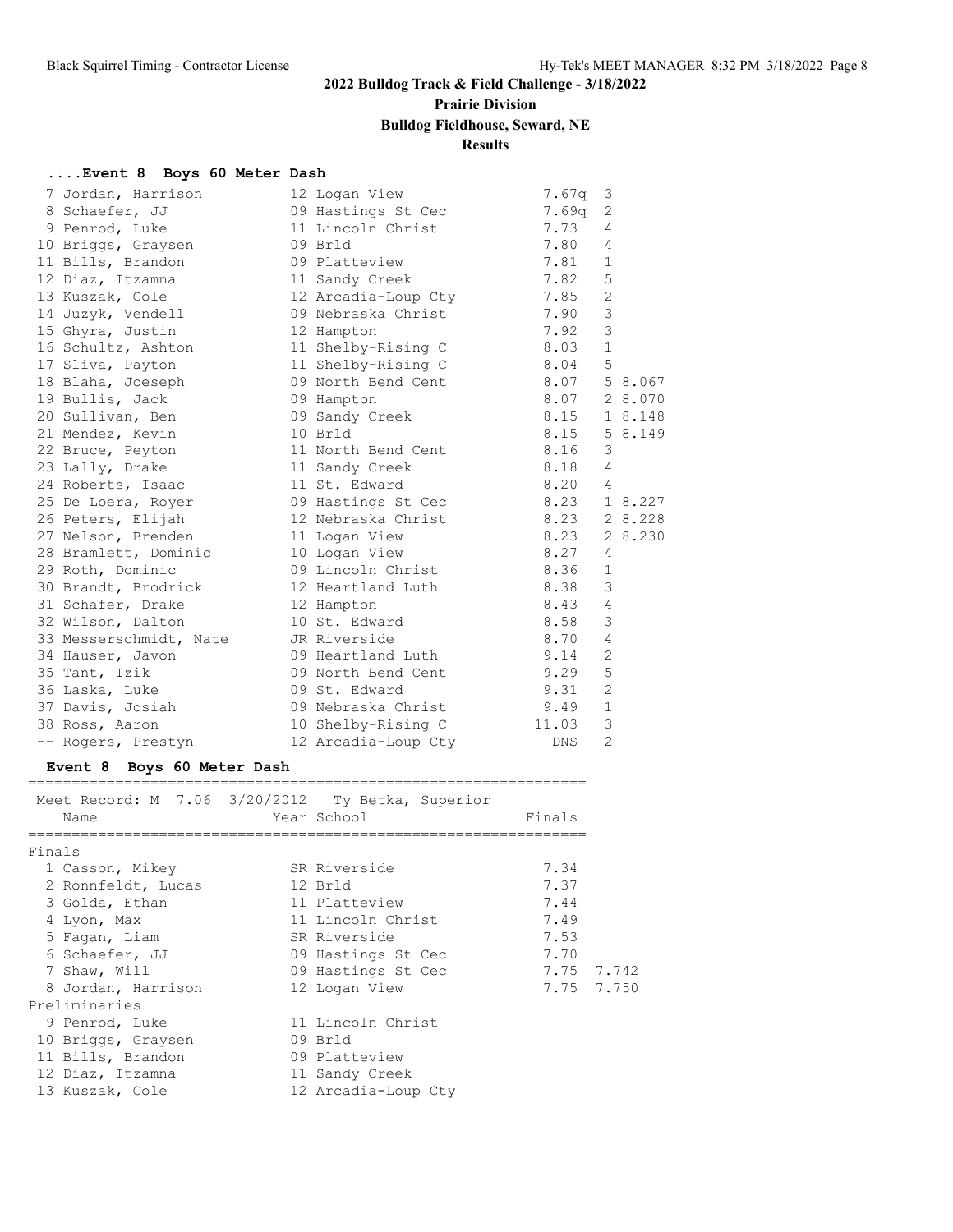**2022 Bulldog Track & Field Challenge - 3/18/2022**

**Prairie Division**

**Bulldog Fieldhouse, Seward, NE**

**Results**

### ....Event 8 Boys 60 Meter Dash

| Place | Name | Year School | Prelims | H# | Tiebreak |
|---|---|---|---|---|---|
| 7 | Jordan, Harrison | 12 Logan View | 7.67q | 3 | |
| 8 | Schaefer, JJ | 09 Hastings St Cec | 7.69q | 2 | |
| 9 | Penrod, Luke | 11 Lincoln Christ | 7.73 | 4 | |
| 10 | Briggs, Graysen | 09 Brld | 7.80 | 4 | |
| 11 | Bills, Brandon | 09 Platteview | 7.81 | 1 | |
| 12 | Diaz, Itzamna | 11 Sandy Creek | 7.82 | 5 | |
| 13 | Kuszak, Cole | 12 Arcadia-Loup Cty | 7.85 | 2 | |
| 14 | Juzyk, Vendell | 09 Nebraska Christ | 7.90 | 3 | |
| 15 | Ghyra, Justin | 12 Hampton | 7.92 | 3 | |
| 16 | Schultz, Ashton | 11 Shelby-Rising C | 8.03 | 1 | |
| 17 | Sliva, Payton | 11 Shelby-Rising C | 8.04 | 5 | |
| 18 | Blaha, Joeseph | 09 North Bend Cent | 8.07 | 5 | 8.067 |
| 19 | Bullis, Jack | 09 Hampton | 8.07 | 2 | 8.070 |
| 20 | Sullivan, Ben | 09 Sandy Creek | 8.15 | 1 | 8.148 |
| 21 | Mendez, Kevin | 10 Brld | 8.15 | 5 | 8.149 |
| 22 | Bruce, Peyton | 11 North Bend Cent | 8.16 | 3 | |
| 23 | Lally, Drake | 11 Sandy Creek | 8.18 | 4 | |
| 24 | Roberts, Isaac | 11 St. Edward | 8.20 | 4 | |
| 25 | De Loera, Royer | 09 Hastings St Cec | 8.23 | 1 | 8.227 |
| 26 | Peters, Elijah | 12 Nebraska Christ | 8.23 | 2 | 8.228 |
| 27 | Nelson, Brenden | 11 Logan View | 8.23 | 2 | 8.230 |
| 28 | Bramlett, Dominic | 10 Logan View | 8.27 | 4 | |
| 29 | Roth, Dominic | 09 Lincoln Christ | 8.36 | 1 | |
| 30 | Brandt, Brodrick | 12 Heartland Luth | 8.38 | 3 | |
| 31 | Schafer, Drake | 12 Hampton | 8.43 | 4 | |
| 32 | Wilson, Dalton | 10 St. Edward | 8.58 | 3 | |
| 33 | Messerschmidt, Nate | JR Riverside | 8.70 | 4 | |
| 34 | Hauser, Javon | 09 Heartland Luth | 9.14 | 2 | |
| 35 | Tant, Izik | 09 North Bend Cent | 9.29 | 5 | |
| 36 | Laska, Luke | 09 St. Edward | 9.31 | 2 | |
| 37 | Davis, Josiah | 09 Nebraska Christ | 9.49 | 1 | |
| 38 | Ross, Aaron | 10 Shelby-Rising C | 11.03 | 3 | |
| -- | Rogers, Prestyn | 12 Arcadia-Loup Cty | DNS | 2 | |

### Event 8 Boys 60 Meter Dash

Meet Record: M 7.06 3/20/2012 Ty Betka, Superior

| Place | Name | Year School | Finals | Tiebreak |
|---|---|---|---|---|
| **Finals** | | | | |
| 1 | Casson, Mikey | SR Riverside | 7.34 | |
| 2 | Ronnfeldt, Lucas | 12 Brld | 7.37 | |
| 3 | Golda, Ethan | 11 Platteview | 7.44 | |
| 4 | Lyon, Max | 11 Lincoln Christ | 7.49 | |
| 5 | Fagan, Liam | SR Riverside | 7.53 | |
| 6 | Schaefer, JJ | 09 Hastings St Cec | 7.70 | |
| 7 | Shaw, Will | 09 Hastings St Cec | 7.75 | 7.742 |
| 8 | Jordan, Harrison | 12 Logan View | 7.75 | 7.750 |
| **Preliminaries** | | | | |
| 9 | Penrod, Luke | 11 Lincoln Christ | | |
| 10 | Briggs, Graysen | 09 Brld | | |
| 11 | Bills, Brandon | 09 Platteview | | |
| 12 | Diaz, Itzamna | 11 Sandy Creek | | |
| 13 | Kuszak, Cole | 12 Arcadia-Loup Cty | | |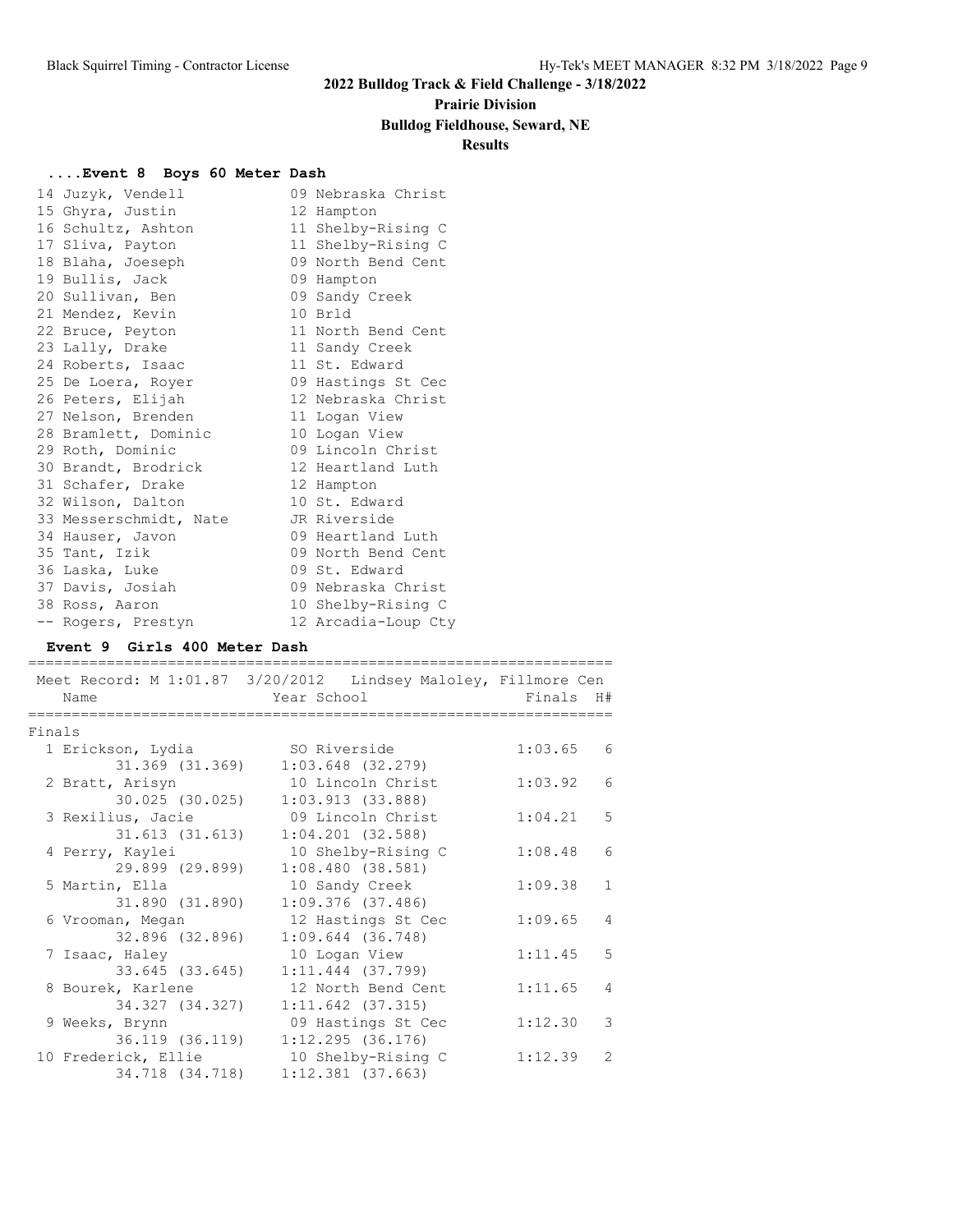## 2022 Bulldog Track & Field Challenge - 3/18/2022

**Prairie Division**

**Bulldog Fieldhouse, Seward, NE**

**Results**

### ....Event 8 Boys 60 Meter Dash

| Place | Name | Year | School |
|---|---|---|---|
| 14 | Juzyk, Vendell | 09 | Nebraska Christ |
| 15 | Ghyra, Justin | 12 | Hampton |
| 16 | Schultz, Ashton | 11 | Shelby-Rising C |
| 17 | Sliva, Payton | 11 | Shelby-Rising C |
| 18 | Blaha, Joeseph | 09 | North Bend Cent |
| 19 | Bullis, Jack | 09 | Hampton |
| 20 | Sullivan, Ben | 09 | Sandy Creek |
| 21 | Mendez, Kevin | 10 | Brld |
| 22 | Bruce, Peyton | 11 | North Bend Cent |
| 23 | Lally, Drake | 11 | Sandy Creek |
| 24 | Roberts, Isaac | 11 | St. Edward |
| 25 | De Loera, Royer | 09 | Hastings St Cec |
| 26 | Peters, Elijah | 12 | Nebraska Christ |
| 27 | Nelson, Brenden | 11 | Logan View |
| 28 | Bramlett, Dominic | 10 | Logan View |
| 29 | Roth, Dominic | 09 | Lincoln Christ |
| 30 | Brandt, Brodrick | 12 | Heartland Luth |
| 31 | Schafer, Drake | 12 | Hampton |
| 32 | Wilson, Dalton | 10 | St. Edward |
| 33 | Messerschmidt, Nate | JR | Riverside |
| 34 | Hauser, Javon | 09 | Heartland Luth |
| 35 | Tant, Izik | 09 | North Bend Cent |
| 36 | Laska, Luke | 09 | St. Edward |
| 37 | Davis, Josiah | 09 | Nebraska Christ |
| 38 | Ross, Aaron | 10 | Shelby-Rising C |
| -- | Rogers, Prestyn | 12 | Arcadia-Loup Cty |

### Event 9 Girls 400 Meter Dash

Meet Record: M 1:01.87 3/20/2012 Lindsey Maloley, Fillmore Cen

**Finals**

| Place | Name | Year | School | Finals | H# | Splits |
|---|---|---|---|---|---|---|
| 1 | Erickson, Lydia | SO | Riverside | 1:03.65 | 6 | 31.369 (31.369) 1:03.648 (32.279) |
| 2 | Bratt, Arisyn | 10 | Lincoln Christ | 1:03.92 | 6 | 30.025 (30.025) 1:03.913 (33.888) |
| 3 | Rexilius, Jacie | 09 | Lincoln Christ | 1:04.21 | 5 | 31.613 (31.613) 1:04.201 (32.588) |
| 4 | Perry, Kaylei | 10 | Shelby-Rising C | 1:08.48 | 6 | 29.899 (29.899) 1:08.480 (38.581) |
| 5 | Martin, Ella | 10 | Sandy Creek | 1:09.38 | 1 | 31.890 (31.890) 1:09.376 (37.486) |
| 6 | Vrooman, Megan | 12 | Hastings St Cec | 1:09.65 | 4 | 32.896 (32.896) 1:09.644 (36.748) |
| 7 | Isaac, Haley | 10 | Logan View | 1:11.45 | 5 | 33.645 (33.645) 1:11.444 (37.799) |
| 8 | Bourek, Karlene | 12 | North Bend Cent | 1:11.65 | 4 | 34.327 (34.327) 1:11.642 (37.315) |
| 9 | Weeks, Brynn | 09 | Hastings St Cec | 1:12.30 | 3 | 36.119 (36.119) 1:12.295 (36.176) |
| 10 | Frederick, Ellie | 10 | Shelby-Rising C | 1:12.39 | 2 | 34.718 (34.718) 1:12.381 (37.663) |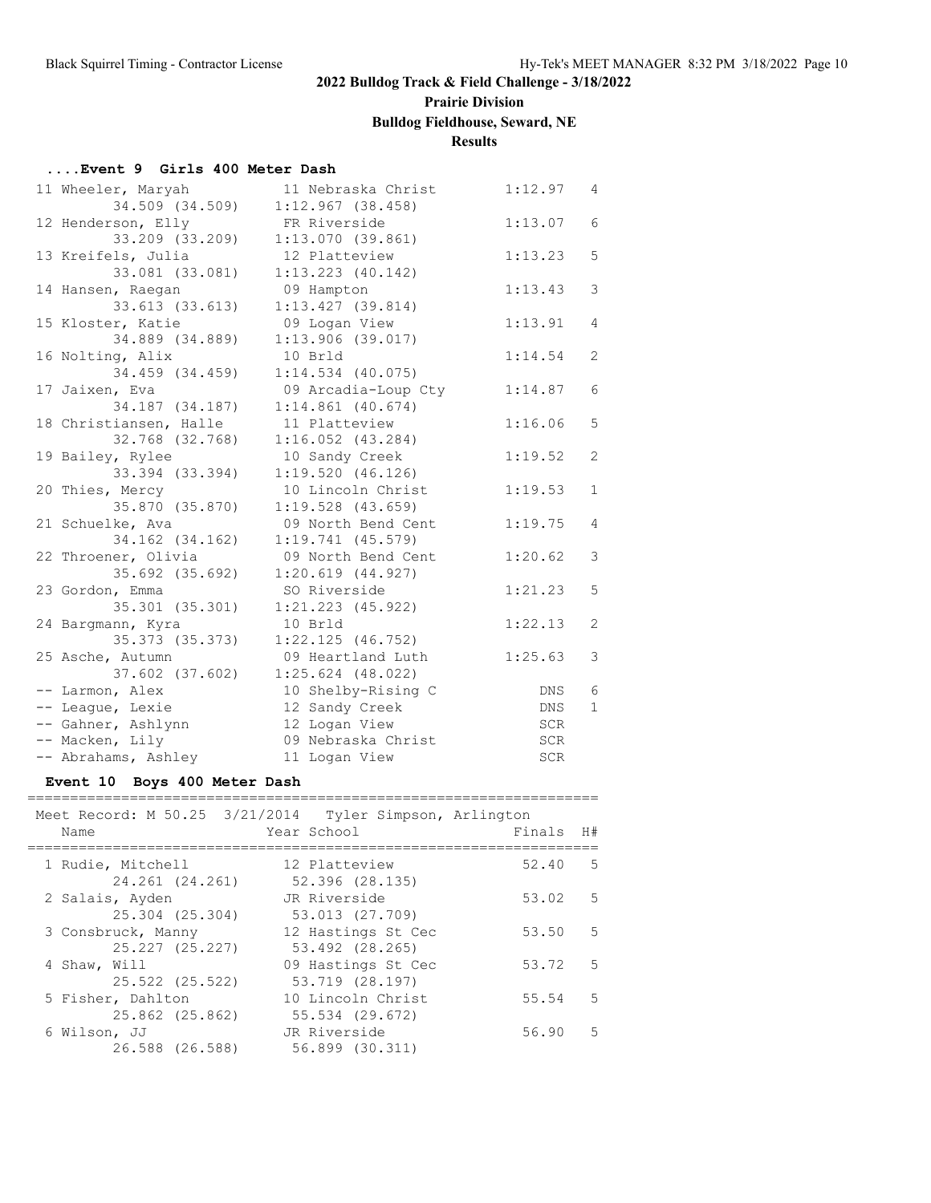## 2022 Bulldog Track & Field Challenge - 3/18/2022

**Prairie Division**

**Bulldog Fieldhouse, Seward, NE**

**Results**

### ....Event 9 Girls 400 Meter Dash

| Place | Name | Year | School | Finals | H# | Splits |
|---|---|---|---|---|---|---|
| 11 | Wheeler, Maryah | 11 | Nebraska Christ | 1:12.97 | 4 | 34.509 (34.509) 1:12.967 (38.458) |
| 12 | Henderson, Elly | FR | Riverside | 1:13.07 | 6 | 33.209 (33.209) 1:13.070 (39.861) |
| 13 | Kreifels, Julia | 12 | Platteview | 1:13.23 | 5 | 33.081 (33.081) 1:13.223 (40.142) |
| 14 | Hansen, Raegan | 09 | Hampton | 1:13.43 | 3 | 33.613 (33.613) 1:13.427 (39.814) |
| 15 | Kloster, Katie | 09 | Logan View | 1:13.91 | 4 | 34.889 (34.889) 1:13.906 (39.017) |
| 16 | Nolting, Alix | 10 | Brld | 1:14.54 | 2 | 34.459 (34.459) 1:14.534 (40.075) |
| 17 | Jaixen, Eva | 09 | Arcadia-Loup Cty | 1:14.87 | 6 | 34.187 (34.187) 1:14.861 (40.674) |
| 18 | Christiansen, Halle | 11 | Platteview | 1:16.06 | 5 | 32.768 (32.768) 1:16.052 (43.284) |
| 19 | Bailey, Rylee | 10 | Sandy Creek | 1:19.52 | 2 | 33.394 (33.394) 1:19.520 (46.126) |
| 20 | Thies, Mercy | 10 | Lincoln Christ | 1:19.53 | 1 | 35.870 (35.870) 1:19.528 (43.659) |
| 21 | Schuelke, Ava | 09 | North Bend Cent | 1:19.75 | 4 | 34.162 (34.162) 1:19.741 (45.579) |
| 22 | Throener, Olivia | 09 | North Bend Cent | 1:20.62 | 3 | 35.692 (35.692) 1:20.619 (44.927) |
| 23 | Gordon, Emma | SO | Riverside | 1:21.23 | 5 | 35.301 (35.301) 1:21.223 (45.922) |
| 24 | Bargmann, Kyra | 10 | Brld | 1:22.13 | 2 | 35.373 (35.373) 1:22.125 (46.752) |
| 25 | Asche, Autumn | 09 | Heartland Luth | 1:25.63 | 3 | 37.602 (37.602) 1:25.624 (48.022) |
| -- | Larmon, Alex | 10 | Shelby-Rising C | DNS | 6 | |
| -- | League, Lexie | 12 | Sandy Creek | DNS | 1 | |
| -- | Gahner, Ashlynn | 12 | Logan View | SCR | | |
| -- | Macken, Lily | 09 | Nebraska Christ | SCR | | |
| -- | Abrahams, Ashley | 11 | Logan View | SCR | | |

### Event 10 Boys 400 Meter Dash

Meet Record: M 50.25 3/21/2014 Tyler Simpson, Arlington

| Place | Name | Year | School | Finals | H# | Splits |
|---|---|---|---|---|---|---|
| 1 | Rudie, Mitchell | 12 | Platteview | 52.40 | 5 | 24.261 (24.261) 52.396 (28.135) |
| 2 | Salais, Ayden | JR | Riverside | 53.02 | 5 | 25.304 (25.304) 53.013 (27.709) |
| 3 | Consbruck, Manny | 12 | Hastings St Cec | 53.50 | 5 | 25.227 (25.227) 53.492 (28.265) |
| 4 | Shaw, Will | 09 | Hastings St Cec | 53.72 | 5 | 25.522 (25.522) 53.719 (28.197) |
| 5 | Fisher, Dahlton | 10 | Lincoln Christ | 55.54 | 5 | 25.862 (25.862) 55.534 (29.672) |
| 6 | Wilson, JJ | JR | Riverside | 56.90 | 5 | 26.588 (26.588) 56.899 (30.311) |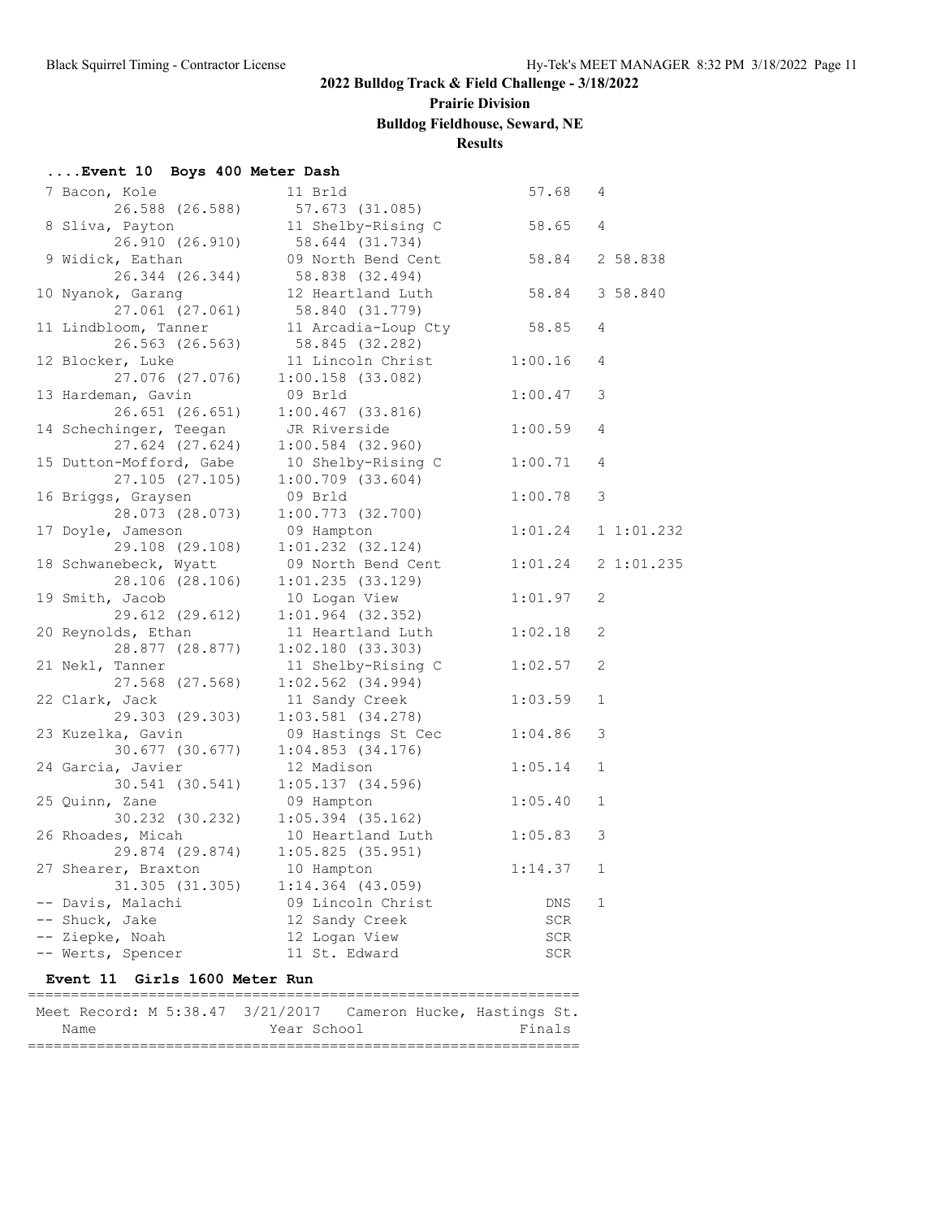## 2022 Bulldog Track & Field Challenge - 3/18/2022

**Prairie Division**

**Bulldog Fieldhouse, Seward, NE**

**Results**

### ....Event 10 Boys 400 Meter Dash

| Place | Name | Year School | Finals | Heat | Tie |
|---|---|---|---|---|---|
| 7 | Bacon, Kole | 11 Brld | 57.68 | 4 | |
| | 26.588 (26.588) | 57.673 (31.085) | | | |
| 8 | Sliva, Payton | 11 Shelby-Rising C | 58.65 | 4 | |
| | 26.910 (26.910) | 58.644 (31.734) | | | |
| 9 | Widick, Eathan | 09 North Bend Cent | 58.84 | 2 | 58.838 |
| | 26.344 (26.344) | 58.838 (32.494) | | | |
| 10 | Nyanok, Garang | 12 Heartland Luth | 58.84 | 3 | 58.840 |
| | 27.061 (27.061) | 58.840 (31.779) | | | |
| 11 | Lindbloom, Tanner | 11 Arcadia-Loup Cty | 58.85 | 4 | |
| | 26.563 (26.563) | 58.845 (32.282) | | | |
| 12 | Blocker, Luke | 11 Lincoln Christ | 1:00.16 | 4 | |
| | 27.076 (27.076) | 1:00.158 (33.082) | | | |
| 13 | Hardeman, Gavin | 09 Brld | 1:00.47 | 3 | |
| | 26.651 (26.651) | 1:00.467 (33.816) | | | |
| 14 | Schechinger, Teegan | JR Riverside | 1:00.59 | 4 | |
| | 27.624 (27.624) | 1:00.584 (32.960) | | | |
| 15 | Dutton-Mofford, Gabe | 10 Shelby-Rising C | 1:00.71 | 4 | |
| | 27.105 (27.105) | 1:00.709 (33.604) | | | |
| 16 | Briggs, Graysen | 09 Brld | 1:00.78 | 3 | |
| | 28.073 (28.073) | 1:00.773 (32.700) | | | |
| 17 | Doyle, Jameson | 09 Hampton | 1:01.24 | 1 | 1:01.232 |
| | 29.108 (29.108) | 1:01.232 (32.124) | | | |
| 18 | Schwanebeck, Wyatt | 09 North Bend Cent | 1:01.24 | 2 | 1:01.235 |
| | 28.106 (28.106) | 1:01.235 (33.129) | | | |
| 19 | Smith, Jacob | 10 Logan View | 1:01.97 | 2 | |
| | 29.612 (29.612) | 1:01.964 (32.352) | | | |
| 20 | Reynolds, Ethan | 11 Heartland Luth | 1:02.18 | 2 | |
| | 28.877 (28.877) | 1:02.180 (33.303) | | | |
| 21 | Nekl, Tanner | 11 Shelby-Rising C | 1:02.57 | 2 | |
| | 27.568 (27.568) | 1:02.562 (34.994) | | | |
| 22 | Clark, Jack | 11 Sandy Creek | 1:03.59 | 1 | |
| | 29.303 (29.303) | 1:03.581 (34.278) | | | |
| 23 | Kuzelka, Gavin | 09 Hastings St Cec | 1:04.86 | 3 | |
| | 30.677 (30.677) | 1:04.853 (34.176) | | | |
| 24 | Garcia, Javier | 12 Madison | 1:05.14 | 1 | |
| | 30.541 (30.541) | 1:05.137 (34.596) | | | |
| 25 | Quinn, Zane | 09 Hampton | 1:05.40 | 1 | |
| | 30.232 (30.232) | 1:05.394 (35.162) | | | |
| 26 | Rhoades, Micah | 10 Heartland Luth | 1:05.83 | 3 | |
| | 29.874 (29.874) | 1:05.825 (35.951) | | | |
| 27 | Shearer, Braxton | 10 Hampton | 1:14.37 | 1 | |
| | 31.305 (31.305) | 1:14.364 (43.059) | | | |
| -- | Davis, Malachi | 09 Lincoln Christ | DNS | 1 | |
| -- | Shuck, Jake | 12 Sandy Creek | SCR | | |
| -- | Ziepke, Noah | 12 Logan View | SCR | | |
| -- | Werts, Spencer | 11 St. Edward | SCR | | |

### Event 11 Girls 1600 Meter Run

Meet Record: M 5:38.47 3/21/2017 Cameron Hucke, Hastings St.

| Name | Year School | Finals |
|---|---|---|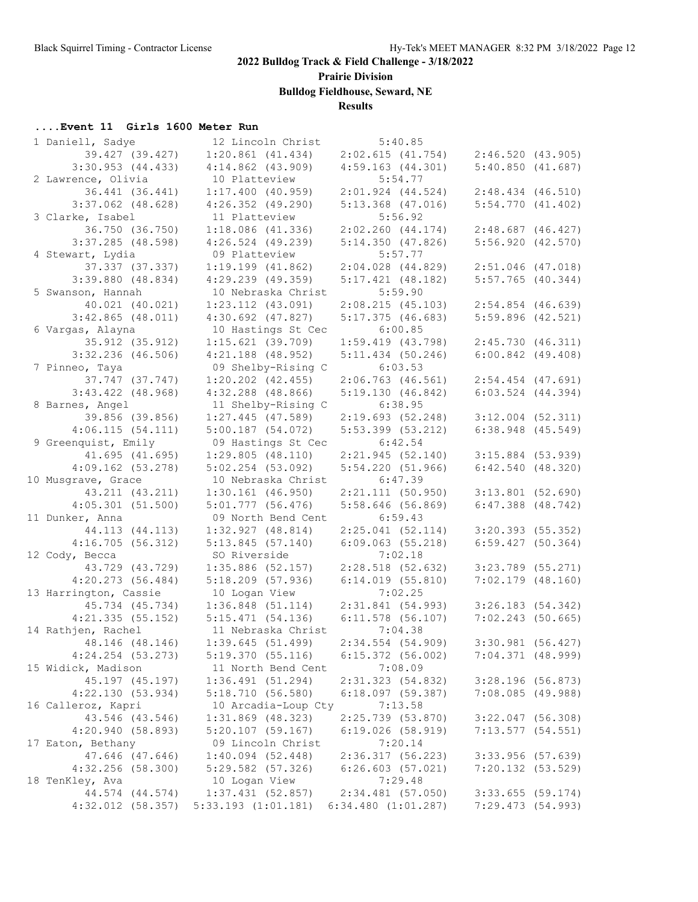# 2022 Bulldog Track & Field Challenge - 3/18/2022

## Prairie Division

### Bulldog Fieldhouse, Seward, NE

### Results

#### ....Event 11 Girls 1600 Meter Run

| Place | Name | Year | School | Finals | | |
|---|---|---|---|---|---|---|
| 1 | Daniell, Sadye | 12 | Lincoln Christ | 5:40.85 | | |
| | 39.427 (39.427) | 1:20.861 (41.434) | 2:02.615 (41.754) | 2:46.520 (43.905) | | |
| | 3:30.953 (44.433) | 4:14.862 (43.909) | 4:59.163 (44.301) | 5:40.850 (41.687) | | |
| 2 | Lawrence, Olivia | 10 | Platteview | 5:54.77 | | |
| | 36.441 (36.441) | 1:17.400 (40.959) | 2:01.924 (44.524) | 2:48.434 (46.510) | | |
| | 3:37.062 (48.628) | 4:26.352 (49.290) | 5:13.368 (47.016) | 5:54.770 (41.402) | | |
| 3 | Clarke, Isabel | 11 | Platteview | 5:56.92 | | |
| | 36.750 (36.750) | 1:18.086 (41.336) | 2:02.260 (44.174) | 2:48.687 (46.427) | | |
| | 3:37.285 (48.598) | 4:26.524 (49.239) | 5:14.350 (47.826) | 5:56.920 (42.570) | | |
| 4 | Stewart, Lydia | 09 | Platteview | 5:57.77 | | |
| | 37.337 (37.337) | 1:19.199 (41.862) | 2:04.028 (44.829) | 2:51.046 (47.018) | | |
| | 3:39.880 (48.834) | 4:29.239 (49.359) | 5:17.421 (48.182) | 5:57.765 (40.344) | | |
| 5 | Swanson, Hannah | 10 | Nebraska Christ | 5:59.90 | | |
| | 40.021 (40.021) | 1:23.112 (43.091) | 2:08.215 (45.103) | 2:54.854 (46.639) | | |
| | 3:42.865 (48.011) | 4:30.692 (47.827) | 5:17.375 (46.683) | 5:59.896 (42.521) | | |
| 6 | Vargas, Alayna | 10 | Hastings St Cec | 6:00.85 | | |
| | 35.912 (35.912) | 1:15.621 (39.709) | 1:59.419 (43.798) | 2:45.730 (46.311) | | |
| | 3:32.236 (46.506) | 4:21.188 (48.952) | 5:11.434 (50.246) | 6:00.842 (49.408) | | |
| 7 | Pinneo, Taya | 09 | Shelby-Rising C | 6:03.53 | | |
| | 37.747 (37.747) | 1:20.202 (42.455) | 2:06.763 (46.561) | 2:54.454 (47.691) | | |
| | 3:43.422 (48.968) | 4:32.288 (48.866) | 5:19.130 (46.842) | 6:03.524 (44.394) | | |
| 8 | Barnes, Angel | 11 | Shelby-Rising C | 6:38.95 | | |
| | 39.856 (39.856) | 1:27.445 (47.589) | 2:19.693 (52.248) | 3:12.004 (52.311) | | |
| | 4:06.115 (54.111) | 5:00.187 (54.072) | 5:53.399 (53.212) | 6:38.948 (45.549) | | |
| 9 | Greenquist, Emily | 09 | Hastings St Cec | 6:42.54 | | |
| | 41.695 (41.695) | 1:29.805 (48.110) | 2:21.945 (52.140) | 3:15.884 (53.939) | | |
| | 4:09.162 (53.278) | 5:02.254 (53.092) | 5:54.220 (51.966) | 6:42.540 (48.320) | | |
| 10 | Musgrave, Grace | 10 | Nebraska Christ | 6:47.39 | | |
| | 43.211 (43.211) | 1:30.161 (46.950) | 2:21.111 (50.950) | 3:13.801 (52.690) | | |
| | 4:05.301 (51.500) | 5:01.777 (56.476) | 5:58.646 (56.869) | 6:47.388 (48.742) | | |
| 11 | Dunker, Anna | 09 | North Bend Cent | 6:59.43 | | |
| | 44.113 (44.113) | 1:32.927 (48.814) | 2:25.041 (52.114) | 3:20.393 (55.352) | | |
| | 4:16.705 (56.312) | 5:13.845 (57.140) | 6:09.063 (55.218) | 6:59.427 (50.364) | | |
| 12 | Cody, Becca | SO | Riverside | 7:02.18 | | |
| | 43.729 (43.729) | 1:35.886 (52.157) | 2:28.518 (52.632) | 3:23.789 (55.271) | | |
| | 4:20.273 (56.484) | 5:18.209 (57.936) | 6:14.019 (55.810) | 7:02.179 (48.160) | | |
| 13 | Harrington, Cassie | 10 | Logan View | 7:02.25 | | |
| | 45.734 (45.734) | 1:36.848 (51.114) | 2:31.841 (54.993) | 3:26.183 (54.342) | | |
| | 4:21.335 (55.152) | 5:15.471 (54.136) | 6:11.578 (56.107) | 7:02.243 (50.665) | | |
| 14 | Rathjen, Rachel | 11 | Nebraska Christ | 7:04.38 | | |
| | 48.146 (48.146) | 1:39.645 (51.499) | 2:34.554 (54.909) | 3:30.981 (56.427) | | |
| | 4:24.254 (53.273) | 5:19.370 (55.116) | 6:15.372 (56.002) | 7:04.371 (48.999) | | |
| 15 | Widick, Madison | 11 | North Bend Cent | 7:08.09 | | |
| | 45.197 (45.197) | 1:36.491 (51.294) | 2:31.323 (54.832) | 3:28.196 (56.873) | | |
| | 4:22.130 (53.934) | 5:18.710 (56.580) | 6:18.097 (59.387) | 7:08.085 (49.988) | | |
| 16 | Calleroz, Kapri | 10 | Arcadia-Loup Cty | 7:13.58 | | |
| | 43.546 (43.546) | 1:31.869 (48.323) | 2:25.739 (53.870) | 3:22.047 (56.308) | | |
| | 4:20.940 (58.893) | 5:20.107 (59.167) | 6:19.026 (58.919) | 7:13.577 (54.551) | | |
| 17 | Eaton, Bethany | 09 | Lincoln Christ | 7:20.14 | | |
| | 47.646 (47.646) | 1:40.094 (52.448) | 2:36.317 (56.223) | 3:33.956 (57.639) | | |
| | 4:32.256 (58.300) | 5:29.582 (57.326) | 6:26.603 (57.021) | 7:20.132 (53.529) | | |
| 18 | TenKley, Ava | 10 | Logan View | 7:29.48 | | |
| | 44.574 (44.574) | 1:37.431 (52.857) | 2:34.481 (57.050) | 3:33.655 (59.174) | | |
| | 4:32.012 (58.357) | 5:33.193 (1:01.181) | 6:34.480 (1:01.287) | 7:29.473 (54.993) | | |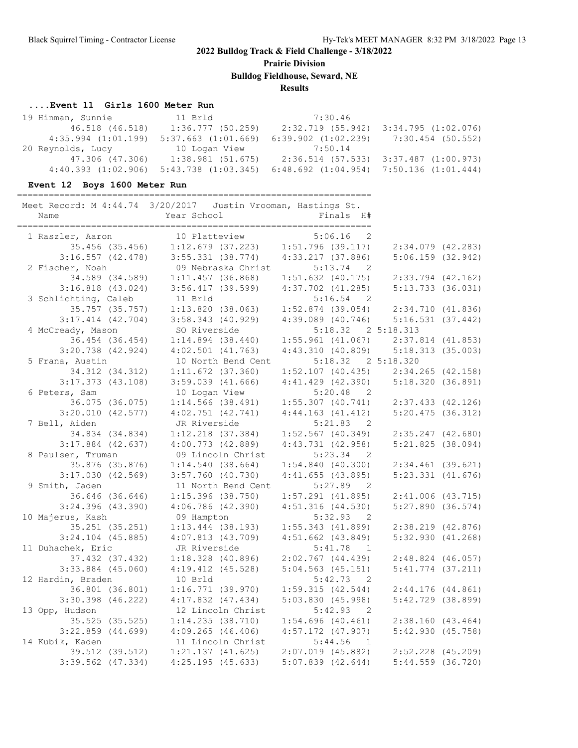## 2022 Bulldog Track & Field Challenge - 3/18/2022

**Prairie Division**

**Bulldog Fieldhouse, Seward, NE**

**Results**

### ....Event 11 Girls 1600 Meter Run

```
 19 Hinman, Sunnie            11 Brld                    7:30.46
          46.518 (46.518)   1:36.777 (50.259)   2:32.719 (55.942)   3:34.795 (1:02.076)
      4:35.994 (1:01.199)   5:37.663 (1:01.669)   6:39.902 (1:02.239)   7:30.454 (50.552)
 20 Reynolds, Lucy            10 Logan View              7:50.14
          47.306 (47.306)   1:38.981 (51.675)   2:36.514 (57.533)   3:37.487 (1:00.973)
      4:40.393 (1:02.906)   5:43.738 (1:03.345)   6:48.692 (1:04.954)   7:50.136 (1:01.444)
```

### Event 12 Boys 1600 Meter Run

```
===================================================================
 Meet Record: M 4:44.74  3/20/2017   Justin Vrooman, Hastings St.
    Name                    Year School                  Finals  H#
===================================================================
  1 Raszler, Aaron            10 Platteview              5:06.16   2
          35.456 (35.456)   1:12.679 (37.223)   1:51.796 (39.117)   2:34.079 (42.283)
        3:16.557 (42.478)   3:55.331 (38.774)   4:33.217 (37.886)   5:06.159 (32.942)
  2 Fischer, Noah             09 Nebraska Christ         5:13.74   2
          34.589 (34.589)   1:11.457 (36.868)   1:51.632 (40.175)   2:33.794 (42.162)
        3:16.818 (43.024)   3:56.417 (39.599)   4:37.702 (41.285)   5:13.733 (36.031)
  3 Schlichting, Caleb        11 Brld                    5:16.54   2
          35.757 (35.757)   1:13.820 (38.063)   1:52.874 (39.054)   2:34.710 (41.836)
        3:17.414 (42.704)   3:58.343 (40.929)   4:39.089 (40.746)   5:16.531 (37.442)
  4 McCready, Mason           SO Riverside               5:18.32   2 5:18.313
          36.454 (36.454)   1:14.894 (38.440)   1:55.961 (41.067)   2:37.814 (41.853)
        3:20.738 (42.924)   4:02.501 (41.763)   4:43.310 (40.809)   5:18.313 (35.003)
  5 Frana, Austin             10 North Bend Cent         5:18.32   2 5:18.320
          34.312 (34.312)   1:11.672 (37.360)   1:52.107 (40.435)   2:34.265 (42.158)
        3:17.373 (43.108)   3:59.039 (41.666)   4:41.429 (42.390)   5:18.320 (36.891)
  6 Peters, Sam               10 Logan View              5:20.48   2
          36.075 (36.075)   1:14.566 (38.491)   1:55.307 (40.741)   2:37.433 (42.126)
        3:20.010 (42.577)   4:02.751 (42.741)   4:44.163 (41.412)   5:20.475 (36.312)
  7 Bell, Aiden               JR Riverside               5:21.83   2
          34.834 (34.834)   1:12.218 (37.384)   1:52.567 (40.349)   2:35.247 (42.680)
        3:17.884 (42.637)   4:00.773 (42.889)   4:43.731 (42.958)   5:21.825 (38.094)
  8 Paulsen, Truman           09 Lincoln Christ          5:23.34   2
          35.876 (35.876)   1:14.540 (38.664)   1:54.840 (40.300)   2:34.461 (39.621)
        3:17.030 (42.569)   3:57.760 (40.730)   4:41.655 (43.895)   5:23.331 (41.676)
  9 Smith, Jaden              11 North Bend Cent         5:27.89   2
          36.646 (36.646)   1:15.396 (38.750)   1:57.291 (41.895)   2:41.006 (43.715)
        3:24.396 (43.390)   4:06.786 (42.390)   4:51.316 (44.530)   5:27.890 (36.574)
 10 Majerus, Kash             09 Hampton                 5:32.93   2
          35.251 (35.251)   1:13.444 (38.193)   1:55.343 (41.899)   2:38.219 (42.876)
        3:24.104 (45.885)   4:07.813 (43.709)   4:51.662 (43.849)   5:32.930 (41.268)
 11 Duhachek, Eric            JR Riverside               5:41.78   1
          37.432 (37.432)   1:18.328 (40.896)   2:02.767 (44.439)   2:48.824 (46.057)
        3:33.884 (45.060)   4:19.412 (45.528)   5:04.563 (45.151)   5:41.774 (37.211)
 12 Hardin, Braden            10 Brld                    5:42.73   2
          36.801 (36.801)   1:16.771 (39.970)   1:59.315 (42.544)   2:44.176 (44.861)
        3:30.398 (46.222)   4:17.832 (47.434)   5:03.830 (45.998)   5:42.729 (38.899)
 13 Opp, Hudson               12 Lincoln Christ          5:42.93   2
          35.525 (35.525)   1:14.235 (38.710)   1:54.696 (40.461)   2:38.160 (43.464)
        3:22.859 (44.699)   4:09.265 (46.406)   4:57.172 (47.907)   5:42.930 (45.758)
 14 Kubik, Kaden              11 Lincoln Christ          5:44.56   1
          39.512 (39.512)   1:21.137 (41.625)   2:07.019 (45.882)   2:52.228 (45.209)
        3:39.562 (47.334)   4:25.195 (45.633)   5:07.839 (42.644)   5:44.559 (36.720)
```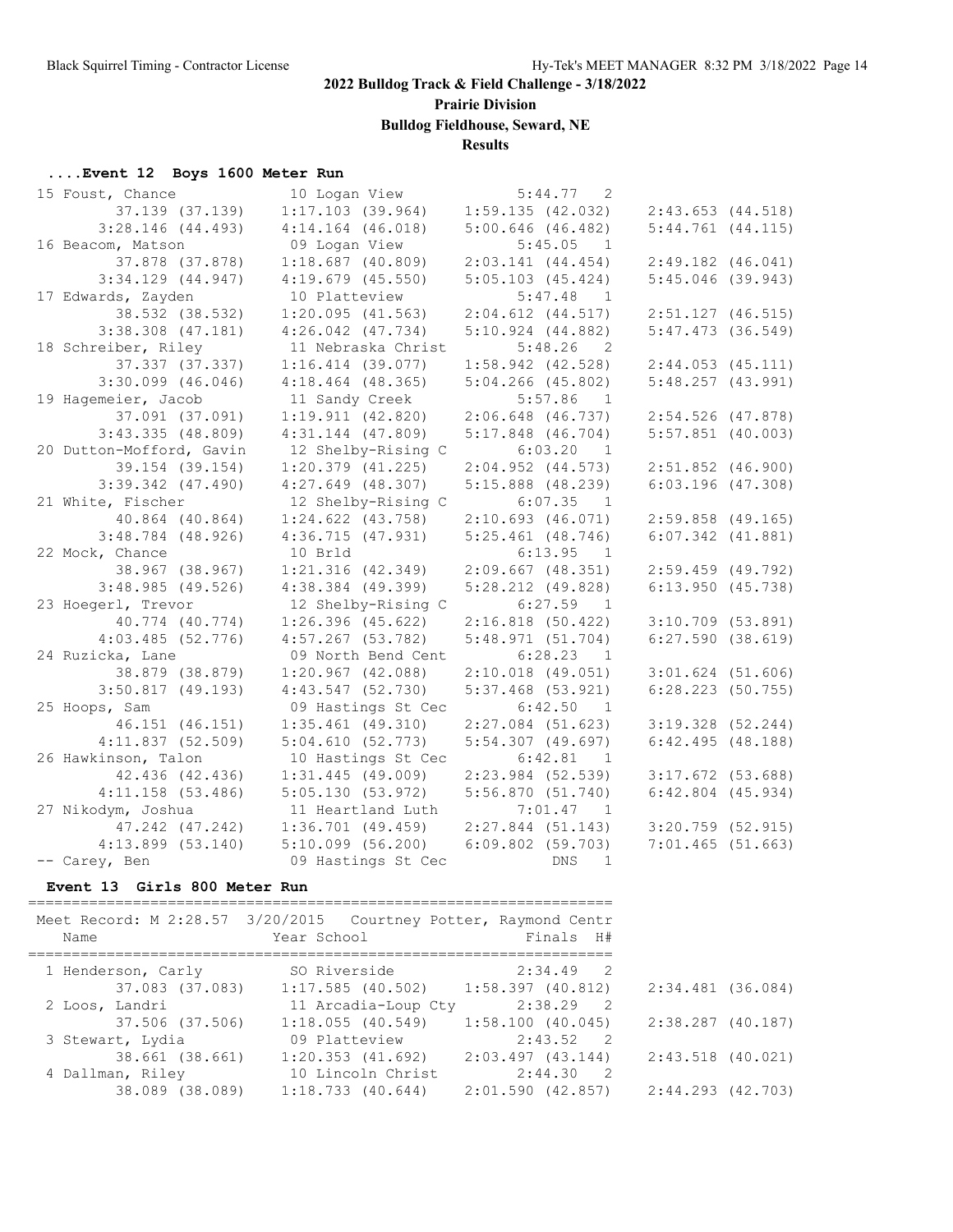**2022 Bulldog Track & Field Challenge - 3/18/2022**

**Prairie Division**

**Bulldog Fieldhouse, Seward, NE**

**Results**

### ....Event 12 Boys 1600 Meter Run

| Place | Name | Year School | Finals | H# |
|---|---|---|---|---|
| 15 | Foust, Chance | 10 Logan View | 5:44.77 | 2 |
| | 37.139 (37.139) | 1:17.103 (39.964) | 1:59.135 (42.032) | 2:43.653 (44.518) |
| | 3:28.146 (44.493) | 4:14.164 (46.018) | 5:00.646 (46.482) | 5:44.761 (44.115) |
| 16 | Beacom, Matson | 09 Logan View | 5:45.05 | 1 |
| | 37.878 (37.878) | 1:18.687 (40.809) | 2:03.141 (44.454) | 2:49.182 (46.041) |
| | 3:34.129 (44.947) | 4:19.679 (45.550) | 5:05.103 (45.424) | 5:45.046 (39.943) |
| 17 | Edwards, Zayden | 10 Platteview | 5:47.48 | 1 |
| | 38.532 (38.532) | 1:20.095 (41.563) | 2:04.612 (44.517) | 2:51.127 (46.515) |
| | 3:38.308 (47.181) | 4:26.042 (47.734) | 5:10.924 (44.882) | 5:47.473 (36.549) |
| 18 | Schreiber, Riley | 11 Nebraska Christ | 5:48.26 | 2 |
| | 37.337 (37.337) | 1:16.414 (39.077) | 1:58.942 (42.528) | 2:44.053 (45.111) |
| | 3:30.099 (46.046) | 4:18.464 (48.365) | 5:04.266 (45.802) | 5:48.257 (43.991) |
| 19 | Hagemeier, Jacob | 11 Sandy Creek | 5:57.86 | 1 |
| | 37.091 (37.091) | 1:19.911 (42.820) | 2:06.648 (46.737) | 2:54.526 (47.878) |
| | 3:43.335 (48.809) | 4:31.144 (47.809) | 5:17.848 (46.704) | 5:57.851 (40.003) |
| 20 | Dutton-Mofford, Gavin | 12 Shelby-Rising C | 6:03.20 | 1 |
| | 39.154 (39.154) | 1:20.379 (41.225) | 2:04.952 (44.573) | 2:51.852 (46.900) |
| | 3:39.342 (47.490) | 4:27.649 (48.307) | 5:15.888 (48.239) | 6:03.196 (47.308) |
| 21 | White, Fischer | 12 Shelby-Rising C | 6:07.35 | 1 |
| | 40.864 (40.864) | 1:24.622 (43.758) | 2:10.693 (46.071) | 2:59.858 (49.165) |
| | 3:48.784 (48.926) | 4:36.715 (47.931) | 5:25.461 (48.746) | 6:07.342 (41.881) |
| 22 | Mock, Chance | 10 Brld | 6:13.95 | 1 |
| | 38.967 (38.967) | 1:21.316 (42.349) | 2:09.667 (48.351) | 2:59.459 (49.792) |
| | 3:48.985 (49.526) | 4:38.384 (49.399) | 5:28.212 (49.828) | 6:13.950 (45.738) |
| 23 | Hoegerl, Trevor | 12 Shelby-Rising C | 6:27.59 | 1 |
| | 40.774 (40.774) | 1:26.396 (45.622) | 2:16.818 (50.422) | 3:10.709 (53.891) |
| | 4:03.485 (52.776) | 4:57.267 (53.782) | 5:48.971 (51.704) | 6:27.590 (38.619) |
| 24 | Ruzicka, Lane | 09 North Bend Cent | 6:28.23 | 1 |
| | 38.879 (38.879) | 1:20.967 (42.088) | 2:10.018 (49.051) | 3:01.624 (51.606) |
| | 3:50.817 (49.193) | 4:43.547 (52.730) | 5:37.468 (53.921) | 6:28.223 (50.755) |
| 25 | Hoops, Sam | 09 Hastings St Cec | 6:42.50 | 1 |
| | 46.151 (46.151) | 1:35.461 (49.310) | 2:27.084 (51.623) | 3:19.328 (52.244) |
| | 4:11.837 (52.509) | 5:04.610 (52.773) | 5:54.307 (49.697) | 6:42.495 (48.188) |
| 26 | Hawkinson, Talon | 10 Hastings St Cec | 6:42.81 | 1 |
| | 42.436 (42.436) | 1:31.445 (49.009) | 2:23.984 (52.539) | 3:17.672 (53.688) |
| | 4:11.158 (53.486) | 5:05.130 (53.972) | 5:56.870 (51.740) | 6:42.804 (45.934) |
| 27 | Nikodym, Joshua | 11 Heartland Luth | 7:01.47 | 1 |
| | 47.242 (47.242) | 1:36.701 (49.459) | 2:27.844 (51.143) | 3:20.759 (52.915) |
| | 4:13.899 (53.140) | 5:10.099 (56.200) | 6:09.802 (59.703) | 7:01.465 (51.663) |
| -- | Carey, Ben | 09 Hastings St Cec | DNS | 1 |

### Event 13 Girls 800 Meter Run

Meet Record: M 2:28.57 3/20/2015 Courtney Potter, Raymond Centr

| Place | Name | Year School | Finals | H# |
|---|---|---|---|---|
| 1 | Henderson, Carly | SO Riverside | 2:34.49 | 2 |
| | 37.083 (37.083) | 1:17.585 (40.502) | 1:58.397 (40.812) | 2:34.481 (36.084) |
| 2 | Loos, Landri | 11 Arcadia-Loup Cty | 2:38.29 | 2 |
| | 37.506 (37.506) | 1:18.055 (40.549) | 1:58.100 (40.045) | 2:38.287 (40.187) |
| 3 | Stewart, Lydia | 09 Platteview | 2:43.52 | 2 |
| | 38.661 (38.661) | 1:20.353 (41.692) | 2:03.497 (43.144) | 2:43.518 (40.021) |
| 4 | Dallman, Riley | 10 Lincoln Christ | 2:44.30 | 2 |
| | 38.089 (38.089) | 1:18.733 (40.644) | 2:01.590 (42.857) | 2:44.293 (42.703) |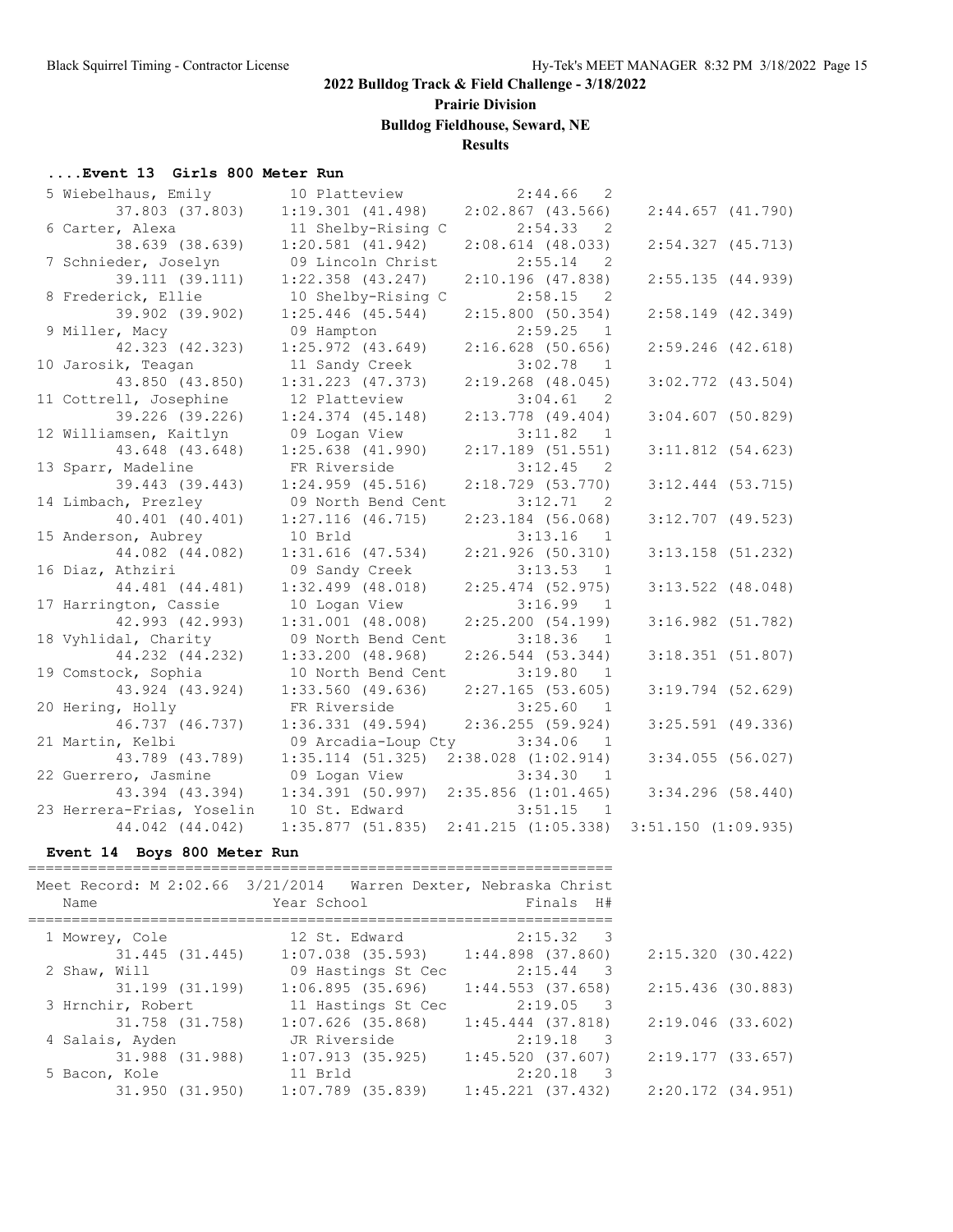## 2022 Bulldog Track & Field Challenge - 3/18/2022

**Prairie Division**

**Bulldog Fieldhouse, Seward, NE**

**Results**

### ....Event 13 Girls 800 Meter Run

| Place | Name | Year | School | Finals | H# |
|---|---|---|---|---|---|
| 5 | Wiebelhaus, Emily | 10 | Platteview | 2:44.66 | 2 |
| | 37.803 (37.803) | 1:19.301 (41.498) | 2:02.867 (43.566) | 2:44.657 (41.790) | |
| 6 | Carter, Alexa | 11 | Shelby-Rising C | 2:54.33 | 2 |
| | 38.639 (38.639) | 1:20.581 (41.942) | 2:08.614 (48.033) | 2:54.327 (45.713) | |
| 7 | Schnieder, Joselyn | 09 | Lincoln Christ | 2:55.14 | 2 |
| | 39.111 (39.111) | 1:22.358 (43.247) | 2:10.196 (47.838) | 2:55.135 (44.939) | |
| 8 | Frederick, Ellie | 10 | Shelby-Rising C | 2:58.15 | 2 |
| | 39.902 (39.902) | 1:25.446 (45.544) | 2:15.800 (50.354) | 2:58.149 (42.349) | |
| 9 | Miller, Macy | 09 | Hampton | 2:59.25 | 1 |
| | 42.323 (42.323) | 1:25.972 (43.649) | 2:16.628 (50.656) | 2:59.246 (42.618) | |
| 10 | Jarosik, Teagan | 11 | Sandy Creek | 3:02.78 | 1 |
| | 43.850 (43.850) | 1:31.223 (47.373) | 2:19.268 (48.045) | 3:02.772 (43.504) | |
| 11 | Cottrell, Josephine | 12 | Platteview | 3:04.61 | 2 |
| | 39.226 (39.226) | 1:24.374 (45.148) | 2:13.778 (49.404) | 3:04.607 (50.829) | |
| 12 | Williamsen, Kaitlyn | 09 | Logan View | 3:11.82 | 1 |
| | 43.648 (43.648) | 1:25.638 (41.990) | 2:17.189 (51.551) | 3:11.812 (54.623) | |
| 13 | Sparr, Madeline | FR | Riverside | 3:12.45 | 2 |
| | 39.443 (39.443) | 1:24.959 (45.516) | 2:18.729 (53.770) | 3:12.444 (53.715) | |
| 14 | Limbach, Prezley | 09 | North Bend Cent | 3:12.71 | 2 |
| | 40.401 (40.401) | 1:27.116 (46.715) | 2:23.184 (56.068) | 3:12.707 (49.523) | |
| 15 | Anderson, Aubrey | 10 | Brld | 3:13.16 | 1 |
| | 44.082 (44.082) | 1:31.616 (47.534) | 2:21.926 (50.310) | 3:13.158 (51.232) | |
| 16 | Diaz, Athziri | 09 | Sandy Creek | 3:13.53 | 1 |
| | 44.481 (44.481) | 1:32.499 (48.018) | 2:25.474 (52.975) | 3:13.522 (48.048) | |
| 17 | Harrington, Cassie | 10 | Logan View | 3:16.99 | 1 |
| | 42.993 (42.993) | 1:31.001 (48.008) | 2:25.200 (54.199) | 3:16.982 (51.782) | |
| 18 | Vyhlidal, Charity | 09 | North Bend Cent | 3:18.36 | 1 |
| | 44.232 (44.232) | 1:33.200 (48.968) | 2:26.544 (53.344) | 3:18.351 (51.807) | |
| 19 | Comstock, Sophia | 10 | North Bend Cent | 3:19.80 | 1 |
| | 43.924 (43.924) | 1:33.560 (49.636) | 2:27.165 (53.605) | 3:19.794 (52.629) | |
| 20 | Hering, Holly | FR | Riverside | 3:25.60 | 1 |
| | 46.737 (46.737) | 1:36.331 (49.594) | 2:36.255 (59.924) | 3:25.591 (49.336) | |
| 21 | Martin, Kelbi | 09 | Arcadia-Loup Cty | 3:34.06 | 1 |
| | 43.789 (43.789) | 1:35.114 (51.325) | 2:38.028 (1:02.914) | 3:34.055 (56.027) | |
| 22 | Guerrero, Jasmine | 09 | Logan View | 3:34.30 | 1 |
| | 43.394 (43.394) | 1:34.391 (50.997) | 2:35.856 (1:01.465) | 3:34.296 (58.440) | |
| 23 | Herrera-Frias, Yoselin | 10 | St. Edward | 3:51.15 | 1 |
| | 44.042 (44.042) | 1:35.877 (51.835) | 2:41.215 (1:05.338) | 3:51.150 (1:09.935) | |

### Event 14 Boys 800 Meter Run

Meet Record: M 2:02.66 3/21/2014 Warren Dexter, Nebraska Christ

| Place | Name | Year | School | Finals | H# |
|---|---|---|---|---|---|
| 1 | Mowrey, Cole | 12 | St. Edward | 2:15.32 | 3 |
| | 31.445 (31.445) | 1:07.038 (35.593) | 1:44.898 (37.860) | 2:15.320 (30.422) | |
| 2 | Shaw, Will | 09 | Hastings St Cec | 2:15.44 | 3 |
| | 31.199 (31.199) | 1:06.895 (35.696) | 1:44.553 (37.658) | 2:15.436 (30.883) | |
| 3 | Hrnchir, Robert | 11 | Hastings St Cec | 2:19.05 | 3 |
| | 31.758 (31.758) | 1:07.626 (35.868) | 1:45.444 (37.818) | 2:19.046 (33.602) | |
| 4 | Salais, Ayden | JR | Riverside | 2:19.18 | 3 |
| | 31.988 (31.988) | 1:07.913 (35.925) | 1:45.520 (37.607) | 2:19.177 (33.657) | |
| 5 | Bacon, Kole | 11 | Brld | 2:20.18 | 3 |
| | 31.950 (31.950) | 1:07.789 (35.839) | 1:45.221 (37.432) | 2:20.172 (34.951) | |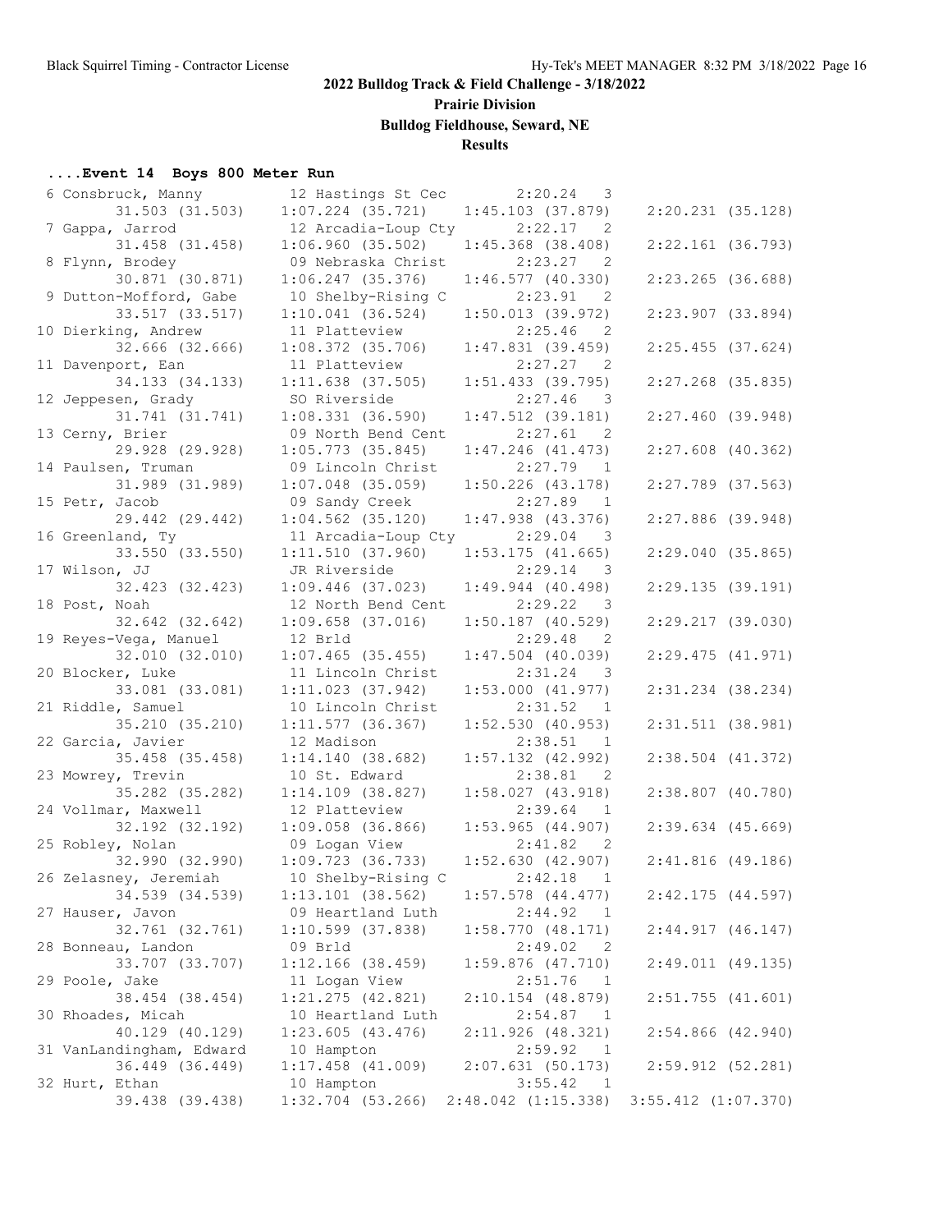## 2022 Bulldog Track & Field Challenge - 3/18/2022

**Prairie Division**

**Bulldog Fieldhouse, Seward, NE**

**Results**

### ....Event 14 Boys 800 Meter Run

| Place | Name | Year | School | Finals | H# | Split 1 | Split 2 | Split 3 | Split 4 |
|---|---|---|---|---|---|---|---|---|---|
| 6 | Consbruck, Manny | 12 | Hastings St Cec | 2:20.24 | 3 | 31.503 (31.503) | 1:07.224 (35.721) | 1:45.103 (37.879) | 2:20.231 (35.128) |
| 7 | Gappa, Jarrod | 12 | Arcadia-Loup Cty | 2:22.17 | 2 | 31.458 (31.458) | 1:06.960 (35.502) | 1:45.368 (38.408) | 2:22.161 (36.793) |
| 8 | Flynn, Brodey | 09 | Nebraska Christ | 2:23.27 | 2 | 30.871 (30.871) | 1:06.247 (35.376) | 1:46.577 (40.330) | 2:23.265 (36.688) |
| 9 | Dutton-Mofford, Gabe | 10 | Shelby-Rising C | 2:23.91 | 2 | 33.517 (33.517) | 1:10.041 (36.524) | 1:50.013 (39.972) | 2:23.907 (33.894) |
| 10 | Dierking, Andrew | 11 | Platteview | 2:25.46 | 2 | 32.666 (32.666) | 1:08.372 (35.706) | 1:47.831 (39.459) | 2:25.455 (37.624) |
| 11 | Davenport, Ean | 11 | Platteview | 2:27.27 | 2 | 34.133 (34.133) | 1:11.638 (37.505) | 1:51.433 (39.795) | 2:27.268 (35.835) |
| 12 | Jeppesen, Grady | SO | Riverside | 2:27.46 | 3 | 31.741 (31.741) | 1:08.331 (36.590) | 1:47.512 (39.181) | 2:27.460 (39.948) |
| 13 | Cerny, Brier | 09 | North Bend Cent | 2:27.61 | 2 | 29.928 (29.928) | 1:05.773 (35.845) | 1:47.246 (41.473) | 2:27.608 (40.362) |
| 14 | Paulsen, Truman | 09 | Lincoln Christ | 2:27.79 | 1 | 31.989 (31.989) | 1:07.048 (35.059) | 1:50.226 (43.178) | 2:27.789 (37.563) |
| 15 | Petr, Jacob | 09 | Sandy Creek | 2:27.89 | 1 | 29.442 (29.442) | 1:04.562 (35.120) | 1:47.938 (43.376) | 2:27.886 (39.948) |
| 16 | Greenland, Ty | 11 | Arcadia-Loup Cty | 2:29.04 | 3 | 33.550 (33.550) | 1:11.510 (37.960) | 1:53.175 (41.665) | 2:29.040 (35.865) |
| 17 | Wilson, JJ | JR | Riverside | 2:29.14 | 3 | 32.423 (32.423) | 1:09.446 (37.023) | 1:49.944 (40.498) | 2:29.135 (39.191) |
| 18 | Post, Noah | 12 | North Bend Cent | 2:29.22 | 3 | 32.642 (32.642) | 1:09.658 (37.016) | 1:50.187 (40.529) | 2:29.217 (39.030) |
| 19 | Reyes-Vega, Manuel | 12 | Brld | 2:29.48 | 2 | 32.010 (32.010) | 1:07.465 (35.455) | 1:47.504 (40.039) | 2:29.475 (41.971) |
| 20 | Blocker, Luke | 11 | Lincoln Christ | 2:31.24 | 3 | 33.081 (33.081) | 1:11.023 (37.942) | 1:53.000 (41.977) | 2:31.234 (38.234) |
| 21 | Riddle, Samuel | 10 | Lincoln Christ | 2:31.52 | 1 | 35.210 (35.210) | 1:11.577 (36.367) | 1:52.530 (40.953) | 2:31.511 (38.981) |
| 22 | Garcia, Javier | 12 | Madison | 2:38.51 | 1 | 35.458 (35.458) | 1:14.140 (38.682) | 1:57.132 (42.992) | 2:38.504 (41.372) |
| 23 | Mowrey, Trevin | 10 | St. Edward | 2:38.81 | 2 | 35.282 (35.282) | 1:14.109 (38.827) | 1:58.027 (43.918) | 2:38.807 (40.780) |
| 24 | Vollmar, Maxwell | 12 | Platteview | 2:39.64 | 1 | 32.192 (32.192) | 1:09.058 (36.866) | 1:53.965 (44.907) | 2:39.634 (45.669) |
| 25 | Robley, Nolan | 09 | Logan View | 2:41.82 | 2 | 32.990 (32.990) | 1:09.723 (36.733) | 1:52.630 (42.907) | 2:41.816 (49.186) |
| 26 | Zelasney, Jeremiah | 10 | Shelby-Rising C | 2:42.18 | 1 | 34.539 (34.539) | 1:13.101 (38.562) | 1:57.578 (44.477) | 2:42.175 (44.597) |
| 27 | Hauser, Javon | 09 | Heartland Luth | 2:44.92 | 1 | 32.761 (32.761) | 1:10.599 (37.838) | 1:58.770 (48.171) | 2:44.917 (46.147) |
| 28 | Bonneau, Landon | 09 | Brld | 2:49.02 | 2 | 33.707 (33.707) | 1:12.166 (38.459) | 1:59.876 (47.710) | 2:49.011 (49.135) |
| 29 | Poole, Jake | 11 | Logan View | 2:51.76 | 1 | 38.454 (38.454) | 1:21.275 (42.821) | 2:10.154 (48.879) | 2:51.755 (41.601) |
| 30 | Rhoades, Micah | 10 | Heartland Luth | 2:54.87 | 1 | 40.129 (40.129) | 1:23.605 (43.476) | 2:11.926 (48.321) | 2:54.866 (42.940) |
| 31 | VanLandingham, Edward | 10 | Hampton | 2:59.92 | 1 | 36.449 (36.449) | 1:17.458 (41.009) | 2:07.631 (50.173) | 2:59.912 (52.281) |
| 32 | Hurt, Ethan | 10 | Hampton | 3:55.42 | 1 | 39.438 (39.438) | 1:32.704 (53.266) | 2:48.042 (1:15.338) | 3:55.412 (1:07.370) |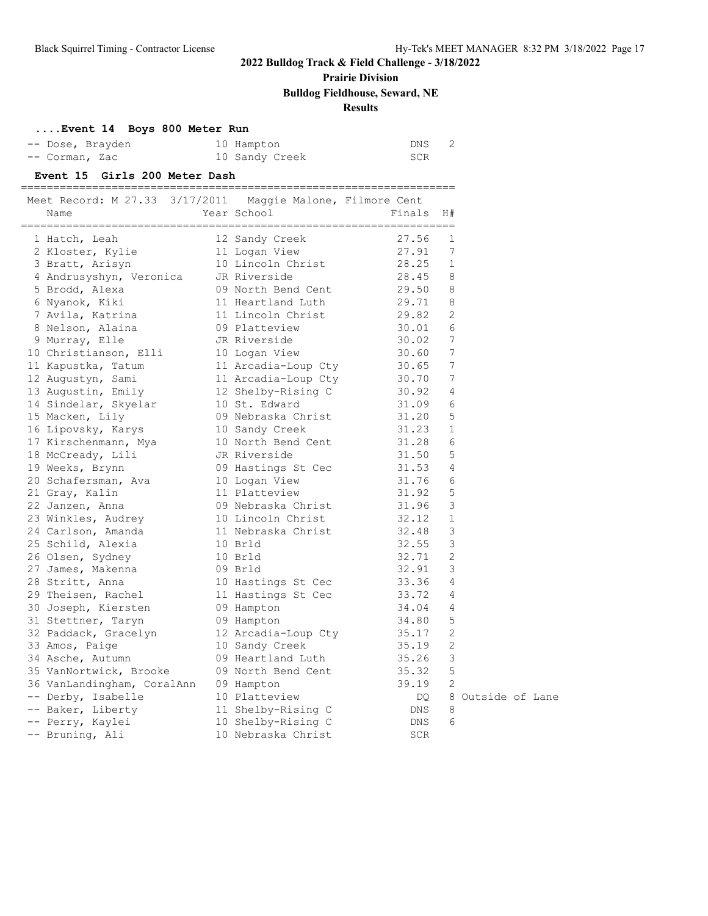## 2022 Bulldog Track & Field Challenge - 3/18/2022

### Prairie Division

### Bulldog Fieldhouse, Seward, NE

### Results

#### ....Event 14 Boys 800 Meter Run

| Place | Name | Year | School | Finals | H# |
|---|---|---|---|---|---|
| -- | Dose, Brayden | 10 | Hampton | DNS | 2 |
| -- | Corman, Zac | 10 | Sandy Creek | SCR | |

#### Event 15 Girls 200 Meter Dash

Meet Record: M 27.33 3/17/2011 Maggie Malone, Filmore Cent

| Place | Name | Year | School | Finals | H# | |
|---|---|---|---|---|---|---|
| 1 | Hatch, Leah | 12 | Sandy Creek | 27.56 | 1 | |
| 2 | Kloster, Kylie | 11 | Logan View | 27.91 | 7 | |
| 3 | Bratt, Arisyn | 10 | Lincoln Christ | 28.25 | 1 | |
| 4 | Andrusyshyn, Veronica | JR | Riverside | 28.45 | 8 | |
| 5 | Brodd, Alexa | 09 | North Bend Cent | 29.50 | 8 | |
| 6 | Nyanok, Kiki | 11 | Heartland Luth | 29.71 | 8 | |
| 7 | Avila, Katrina | 11 | Lincoln Christ | 29.82 | 2 | |
| 8 | Nelson, Alaina | 09 | Platteview | 30.01 | 6 | |
| 9 | Murray, Elle | JR | Riverside | 30.02 | 7 | |
| 10 | Christianson, Elli | 10 | Logan View | 30.60 | 7 | |
| 11 | Kapustka, Tatum | 11 | Arcadia-Loup Cty | 30.65 | 7 | |
| 12 | Augustyn, Sami | 11 | Arcadia-Loup Cty | 30.70 | 7 | |
| 13 | Augustin, Emily | 12 | Shelby-Rising C | 30.92 | 4 | |
| 14 | Sindelar, Skyelar | 10 | St. Edward | 31.09 | 6 | |
| 15 | Macken, Lily | 09 | Nebraska Christ | 31.20 | 5 | |
| 16 | Lipovsky, Karys | 10 | Sandy Creek | 31.23 | 1 | |
| 17 | Kirschenmann, Mya | 10 | North Bend Cent | 31.28 | 6 | |
| 18 | McCready, Lili | JR | Riverside | 31.50 | 5 | |
| 19 | Weeks, Brynn | 09 | Hastings St Cec | 31.53 | 4 | |
| 20 | Schafersman, Ava | 10 | Logan View | 31.76 | 6 | |
| 21 | Gray, Kalin | 11 | Platteview | 31.92 | 5 | |
| 22 | Janzen, Anna | 09 | Nebraska Christ | 31.96 | 3 | |
| 23 | Winkles, Audrey | 10 | Lincoln Christ | 32.12 | 1 | |
| 24 | Carlson, Amanda | 11 | Nebraska Christ | 32.48 | 3 | |
| 25 | Schild, Alexia | 10 | Brld | 32.55 | 3 | |
| 26 | Olsen, Sydney | 10 | Brld | 32.71 | 2 | |
| 27 | James, Makenna | 09 | Brld | 32.91 | 3 | |
| 28 | Stritt, Anna | 10 | Hastings St Cec | 33.36 | 4 | |
| 29 | Theisen, Rachel | 11 | Hastings St Cec | 33.72 | 4 | |
| 30 | Joseph, Kiersten | 09 | Hampton | 34.04 | 4 | |
| 31 | Stettner, Taryn | 09 | Hampton | 34.80 | 5 | |
| 32 | Paddack, Gracelyn | 12 | Arcadia-Loup Cty | 35.17 | 2 | |
| 33 | Amos, Paige | 10 | Sandy Creek | 35.19 | 2 | |
| 34 | Asche, Autumn | 09 | Heartland Luth | 35.26 | 3 | |
| 35 | VanNortwick, Brooke | 09 | North Bend Cent | 35.32 | 5 | |
| 36 | VanLandingham, CoralAnn | 09 | Hampton | 39.19 | 2 | |
| -- | Derby, Isabelle | 10 | Platteview | DQ | 8 | Outside of Lane |
| -- | Baker, Liberty | 11 | Shelby-Rising C | DNS | 8 | |
| -- | Perry, Kaylei | 10 | Shelby-Rising C | DNS | 6 | |
| -- | Bruning, Ali | 10 | Nebraska Christ | SCR | | |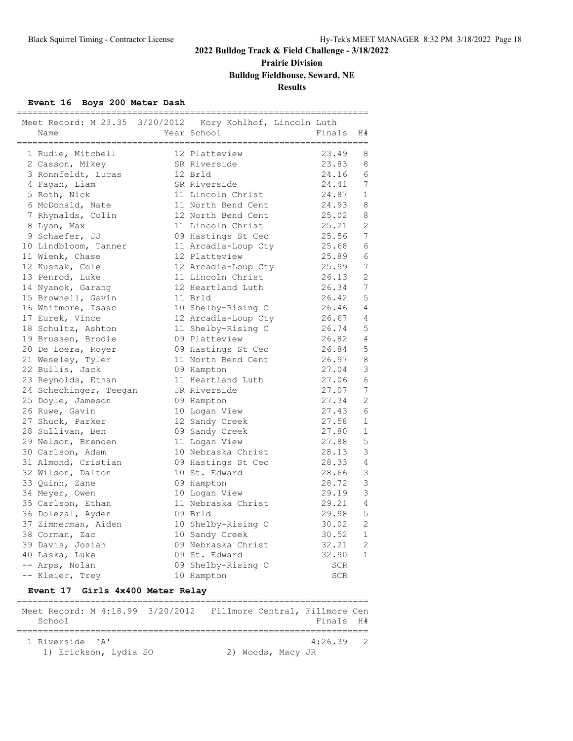# 2022 Bulldog Track & Field Challenge - 3/18/2022

## Prairie Division

## Bulldog Fieldhouse, Seward, NE

## Results

### Event 16 Boys 200 Meter Dash

Meet Record: M 23.35 3/20/2012 Kory Kohlhof, Lincoln Luth

| Place | Name | Year | School | Finals | H# |
|---|---|---|---|---|---|
| 1 | Rudie, Mitchell | 12 | Platteview | 23.49 | 8 |
| 2 | Casson, Mikey | SR | Riverside | 23.83 | 8 |
| 3 | Ronnfeldt, Lucas | 12 | Brld | 24.16 | 6 |
| 4 | Fagan, Liam | SR | Riverside | 24.41 | 7 |
| 5 | Roth, Nick | 11 | Lincoln Christ | 24.87 | 1 |
| 6 | McDonald, Nate | 11 | North Bend Cent | 24.93 | 8 |
| 7 | Rhynalds, Colin | 12 | North Bend Cent | 25.02 | 8 |
| 8 | Lyon, Max | 11 | Lincoln Christ | 25.21 | 2 |
| 9 | Schaefer, JJ | 09 | Hastings St Cec | 25.56 | 7 |
| 10 | Lindbloom, Tanner | 11 | Arcadia-Loup Cty | 25.68 | 6 |
| 11 | Wienk, Chase | 12 | Platteview | 25.89 | 6 |
| 12 | Kuszak, Cole | 12 | Arcadia-Loup Cty | 25.99 | 7 |
| 13 | Penrod, Luke | 11 | Lincoln Christ | 26.13 | 2 |
| 14 | Nyanok, Garang | 12 | Heartland Luth | 26.34 | 7 |
| 15 | Brownell, Gavin | 11 | Brld | 26.42 | 5 |
| 16 | Whitmore, Isaac | 10 | Shelby-Rising C | 26.46 | 4 |
| 17 | Eurek, Vince | 12 | Arcadia-Loup Cty | 26.67 | 4 |
| 18 | Schultz, Ashton | 11 | Shelby-Rising C | 26.74 | 5 |
| 19 | Brussen, Brodie | 09 | Platteview | 26.82 | 4 |
| 20 | De Loera, Royer | 09 | Hastings St Cec | 26.84 | 5 |
| 21 | Weseley, Tyler | 11 | North Bend Cent | 26.97 | 8 |
| 22 | Bullis, Jack | 09 | Hampton | 27.04 | 3 |
| 23 | Reynolds, Ethan | 11 | Heartland Luth | 27.06 | 6 |
| 24 | Schechinger, Teegan | JR | Riverside | 27.07 | 7 |
| 25 | Doyle, Jameson | 09 | Hampton | 27.34 | 2 |
| 26 | Ruwe, Gavin | 10 | Logan View | 27.43 | 6 |
| 27 | Shuck, Parker | 12 | Sandy Creek | 27.58 | 1 |
| 28 | Sullivan, Ben | 09 | Sandy Creek | 27.80 | 1 |
| 29 | Nelson, Brenden | 11 | Logan View | 27.88 | 5 |
| 30 | Carlson, Adam | 10 | Nebraska Christ | 28.13 | 3 |
| 31 | Almond, Cristian | 09 | Hastings St Cec | 28.33 | 4 |
| 32 | Wilson, Dalton | 10 | St. Edward | 28.66 | 3 |
| 33 | Quinn, Zane | 09 | Hampton | 28.72 | 3 |
| 34 | Meyer, Owen | 10 | Logan View | 29.19 | 3 |
| 35 | Carlson, Ethan | 11 | Nebraska Christ | 29.21 | 4 |
| 36 | Dolezal, Ayden | 09 | Brld | 29.98 | 5 |
| 37 | Zimmerman, Aiden | 10 | Shelby-Rising C | 30.02 | 2 |
| 38 | Corman, Zac | 10 | Sandy Creek | 30.52 | 1 |
| 39 | Davis, Josiah | 09 | Nebraska Christ | 32.21 | 2 |
| 40 | Laska, Luke | 09 | St. Edward | 32.90 | 1 |
| -- | Arps, Nolan | 09 | Shelby-Rising C | SCR | |
| -- | Kleier, Trey | 10 | Hampton | SCR | |

### Event 17 Girls 4x400 Meter Relay

Meet Record: M 4:18.99 3/20/2012 Fillmore Central, Fillmore Cen

| Place | School | Finals | H# |
|---|---|---|---|
| 1 | Riverside 'A' | 4:26.39 | 2 |

1) Erickson, Lydia SO 2) Woods, Macy JR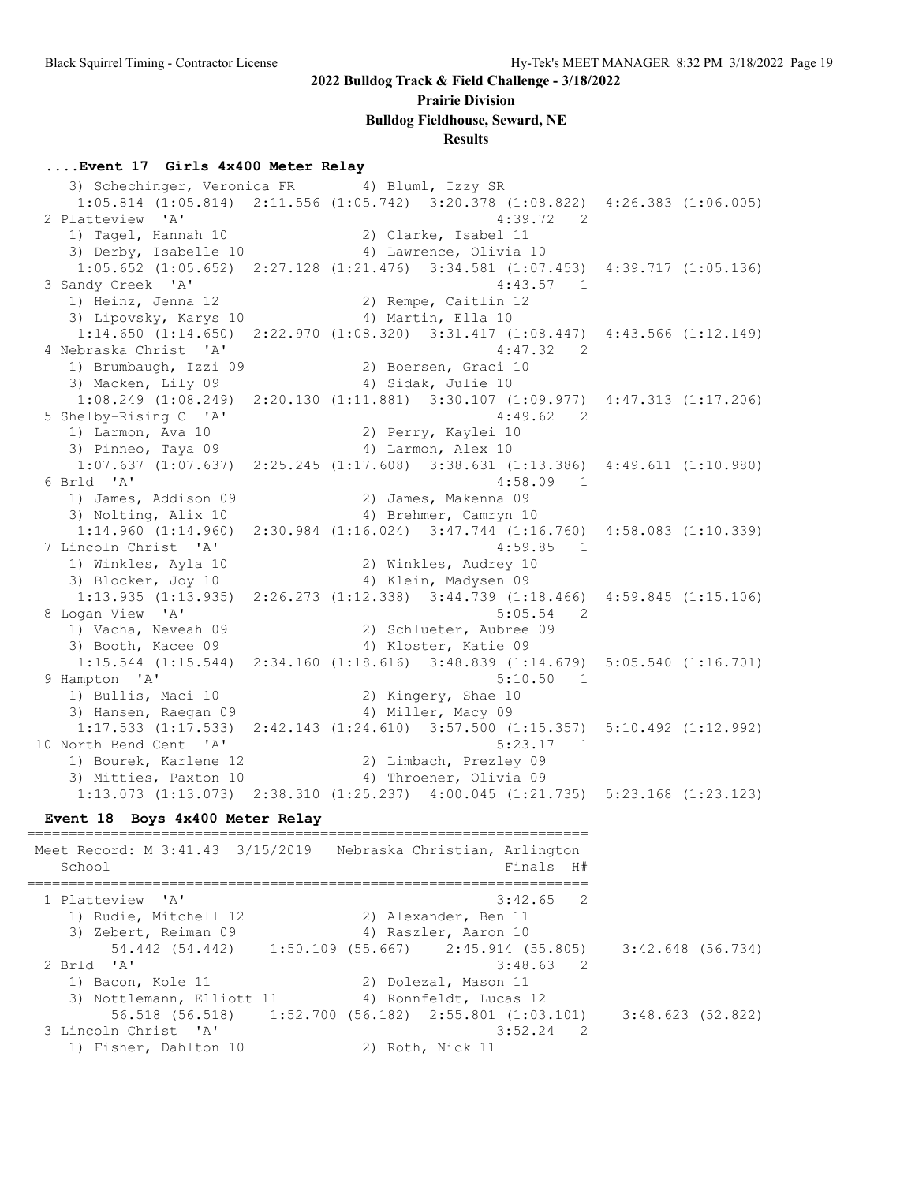**2022 Bulldog Track & Field Challenge - 3/18/2022**

**Prairie Division**

**Bulldog Fieldhouse, Seward, NE**

**Results**

### ....Event 17 Girls 4x400 Meter Relay

```
   3) Schechinger, Veronica FR        4) Bluml, Izzy SR
     1:05.814 (1:05.814)  2:11.556 (1:05.742)  3:20.378 (1:08.822)  4:26.383 (1:06.005)
 2 Platteview  'A'                                     4:39.72   2
   1) Tagel, Hannah 10                2) Clarke, Isabel 11
   3) Derby, Isabelle 10              4) Lawrence, Olivia 10
     1:05.652 (1:05.652)  2:27.128 (1:21.476)  3:34.581 (1:07.453)  4:39.717 (1:05.136)
 3 Sandy Creek  'A'                                    4:43.57   1
   1) Heinz, Jenna 12                 2) Rempe, Caitlin 12
   3) Lipovsky, Karys 10              4) Martin, Ella 10
     1:14.650 (1:14.650)  2:22.970 (1:08.320)  3:31.417 (1:08.447)  4:43.566 (1:12.149)
 4 Nebraska Christ  'A'                                4:47.32   2
   1) Brumbaugh, Izzi 09              2) Boersen, Graci 10
   3) Macken, Lily 09                 4) Sidak, Julie 10
     1:08.249 (1:08.249)  2:20.130 (1:11.881)  3:30.107 (1:09.977)  4:47.313 (1:17.206)
 5 Shelby-Rising C  'A'                                4:49.62   2
   1) Larmon, Ava 10                  2) Perry, Kaylei 10
   3) Pinneo, Taya 09                 4) Larmon, Alex 10
     1:07.637 (1:07.637)  2:25.245 (1:17.608)  3:38.631 (1:13.386)  4:49.611 (1:10.980)
 6 Brld  'A'                                           4:58.09   1
   1) James, Addison 09               2) James, Makenna 09
   3) Nolting, Alix 10                4) Brehmer, Camryn 10
     1:14.960 (1:14.960)  2:30.984 (1:16.024)  3:47.744 (1:16.760)  4:58.083 (1:10.339)
 7 Lincoln Christ  'A'                                 4:59.85   1
   1) Winkles, Ayla 10                2) Winkles, Audrey 10
   3) Blocker, Joy 10                 4) Klein, Madysen 09
     1:13.935 (1:13.935)  2:26.273 (1:12.338)  3:44.739 (1:18.466)  4:59.845 (1:15.106)
 8 Logan View  'A'                                     5:05.54   2
   1) Vacha, Neveah 09                2) Schlueter, Aubree 09
   3) Booth, Kacee 09                 4) Kloster, Katie 09
     1:15.544 (1:15.544)  2:34.160 (1:18.616)  3:48.839 (1:14.679)  5:05.540 (1:16.701)
 9 Hampton  'A'                                        5:10.50   1
   1) Bullis, Maci 10                 2) Kingery, Shae 10
   3) Hansen, Raegan 09               4) Miller, Macy 09
     1:17.533 (1:17.533)  2:42.143 (1:24.610)  3:57.500 (1:15.357)  5:10.492 (1:12.992)
10 North Bend Cent  'A'                                5:23.17   1
   1) Bourek, Karlene 12              2) Limbach, Prezley 09
   3) Mitties, Paxton 10              4) Throener, Olivia 09
     1:13.073 (1:13.073)  2:38.310 (1:25.237)  4:00.045 (1:21.735)  5:23.168 (1:23.123)
```

### Event 18 Boys 4x400 Meter Relay

```
===================================================================
 Meet Record: M 3:41.43  3/15/2019   Nebraska Christian, Arlington
    School                                            Finals  H#
===================================================================
  1 Platteview  'A'                                    3:42.65   2
     1) Rudie, Mitchell 12            2) Alexander, Ben 11
     3) Zebert, Reiman 09             4) Raszler, Aaron 10
        54.442 (54.442)     1:50.109 (55.667)   2:45.914 (55.805)    3:42.648 (56.734)
  2 Brld  'A'                                          3:48.63   2
     1) Bacon, Kole 11                2) Dolezal, Mason 11
     3) Nottlemann, Elliott 11        4) Ronnfeldt, Lucas 12
        56.518 (56.518)     1:52.700 (56.182)   2:55.801 (1:03.101)    3:48.623 (52.822)
  3 Lincoln Christ  'A'                                3:52.24   2
     1) Fisher, Dahlton 10            2) Roth, Nick 11
```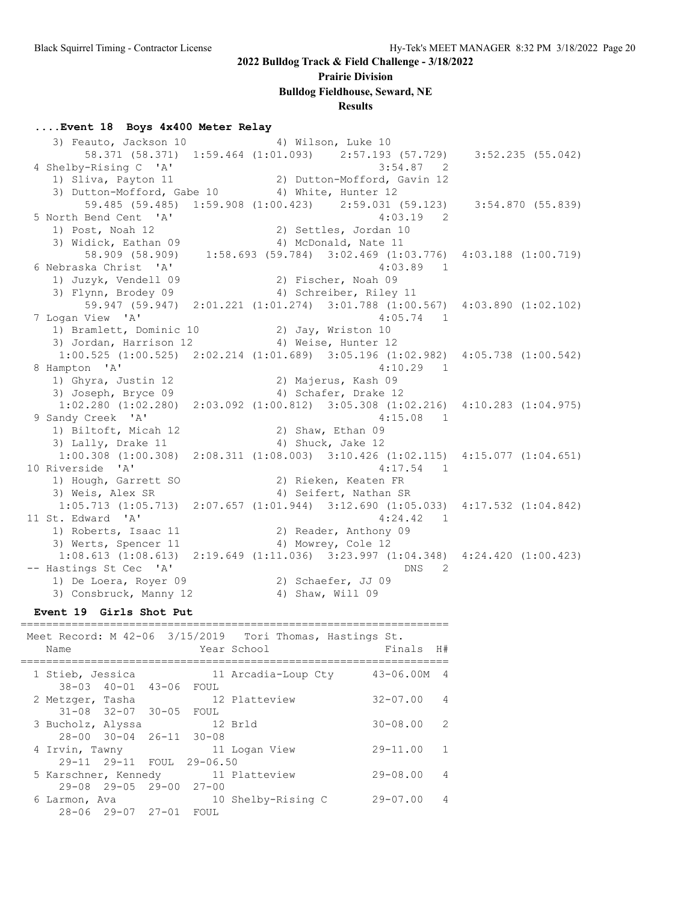## 2022 Bulldog Track & Field Challenge - 3/18/2022

### Prairie Division

### Bulldog Fieldhouse, Seward, NE

### Results

#### ....Event 18 Boys 4x400 Meter Relay

```
   3) Feauto, Jackson 10              4) Wilson, Luke 10
        58.371 (58.371)  1:59.464 (1:01.093)    2:57.193 (57.729)    3:52.235 (55.042)
 4 Shelby-Rising C  'A'                                   3:54.87   2
    1) Sliva, Payton 11               2) Dutton-Mofford, Gavin 12
    3) Dutton-Mofford, Gabe 10        4) White, Hunter 12
        59.485 (59.485)  1:59.908 (1:00.423)    2:59.031 (59.123)    3:54.870 (55.839)
 5 North Bend Cent  'A'                                   4:03.19   2
    1) Post, Noah 12                  2) Settles, Jordan 10
    3) Widick, Eathan 09              4) McDonald, Nate 11
        58.909 (58.909)    1:58.693 (59.784)  3:02.469 (1:03.776)  4:03.188 (1:00.719)
 6 Nebraska Christ  'A'                                   4:03.89   1
    1) Juzyk, Vendell 09              2) Fischer, Noah 09
    3) Flynn, Brodey 09               4) Schreiber, Riley 11
        59.947 (59.947)  2:01.221 (1:01.274)  3:01.788 (1:00.567)  4:03.890 (1:02.102)
 7 Logan View  'A'                                        4:05.74   1
    1) Bramlett, Dominic 10           2) Jay, Wriston 10
    3) Jordan, Harrison 12            4) Weise, Hunter 12
     1:00.525 (1:00.525)  2:02.214 (1:01.689)  3:05.196 (1:02.982)  4:05.738 (1:00.542)
 8 Hampton  'A'                                           4:10.29   1
    1) Ghyra, Justin 12               2) Majerus, Kash 09
    3) Joseph, Bryce 09               4) Schafer, Drake 12
     1:02.280 (1:02.280)  2:03.092 (1:00.812)  3:05.308 (1:02.216)  4:10.283 (1:04.975)
 9 Sandy Creek  'A'                                       4:15.08   1
    1) Biltoft, Micah 12              2) Shaw, Ethan 09
    3) Lally, Drake 11                4) Shuck, Jake 12
     1:00.308 (1:00.308)  2:08.311 (1:08.003)  3:10.426 (1:02.115)  4:15.077 (1:04.651)
10 Riverside  'A'                                         4:17.54   1
    1) Hough, Garrett SO              2) Rieken, Keaten FR
    3) Weis, Alex SR                  4) Seifert, Nathan SR
     1:05.713 (1:05.713)  2:07.657 (1:01.944)  3:12.690 (1:05.033)  4:17.532 (1:04.842)
11 St. Edward  'A'                                        4:24.42   1
    1) Roberts, Isaac 11              2) Reader, Anthony 09
    3) Werts, Spencer 11              4) Mowrey, Cole 12
     1:08.613 (1:08.613)  2:19.649 (1:11.036)  3:23.997 (1:04.348)  4:24.420 (1:00.423)
-- Hastings St Cec  'A'                                       DNS   2
    1) De Loera, Royer 09             2) Schaefer, JJ 09
    3) Consbruck, Manny 12            4) Shaw, Will 09
```

#### Event 19 Girls Shot Put

```
===================================================================
 Meet Record: M 42-06  3/15/2019   Tori Thomas, Hastings St.
    Name                    Year School                 Finals  H#
===================================================================
  1 Stieb, Jessica           11 Arcadia-Loup Cty     43-06.00M  4
      38-03  40-01  43-06  FOUL
  2 Metzger, Tasha           12 Platteview           32-07.00   4
      31-08  32-07  30-05  FOUL
  3 Bucholz, Alyssa          12 Brld                 30-08.00   2
      28-00  30-04  26-11  30-08
  4 Irvin, Tawny             11 Logan View           29-11.00   1
      29-11  29-11  FOUL  29-06.50
  5 Karschner, Kennedy       11 Platteview           29-08.00   4
      29-08  29-05  29-00  27-00
  6 Larmon, Ava              10 Shelby-Rising C      29-07.00   4
      28-06  29-07  27-01  FOUL
```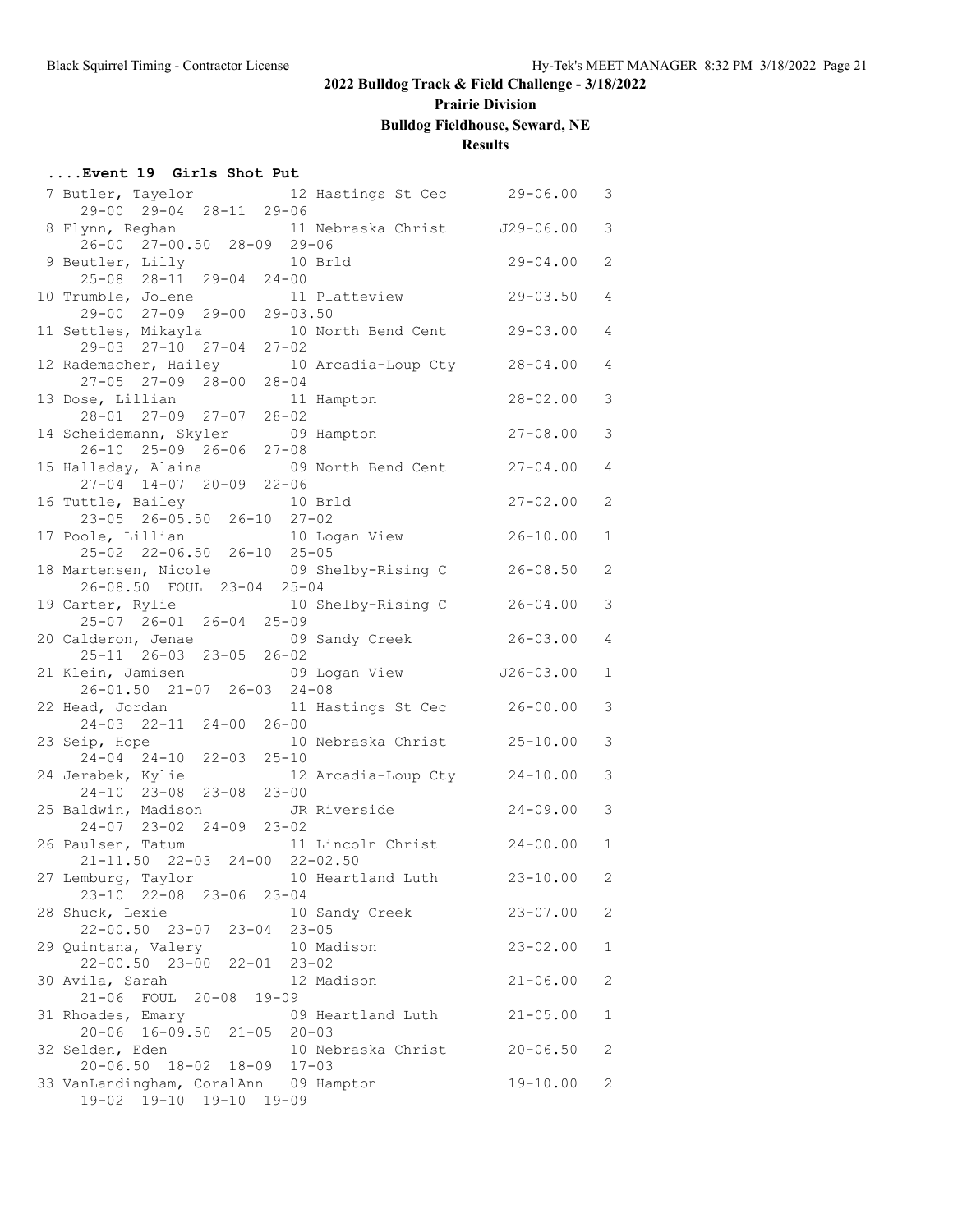## 2022 Bulldog Track & Field Challenge - 3/18/2022

**Prairie Division**

**Bulldog Fieldhouse, Seward, NE**

**Results**

### ....Event 19 Girls Shot Put

| Place | Name | Year | School | Mark | Flight |
|---|---|---|---|---|---|
| 7 | Butler, Tayelor | 12 | Hastings St Cec | 29-06.00 | 3 |
| | 29-00 29-04 28-11 29-06 | | | | |
| 8 | Flynn, Reghan | 11 | Nebraska Christ | J29-06.00 | 3 |
| | 26-00 27-00.50 28-09 29-06 | | | | |
| 9 | Beutler, Lilly | 10 | Brld | 29-04.00 | 2 |
| | 25-08 28-11 29-04 24-00 | | | | |
| 10 | Trumble, Jolene | 11 | Platteview | 29-03.50 | 4 |
| | 29-00 27-09 29-00 29-03.50 | | | | |
| 11 | Settles, Mikayla | 10 | North Bend Cent | 29-03.00 | 4 |
| | 29-03 27-10 27-04 27-02 | | | | |
| 12 | Rademacher, Hailey | 10 | Arcadia-Loup Cty | 28-04.00 | 4 |
| | 27-05 27-09 28-00 28-04 | | | | |
| 13 | Dose, Lillian | 11 | Hampton | 28-02.00 | 3 |
| | 28-01 27-09 27-07 28-02 | | | | |
| 14 | Scheidemann, Skyler | 09 | Hampton | 27-08.00 | 3 |
| | 26-10 25-09 26-06 27-08 | | | | |
| 15 | Halladay, Alaina | 09 | North Bend Cent | 27-04.00 | 4 |
| | 27-04 14-07 20-09 22-06 | | | | |
| 16 | Tuttle, Bailey | 10 | Brld | 27-02.00 | 2 |
| | 23-05 26-05.50 26-10 27-02 | | | | |
| 17 | Poole, Lillian | 10 | Logan View | 26-10.00 | 1 |
| | 25-02 22-06.50 26-10 25-05 | | | | |
| 18 | Martensen, Nicole | 09 | Shelby-Rising C | 26-08.50 | 2 |
| | 26-08.50 FOUL 23-04 25-04 | | | | |
| 19 | Carter, Rylie | 10 | Shelby-Rising C | 26-04.00 | 3 |
| | 25-07 26-01 26-04 25-09 | | | | |
| 20 | Calderon, Jenae | 09 | Sandy Creek | 26-03.00 | 4 |
| | 25-11 26-03 23-05 26-02 | | | | |
| 21 | Klein, Jamisen | 09 | Logan View | J26-03.00 | 1 |
| | 26-01.50 21-07 26-03 24-08 | | | | |
| 22 | Head, Jordan | 11 | Hastings St Cec | 26-00.00 | 3 |
| | 24-03 22-11 24-00 26-00 | | | | |
| 23 | Seip, Hope | 10 | Nebraska Christ | 25-10.00 | 3 |
| | 24-04 24-10 22-03 25-10 | | | | |
| 24 | Jerabek, Kylie | 12 | Arcadia-Loup Cty | 24-10.00 | 3 |
| | 24-10 23-08 23-08 23-00 | | | | |
| 25 | Baldwin, Madison | JR | Riverside | 24-09.00 | 3 |
| | 24-07 23-02 24-09 23-02 | | | | |
| 26 | Paulsen, Tatum | 11 | Lincoln Christ | 24-00.00 | 1 |
| | 21-11.50 22-03 24-00 22-02.50 | | | | |
| 27 | Lemburg, Taylor | 10 | Heartland Luth | 23-10.00 | 2 |
| | 23-10 22-08 23-06 23-04 | | | | |
| 28 | Shuck, Lexie | 10 | Sandy Creek | 23-07.00 | 2 |
| | 22-00.50 23-07 23-04 23-05 | | | | |
| 29 | Quintana, Valery | 10 | Madison | 23-02.00 | 1 |
| | 22-00.50 23-00 22-01 23-02 | | | | |
| 30 | Avila, Sarah | 12 | Madison | 21-06.00 | 2 |
| | 21-06 FOUL 20-08 19-09 | | | | |
| 31 | Rhoades, Emary | 09 | Heartland Luth | 21-05.00 | 1 |
| | 20-06 16-09.50 21-05 20-03 | | | | |
| 32 | Selden, Eden | 10 | Nebraska Christ | 20-06.50 | 2 |
| | 20-06.50 18-02 18-09 17-03 | | | | |
| 33 | VanLandingham, CoralAnn | 09 | Hampton | 19-10.00 | 2 |
| | 19-02 19-10 19-10 19-09 | | | | |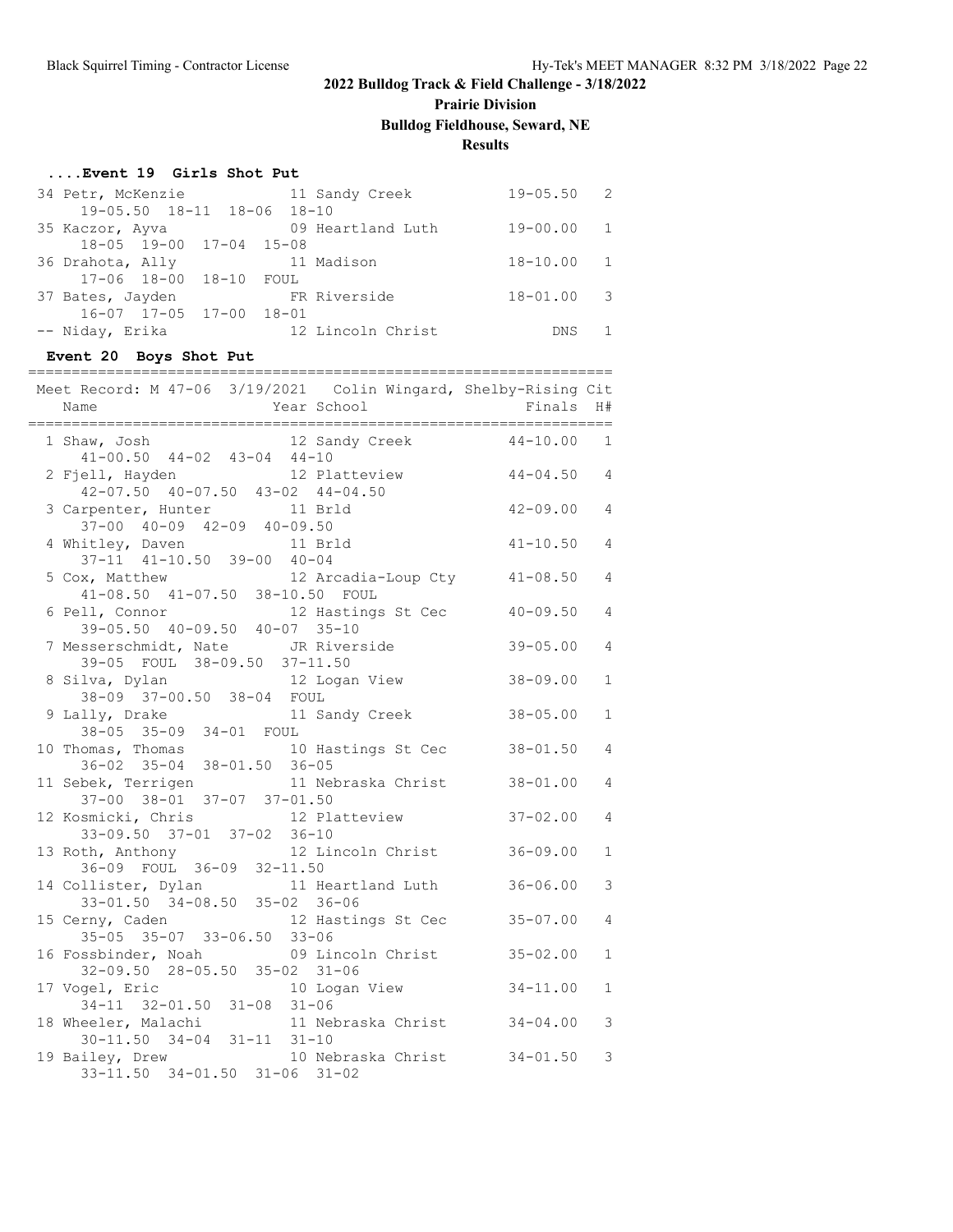## 2022 Bulldog Track & Field Challenge - 3/18/2022

**Prairie Division**

**Bulldog Fieldhouse, Seward, NE**

**Results**

### ....Event 19 Girls Shot Put

| Place | Name | Year | School | Finals | H# |
|---|---|---|---|---|---|
| 34 | Petr, McKenzie | 11 | Sandy Creek | 19-05.50 | 2 |
| | 19-05.50 18-11 18-06 18-10 | | | | |
| 35 | Kaczor, Ayva | 09 | Heartland Luth | 19-00.00 | 1 |
| | 18-05 19-00 17-04 15-08 | | | | |
| 36 | Drahota, Ally | 11 | Madison | 18-10.00 | 1 |
| | 17-06 18-00 18-10 FOUL | | | | |
| 37 | Bates, Jayden | FR | Riverside | 18-01.00 | 3 |
| | 16-07 17-05 17-00 18-01 | | | | |
| -- | Niday, Erika | 12 | Lincoln Christ | DNS | 1 |

### Event 20 Boys Shot Put

Meet Record: M 47-06 3/19/2021 Colin Wingard, Shelby-Rising Cit

| Place | Name | Year | School | Finals | H# |
|---|---|---|---|---|---|
| 1 | Shaw, Josh | 12 | Sandy Creek | 44-10.00 | 1 |
| | 41-00.50 44-02 43-04 44-10 | | | | |
| 2 | Fjell, Hayden | 12 | Platteview | 44-04.50 | 4 |
| | 42-07.50 40-07.50 43-02 44-04.50 | | | | |
| 3 | Carpenter, Hunter | 11 | Brld | 42-09.00 | 4 |
| | 37-00 40-09 42-09 40-09.50 | | | | |
| 4 | Whitley, Daven | 11 | Brld | 41-10.50 | 4 |
| | 37-11 41-10.50 39-00 40-04 | | | | |
| 5 | Cox, Matthew | 12 | Arcadia-Loup Cty | 41-08.50 | 4 |
| | 41-08.50 41-07.50 38-10.50 FOUL | | | | |
| 6 | Pell, Connor | 12 | Hastings St Cec | 40-09.50 | 4 |
| | 39-05.50 40-09.50 40-07 35-10 | | | | |
| 7 | Messerschmidt, Nate | JR | Riverside | 39-05.00 | 4 |
| | 39-05 FOUL 38-09.50 37-11.50 | | | | |
| 8 | Silva, Dylan | 12 | Logan View | 38-09.00 | 1 |
| | 38-09 37-00.50 38-04 FOUL | | | | |
| 9 | Lally, Drake | 11 | Sandy Creek | 38-05.00 | 1 |
| | 38-05 35-09 34-01 FOUL | | | | |
| 10 | Thomas, Thomas | 10 | Hastings St Cec | 38-01.50 | 4 |
| | 36-02 35-04 38-01.50 36-05 | | | | |
| 11 | Sebek, Terrigen | 11 | Nebraska Christ | 38-01.00 | 4 |
| | 37-00 38-01 37-07 37-01.50 | | | | |
| 12 | Kosmicki, Chris | 12 | Platteview | 37-02.00 | 4 |
| | 33-09.50 37-01 37-02 36-10 | | | | |
| 13 | Roth, Anthony | 12 | Lincoln Christ | 36-09.00 | 1 |
| | 36-09 FOUL 36-09 32-11.50 | | | | |
| 14 | Collister, Dylan | 11 | Heartland Luth | 36-06.00 | 3 |
| | 33-01.50 34-08.50 35-02 36-06 | | | | |
| 15 | Cerny, Caden | 12 | Hastings St Cec | 35-07.00 | 4 |
| | 35-05 35-07 33-06.50 33-06 | | | | |
| 16 | Fossbinder, Noah | 09 | Lincoln Christ | 35-02.00 | 1 |
| | 32-09.50 28-05.50 35-02 31-06 | | | | |
| 17 | Vogel, Eric | 10 | Logan View | 34-11.00 | 1 |
| | 34-11 32-01.50 31-08 31-06 | | | | |
| 18 | Wheeler, Malachi | 11 | Nebraska Christ | 34-04.00 | 3 |
| | 30-11.50 34-04 31-11 31-10 | | | | |
| 19 | Bailey, Drew | 10 | Nebraska Christ | 34-01.50 | 3 |
| | 33-11.50 34-01.50 31-06 31-02 | | | | |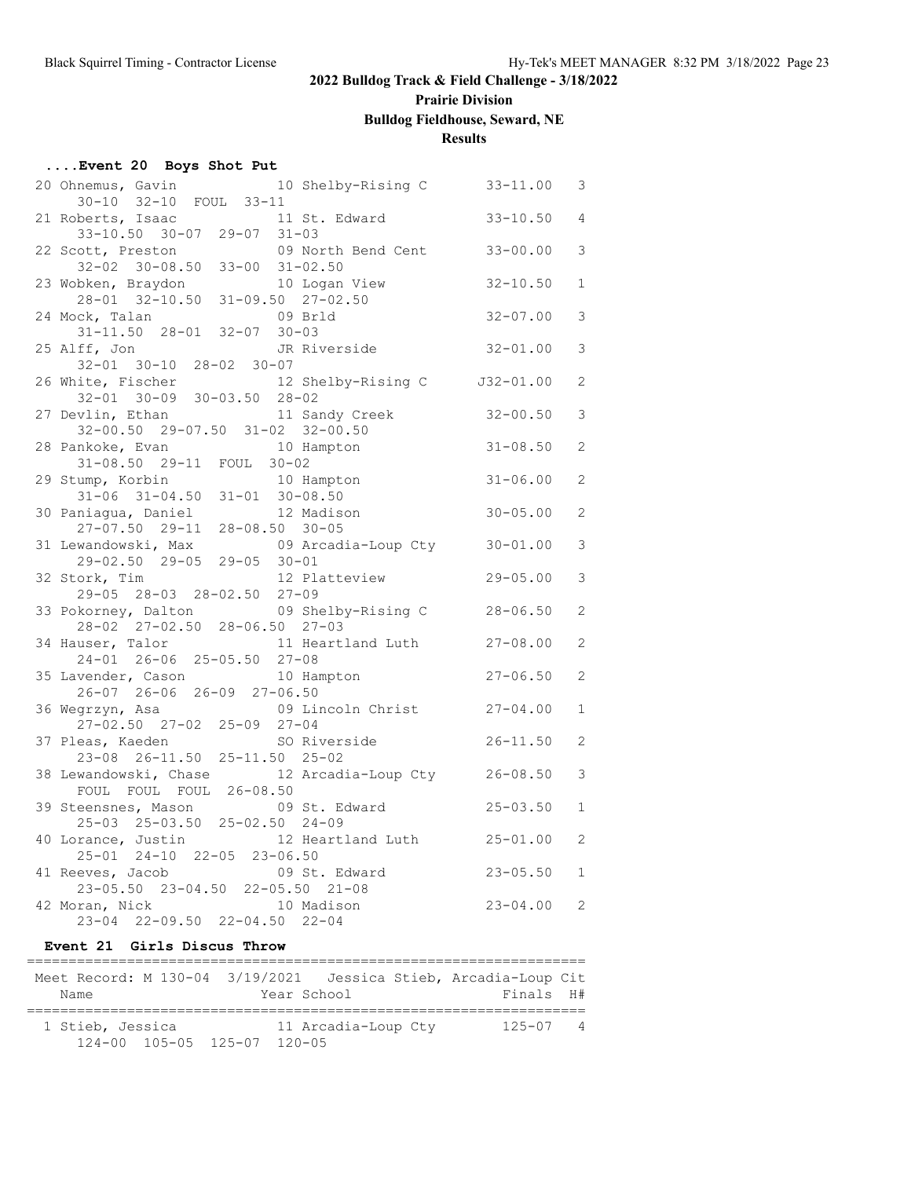# 2022 Bulldog Track & Field Challenge - 3/18/2022

## Prairie Division

## Bulldog Fieldhouse, Seward, NE

## Results

### ....Event 20 Boys Shot Put

```
 20 Ohnemus, Gavin            10 Shelby-Rising C      33-11.00   3
     30-10  32-10  FOUL  33-11
 21 Roberts, Isaac            11 St. Edward           33-10.50   4
     33-10.50  30-07  29-07  31-03
 22 Scott, Preston            09 North Bend Cent      33-00.00   3
     32-02  30-08.50  33-00  31-02.50
 23 Wobken, Braydon           10 Logan View           32-10.50   1
     28-01  32-10.50  31-09.50  27-02.50
 24 Mock, Talan               09 Brld                 32-07.00   3
     31-11.50  28-01  32-07  30-03
 25 Alff, Jon                 JR Riverside            32-01.00   3
     32-01  30-10  28-02  30-07
 26 White, Fischer            12 Shelby-Rising C     J32-01.00   2
     32-01  30-09  30-03.50  28-02
 27 Devlin, Ethan             11 Sandy Creek          32-00.50   3
     32-00.50  29-07.50  31-02  32-00.50
 28 Pankoke, Evan             10 Hampton              31-08.50   2
     31-08.50  29-11  FOUL  30-02
 29 Stump, Korbin             10 Hampton              31-06.00   2
     31-06  31-04.50  31-01  30-08.50
 30 Paniagua, Daniel          12 Madison              30-05.00   2
     27-07.50  29-11  28-08.50  30-05
 31 Lewandowski, Max          09 Arcadia-Loup Cty     30-01.00   3
     29-02.50  29-05  29-05  30-01
 32 Stork, Tim                12 Platteview           29-05.00   3
     29-05  28-03  28-02.50  27-09
 33 Pokorney, Dalton          09 Shelby-Rising C      28-06.50   2
     28-02  27-02.50  28-06.50  27-03
 34 Hauser, Talor             11 Heartland Luth       27-08.00   2
     24-01  26-06  25-05.50  27-08
 35 Lavender, Cason           10 Hampton              27-06.50   2
     26-07  26-06  26-09  27-06.50
 36 Wegrzyn, Asa              09 Lincoln Christ       27-04.00   1
     27-02.50  27-02  25-09  27-04
 37 Pleas, Kaeden             SO Riverside            26-11.50   2
     23-08  26-11.50  25-11.50  25-02
 38 Lewandowski, Chase        12 Arcadia-Loup Cty     26-08.50   3
     FOUL  FOUL  FOUL  26-08.50
 39 Steensnes, Mason          09 St. Edward           25-03.50   1
     25-03  25-03.50  25-02.50  24-09
 40 Lorance, Justin           12 Heartland Luth       25-01.00   2
     25-01  24-10  22-05  23-06.50
 41 Reeves, Jacob             09 St. Edward           23-05.50   1
     23-05.50  23-04.50  22-05.50  21-08
 42 Moran, Nick               10 Madison              23-04.00   2
     23-04  22-09.50  22-04.50  22-04
```

### Event 21 Girls Discus Throw

```
===================================================================
 Meet Record: M 130-04  3/19/2021   Jessica Stieb, Arcadia-Loup Cit
    Name                    Year School                 Finals  H#
===================================================================
  1 Stieb, Jessica            11 Arcadia-Loup Cty       125-07   4
      124-00  105-05  125-07  120-05
```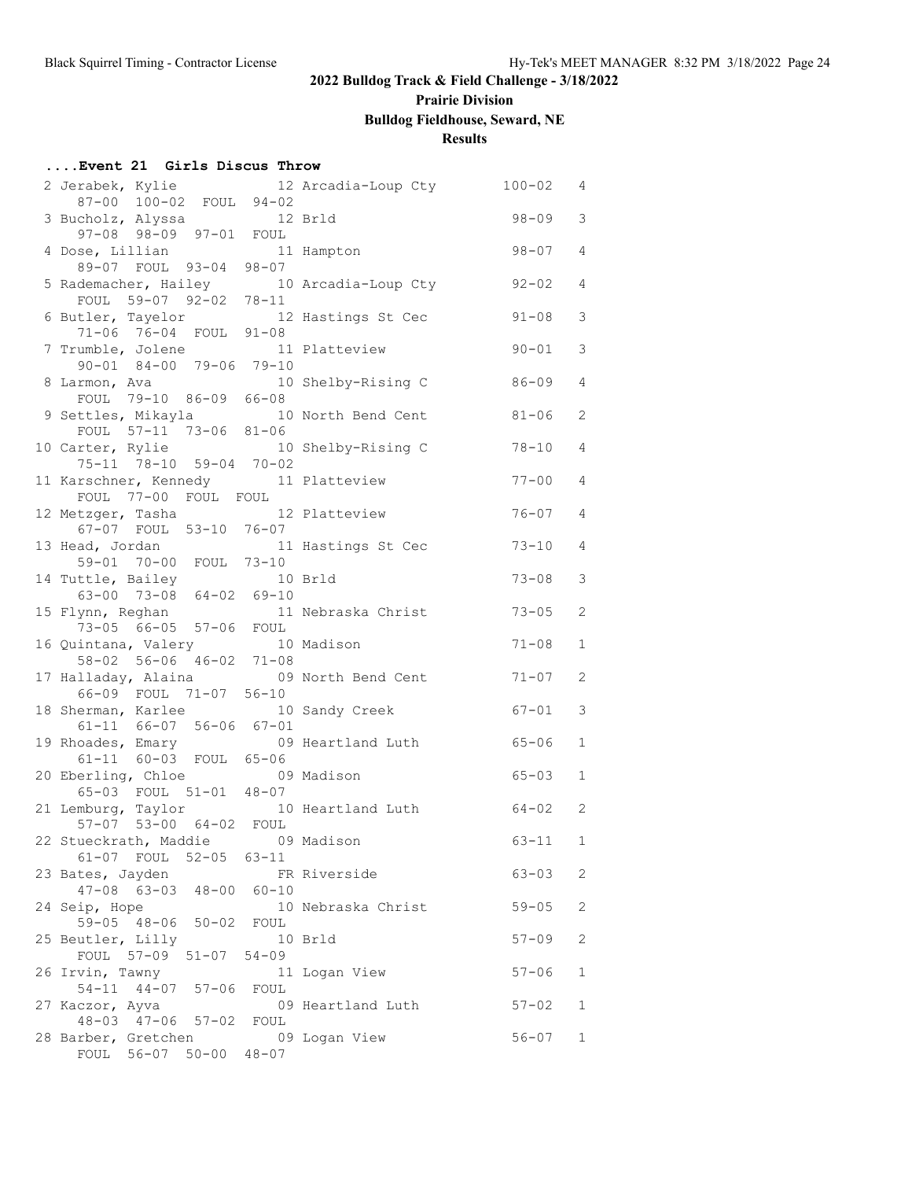## 2022 Bulldog Track & Field Challenge - 3/18/2022

### Prairie Division

### Bulldog Fieldhouse, Seward, NE

### Results

#### ....Event 21 Girls Discus Throw

| Place | Name | Year | School | Mark | Heat |
|---|---|---|---|---|---|
| 2 | Jerabek, Kylie | 12 | Arcadia-Loup Cty | 100-02 | 4 |
| | 87-00 100-02 FOUL 94-02 | | | | |
| 3 | Bucholz, Alyssa | 12 | Brld | 98-09 | 3 |
| | 97-08 98-09 97-01 FOUL | | | | |
| 4 | Dose, Lillian | 11 | Hampton | 98-07 | 4 |
| | 89-07 FOUL 93-04 98-07 | | | | |
| 5 | Rademacher, Hailey | 10 | Arcadia-Loup Cty | 92-02 | 4 |
| | FOUL 59-07 92-02 78-11 | | | | |
| 6 | Butler, Tayelor | 12 | Hastings St Cec | 91-08 | 3 |
| | 71-06 76-04 FOUL 91-08 | | | | |
| 7 | Trumble, Jolene | 11 | Platteview | 90-01 | 3 |
| | 90-01 84-00 79-06 79-10 | | | | |
| 8 | Larmon, Ava | 10 | Shelby-Rising C | 86-09 | 4 |
| | FOUL 79-10 86-09 66-08 | | | | |
| 9 | Settles, Mikayla | 10 | North Bend Cent | 81-06 | 2 |
| | FOUL 57-11 73-06 81-06 | | | | |
| 10 | Carter, Rylie | 10 | Shelby-Rising C | 78-10 | 4 |
| | 75-11 78-10 59-04 70-02 | | | | |
| 11 | Karschner, Kennedy | 11 | Platteview | 77-00 | 4 |
| | FOUL 77-00 FOUL FOUL | | | | |
| 12 | Metzger, Tasha | 12 | Platteview | 76-07 | 4 |
| | 67-07 FOUL 53-10 76-07 | | | | |
| 13 | Head, Jordan | 11 | Hastings St Cec | 73-10 | 4 |
| | 59-01 70-00 FOUL 73-10 | | | | |
| 14 | Tuttle, Bailey | 10 | Brld | 73-08 | 3 |
| | 63-00 73-08 64-02 69-10 | | | | |
| 15 | Flynn, Reghan | 11 | Nebraska Christ | 73-05 | 2 |
| | 73-05 66-05 57-06 FOUL | | | | |
| 16 | Quintana, Valery | 10 | Madison | 71-08 | 1 |
| | 58-02 56-06 46-02 71-08 | | | | |
| 17 | Halladay, Alaina | 09 | North Bend Cent | 71-07 | 2 |
| | 66-09 FOUL 71-07 56-10 | | | | |
| 18 | Sherman, Karlee | 10 | Sandy Creek | 67-01 | 3 |
| | 61-11 66-07 56-06 67-01 | | | | |
| 19 | Rhoades, Emary | 09 | Heartland Luth | 65-06 | 1 |
| | 61-11 60-03 FOUL 65-06 | | | | |
| 20 | Eberling, Chloe | 09 | Madison | 65-03 | 1 |
| | 65-03 FOUL 51-01 48-07 | | | | |
| 21 | Lemburg, Taylor | 10 | Heartland Luth | 64-02 | 2 |
| | 57-07 53-00 64-02 FOUL | | | | |
| 22 | Stueckrath, Maddie | 09 | Madison | 63-11 | 1 |
| | 61-07 FOUL 52-05 63-11 | | | | |
| 23 | Bates, Jayden | FR | Riverside | 63-03 | 2 |
| | 47-08 63-03 48-00 60-10 | | | | |
| 24 | Seip, Hope | 10 | Nebraska Christ | 59-05 | 2 |
| | 59-05 48-06 50-02 FOUL | | | | |
| 25 | Beutler, Lilly | 10 | Brld | 57-09 | 2 |
| | FOUL 57-09 51-07 54-09 | | | | |
| 26 | Irvin, Tawny | 11 | Logan View | 57-06 | 1 |
| | 54-11 44-07 57-06 FOUL | | | | |
| 27 | Kaczor, Ayva | 09 | Heartland Luth | 57-02 | 1 |
| | 48-03 47-06 57-02 FOUL | | | | |
| 28 | Barber, Gretchen | 09 | Logan View | 56-07 | 1 |
| | FOUL 56-07 50-00 48-07 | | | | |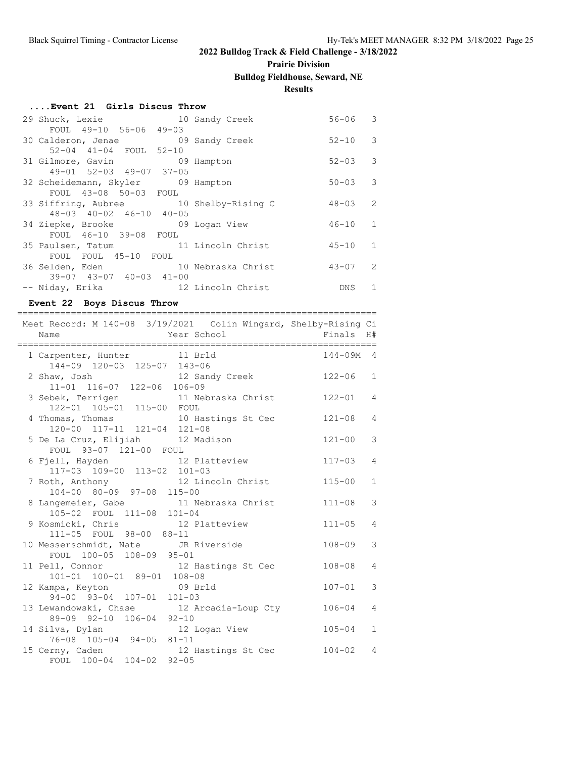## 2022 Bulldog Track & Field Challenge - 3/18/2022

### Prairie Division

### Bulldog Fieldhouse, Seward, NE

### Results

#### ....Event 21 Girls Discus Throw

| Place | Name | Year | School | Finals | H# |
|---|---|---|---|---|---|
| 29 | Shuck, Lexie | 10 | Sandy Creek | 56-06 | 3 |
| | FOUL 49-10 56-06 49-03 | | | | |
| 30 | Calderon, Jenae | 09 | Sandy Creek | 52-10 | 3 |
| | 52-04 41-04 FOUL 52-10 | | | | |
| 31 | Gilmore, Gavin | 09 | Hampton | 52-03 | 3 |
| | 49-01 52-03 49-07 37-05 | | | | |
| 32 | Scheidemann, Skyler | 09 | Hampton | 50-03 | 3 |
| | FOUL 43-08 50-03 FOUL | | | | |
| 33 | Siffring, Aubree | 10 | Shelby-Rising C | 48-03 | 2 |
| | 48-03 40-02 46-10 40-05 | | | | |
| 34 | Ziepke, Brooke | 09 | Logan View | 46-10 | 1 |
| | FOUL 46-10 39-08 FOUL | | | | |
| 35 | Paulsen, Tatum | 11 | Lincoln Christ | 45-10 | 1 |
| | FOUL FOUL 45-10 FOUL | | | | |
| 36 | Selden, Eden | 10 | Nebraska Christ | 43-07 | 2 |
| | 39-07 43-07 40-03 41-00 | | | | |
| -- | Niday, Erika | 12 | Lincoln Christ | DNS | 1 |

#### Event 22 Boys Discus Throw

Meet Record: M 140-08 3/19/2021 Colin Wingard, Shelby-Rising Ci

| Place | Name | Year | School | Finals | H# |
|---|---|---|---|---|---|
| 1 | Carpenter, Hunter | 11 | Brld | 144-09M | 4 |
| | 144-09 120-03 125-07 143-06 | | | | |
| 2 | Shaw, Josh | 12 | Sandy Creek | 122-06 | 1 |
| | 11-01 116-07 122-06 106-09 | | | | |
| 3 | Sebek, Terrigen | 11 | Nebraska Christ | 122-01 | 4 |
| | 122-01 105-01 115-00 FOUL | | | | |
| 4 | Thomas, Thomas | 10 | Hastings St Cec | 121-08 | 4 |
| | 120-00 117-11 121-04 121-08 | | | | |
| 5 | De La Cruz, Elijiah | 12 | Madison | 121-00 | 3 |
| | FOUL 93-07 121-00 FOUL | | | | |
| 6 | Fjell, Hayden | 12 | Platteview | 117-03 | 4 |
| | 117-03 109-00 113-02 101-03 | | | | |
| 7 | Roth, Anthony | 12 | Lincoln Christ | 115-00 | 1 |
| | 104-00 80-09 97-08 115-00 | | | | |
| 8 | Langemeier, Gabe | 11 | Nebraska Christ | 111-08 | 3 |
| | 105-02 FOUL 111-08 101-04 | | | | |
| 9 | Kosmicki, Chris | 12 | Platteview | 111-05 | 4 |
| | 111-05 FOUL 98-00 88-11 | | | | |
| 10 | Messerschmidt, Nate | JR | Riverside | 108-09 | 3 |
| | FOUL 100-05 108-09 95-01 | | | | |
| 11 | Pell, Connor | 12 | Hastings St Cec | 108-08 | 4 |
| | 101-01 100-01 89-01 108-08 | | | | |
| 12 | Kampa, Keyton | 09 | Brld | 107-01 | 3 |
| | 94-00 93-04 107-01 101-03 | | | | |
| 13 | Lewandowski, Chase | 12 | Arcadia-Loup Cty | 106-04 | 4 |
| | 89-09 92-10 106-04 92-10 | | | | |
| 14 | Silva, Dylan | 12 | Logan View | 105-04 | 1 |
| | 76-08 105-04 94-05 81-11 | | | | |
| 15 | Cerny, Caden | 12 | Hastings St Cec | 104-02 | 4 |
| | FOUL 100-04 104-02 92-05 | | | | |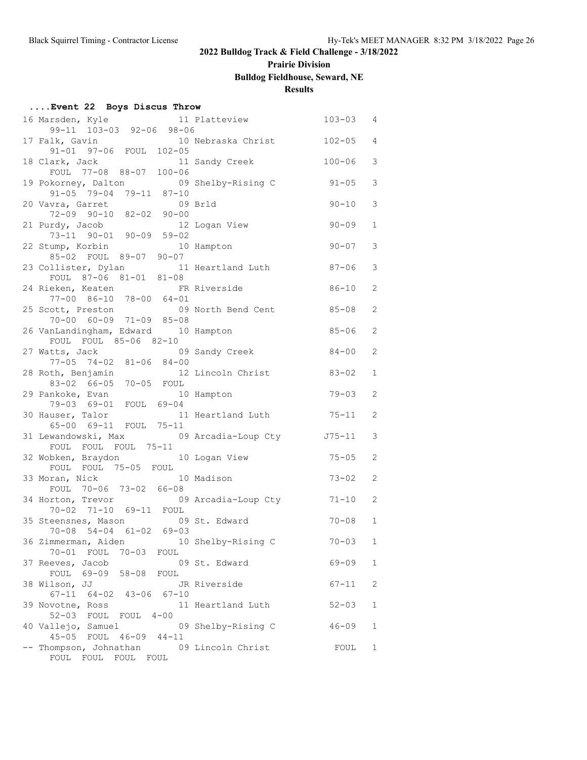## 2022 Bulldog Track & Field Challenge - 3/18/2022

### Prairie Division

### Bulldog Fieldhouse, Seward, NE

### Results

#### ....Event 22 Boys Discus Throw

| Place | Name | Yr | School | Mark | Flight |
|---|---|---|---|---|---|
| 16 | Marsden, Kyle | 11 | Platteview | 103-03 | 4 |
| | 99-11 103-03 92-06 98-06 | | | | |
| 17 | Falk, Gavin | 10 | Nebraska Christ | 102-05 | 4 |
| | 91-01 97-06 FOUL 102-05 | | | | |
| 18 | Clark, Jack | 11 | Sandy Creek | 100-06 | 3 |
| | FOUL 77-08 88-07 100-06 | | | | |
| 19 | Pokorney, Dalton | 09 | Shelby-Rising C | 91-05 | 3 |
| | 91-05 79-04 79-11 87-10 | | | | |
| 20 | Vavra, Garret | 09 | Brld | 90-10 | 3 |
| | 72-09 90-10 82-02 90-00 | | | | |
| 21 | Purdy, Jacob | 12 | Logan View | 90-09 | 1 |
| | 73-11 90-01 90-09 59-02 | | | | |
| 22 | Stump, Korbin | 10 | Hampton | 90-07 | 3 |
| | 85-02 FOUL 89-07 90-07 | | | | |
| 23 | Collister, Dylan | 11 | Heartland Luth | 87-06 | 3 |
| | FOUL 87-06 81-01 81-08 | | | | |
| 24 | Rieken, Keaten | FR | Riverside | 86-10 | 2 |
| | 77-00 86-10 78-00 64-01 | | | | |
| 25 | Scott, Preston | 09 | North Bend Cent | 85-08 | 2 |
| | 70-00 60-09 71-09 85-08 | | | | |
| 26 | VanLandingham, Edward | 10 | Hampton | 85-06 | 2 |
| | FOUL FOUL 85-06 82-10 | | | | |
| 27 | Watts, Jack | 09 | Sandy Creek | 84-00 | 2 |
| | 77-05 74-02 81-06 84-00 | | | | |
| 28 | Roth, Benjamin | 12 | Lincoln Christ | 83-02 | 1 |
| | 83-02 66-05 70-05 FOUL | | | | |
| 29 | Pankoke, Evan | 10 | Hampton | 79-03 | 2 |
| | 79-03 69-01 FOUL 69-04 | | | | |
| 30 | Hauser, Talor | 11 | Heartland Luth | 75-11 | 2 |
| | 65-00 69-11 FOUL 75-11 | | | | |
| 31 | Lewandowski, Max | 09 | Arcadia-Loup Cty | J75-11 | 3 |
| | FOUL FOUL FOUL 75-11 | | | | |
| 32 | Wobken, Braydon | 10 | Logan View | 75-05 | 2 |
| | FOUL FOUL 75-05 FOUL | | | | |
| 33 | Moran, Nick | 10 | Madison | 73-02 | 2 |
| | FOUL 70-06 73-02 66-08 | | | | |
| 34 | Horton, Trevor | 09 | Arcadia-Loup Cty | 71-10 | 2 |
| | 70-02 71-10 69-11 FOUL | | | | |
| 35 | Steensnes, Mason | 09 | St. Edward | 70-08 | 1 |
| | 70-08 54-04 61-02 69-03 | | | | |
| 36 | Zimmerman, Aiden | 10 | Shelby-Rising C | 70-03 | 1 |
| | 70-01 FOUL 70-03 FOUL | | | | |
| 37 | Reeves, Jacob | 09 | St. Edward | 69-09 | 1 |
| | FOUL 69-09 58-08 FOUL | | | | |
| 38 | Wilson, JJ | JR | Riverside | 67-11 | 2 |
| | 67-11 64-02 43-06 67-10 | | | | |
| 39 | Novotne, Ross | 11 | Heartland Luth | 52-03 | 1 |
| | 52-03 FOUL FOUL 4-00 | | | | |
| 40 | Vallejo, Samuel | 09 | Shelby-Rising C | 46-09 | 1 |
| | 45-05 FOUL 46-09 44-11 | | | | |
| -- | Thompson, Johnathan | 09 | Lincoln Christ | FOUL | 1 |
| | FOUL FOUL FOUL FOUL | | | | |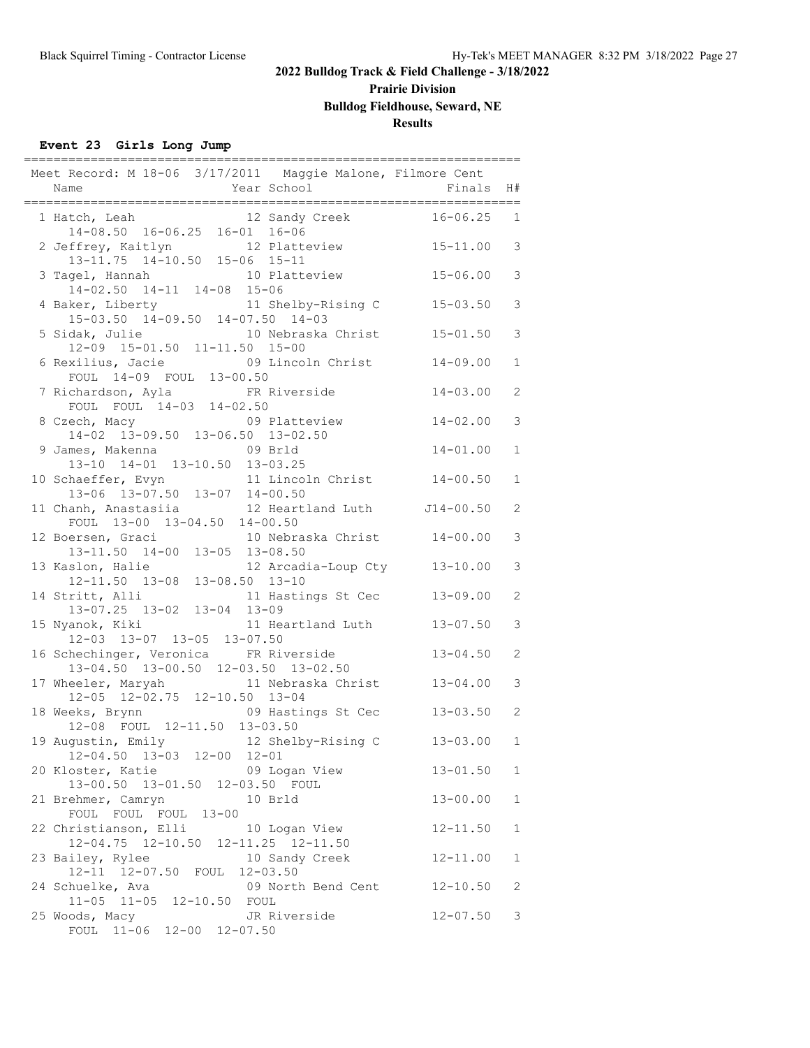# 2022 Bulldog Track & Field Challenge - 3/18/2022

## Prairie Division

## Bulldog Fieldhouse, Seward, NE

## Results

### Event 23 Girls Long Jump

Meet Record: M 18-06 3/17/2011 Maggie Malone, Filmore Cent

| Place | Name | Year | School | Finals | H# |
|---|---|---|---|---|---|
| 1 | Hatch, Leah | 12 | Sandy Creek | 16-06.25 | 1 |
| | 14-08.50 16-06.25 16-01 16-06 | | | | |
| 2 | Jeffrey, Kaitlyn | 12 | Platteview | 15-11.00 | 3 |
| | 13-11.75 14-10.50 15-06 15-11 | | | | |
| 3 | Tagel, Hannah | 10 | Platteview | 15-06.00 | 3 |
| | 14-02.50 14-11 14-08 15-06 | | | | |
| 4 | Baker, Liberty | 11 | Shelby-Rising C | 15-03.50 | 3 |
| | 15-03.50 14-09.50 14-07.50 14-03 | | | | |
| 5 | Sidak, Julie | 10 | Nebraska Christ | 15-01.50 | 3 |
| | 12-09 15-01.50 11-11.50 15-00 | | | | |
| 6 | Rexilius, Jacie | 09 | Lincoln Christ | 14-09.00 | 1 |
| | FOUL 14-09 FOUL 13-00.50 | | | | |
| 7 | Richardson, Ayla | FR | Riverside | 14-03.00 | 2 |
| | FOUL FOUL 14-03 14-02.50 | | | | |
| 8 | Czech, Macy | 09 | Platteview | 14-02.00 | 3 |
| | 14-02 13-09.50 13-06.50 13-02.50 | | | | |
| 9 | James, Makenna | 09 | Brld | 14-01.00 | 1 |
| | 13-10 14-01 13-10.50 13-03.25 | | | | |
| 10 | Schaeffer, Evyn | 11 | Lincoln Christ | 14-00.50 | 1 |
| | 13-06 13-07.50 13-07 14-00.50 | | | | |
| 11 | Chanh, Anastasiia | 12 | Heartland Luth | J14-00.50 | 2 |
| | FOUL 13-00 13-04.50 14-00.50 | | | | |
| 12 | Boersen, Graci | 10 | Nebraska Christ | 14-00.00 | 3 |
| | 13-11.50 14-00 13-05 13-08.50 | | | | |
| 13 | Kaslon, Halie | 12 | Arcadia-Loup Cty | 13-10.00 | 3 |
| | 12-11.50 13-08 13-08.50 13-10 | | | | |
| 14 | Stritt, Alli | 11 | Hastings St Cec | 13-09.00 | 2 |
| | 13-07.25 13-02 13-04 13-09 | | | | |
| 15 | Nyanok, Kiki | 11 | Heartland Luth | 13-07.50 | 3 |
| | 12-03 13-07 13-05 13-07.50 | | | | |
| 16 | Schechinger, Veronica | FR | Riverside | 13-04.50 | 2 |
| | 13-04.50 13-00.50 12-03.50 13-02.50 | | | | |
| 17 | Wheeler, Maryah | 11 | Nebraska Christ | 13-04.00 | 3 |
| | 12-05 12-02.75 12-10.50 13-04 | | | | |
| 18 | Weeks, Brynn | 09 | Hastings St Cec | 13-03.50 | 2 |
| | 12-08 FOUL 12-11.50 13-03.50 | | | | |
| 19 | Augustin, Emily | 12 | Shelby-Rising C | 13-03.00 | 1 |
| | 12-04.50 13-03 12-00 12-01 | | | | |
| 20 | Kloster, Katie | 09 | Logan View | 13-01.50 | 1 |
| | 13-00.50 13-01.50 12-03.50 FOUL | | | | |
| 21 | Brehmer, Camryn | 10 | Brld | 13-00.00 | 1 |
| | FOUL FOUL FOUL 13-00 | | | | |
| 22 | Christianson, Elli | 10 | Logan View | 12-11.50 | 1 |
| | 12-04.75 12-10.50 12-11.25 12-11.50 | | | | |
| 23 | Bailey, Rylee | 10 | Sandy Creek | 12-11.00 | 1 |
| | 12-11 12-07.50 FOUL 12-03.50 | | | | |
| 24 | Schuelke, Ava | 09 | North Bend Cent | 12-10.50 | 2 |
| | 11-05 11-05 12-10.50 FOUL | | | | |
| 25 | Woods, Macy | JR | Riverside | 12-07.50 | 3 |
| | FOUL 11-06 12-00 12-07.50 | | | | |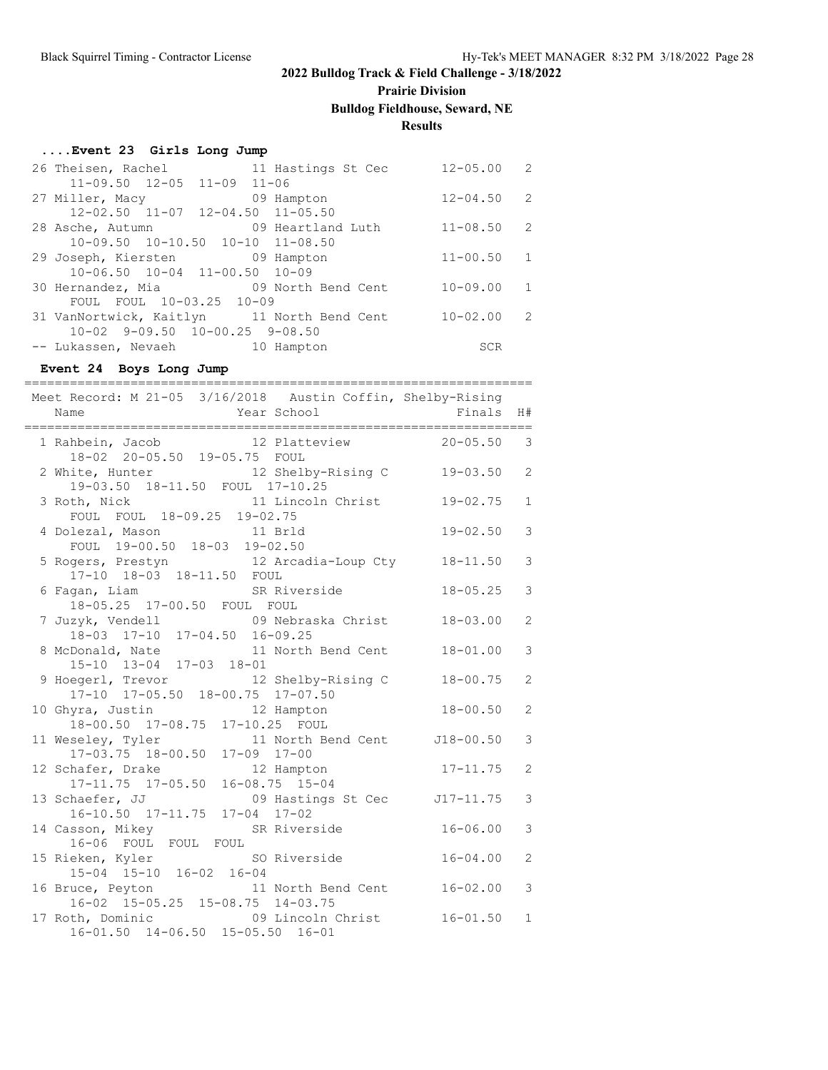## 2022 Bulldog Track & Field Challenge - 3/18/2022

**Prairie Division**

**Bulldog Fieldhouse, Seward, NE**

**Results**

### ....Event 23 Girls Long Jump

| Place | Name | Year | School | Finals | H# |
|---|---|---|---|---|---|
| 26 | Theisen, Rachel | 11 | Hastings St Cec | 12-05.00 | 2 |
| | 11-09.50 12-05 11-09 11-06 | | | | |
| 27 | Miller, Macy | 09 | Hampton | 12-04.50 | 2 |
| | 12-02.50 11-07 12-04.50 11-05.50 | | | | |
| 28 | Asche, Autumn | 09 | Heartland Luth | 11-08.50 | 2 |
| | 10-09.50 10-10.50 10-10 11-08.50 | | | | |
| 29 | Joseph, Kiersten | 09 | Hampton | 11-00.50 | 1 |
| | 10-06.50 10-04 11-00.50 10-09 | | | | |
| 30 | Hernandez, Mia | 09 | North Bend Cent | 10-09.00 | 1 |
| | FOUL FOUL 10-03.25 10-09 | | | | |
| 31 | VanNortwick, Kaitlyn | 11 | North Bend Cent | 10-02.00 | 2 |
| | 10-02 9-09.50 10-00.25 9-08.50 | | | | |
| -- | Lukassen, Nevaeh | 10 | Hampton | SCR | |

### Event 24 Boys Long Jump

Meet Record: M 21-05 3/16/2018 Austin Coffin, Shelby-Rising

| Place | Name | Year | School | Finals | H# |
|---|---|---|---|---|---|
| 1 | Rahbein, Jacob | 12 | Platteview | 20-05.50 | 3 |
| | 18-02 20-05.50 19-05.75 FOUL | | | | |
| 2 | White, Hunter | 12 | Shelby-Rising C | 19-03.50 | 2 |
| | 19-03.50 18-11.50 FOUL 17-10.25 | | | | |
| 3 | Roth, Nick | 11 | Lincoln Christ | 19-02.75 | 1 |
| | FOUL FOUL 18-09.25 19-02.75 | | | | |
| 4 | Dolezal, Mason | 11 | Brld | 19-02.50 | 3 |
| | FOUL 19-00.50 18-03 19-02.50 | | | | |
| 5 | Rogers, Prestyn | 12 | Arcadia-Loup Cty | 18-11.50 | 3 |
| | 17-10 18-03 18-11.50 FOUL | | | | |
| 6 | Fagan, Liam | SR | Riverside | 18-05.25 | 3 |
| | 18-05.25 17-00.50 FOUL FOUL | | | | |
| 7 | Juzyk, Vendell | 09 | Nebraska Christ | 18-03.00 | 2 |
| | 18-03 17-10 17-04.50 16-09.25 | | | | |
| 8 | McDonald, Nate | 11 | North Bend Cent | 18-01.00 | 3 |
| | 15-10 13-04 17-03 18-01 | | | | |
| 9 | Hoegerl, Trevor | 12 | Shelby-Rising C | 18-00.75 | 2 |
| | 17-10 17-05.50 18-00.75 17-07.50 | | | | |
| 10 | Ghyra, Justin | 12 | Hampton | 18-00.50 | 2 |
| | 18-00.50 17-08.75 17-10.25 FOUL | | | | |
| 11 | Weseley, Tyler | 11 | North Bend Cent | J18-00.50 | 3 |
| | 17-03.75 18-00.50 17-09 17-00 | | | | |
| 12 | Schafer, Drake | 12 | Hampton | 17-11.75 | 2 |
| | 17-11.75 17-05.50 16-08.75 15-04 | | | | |
| 13 | Schaefer, JJ | 09 | Hastings St Cec | J17-11.75 | 3 |
| | 16-10.50 17-11.75 17-04 17-02 | | | | |
| 14 | Casson, Mikey | SR | Riverside | 16-06.00 | 3 |
| | 16-06 FOUL FOUL FOUL | | | | |
| 15 | Rieken, Kyler | SO | Riverside | 16-04.00 | 2 |
| | 15-04 15-10 16-02 16-04 | | | | |
| 16 | Bruce, Peyton | 11 | North Bend Cent | 16-02.00 | 3 |
| | 16-02 15-05.25 15-08.75 14-03.75 | | | | |
| 17 | Roth, Dominic | 09 | Lincoln Christ | 16-01.50 | 1 |
| | 16-01.50 14-06.50 15-05.50 16-01 | | | | |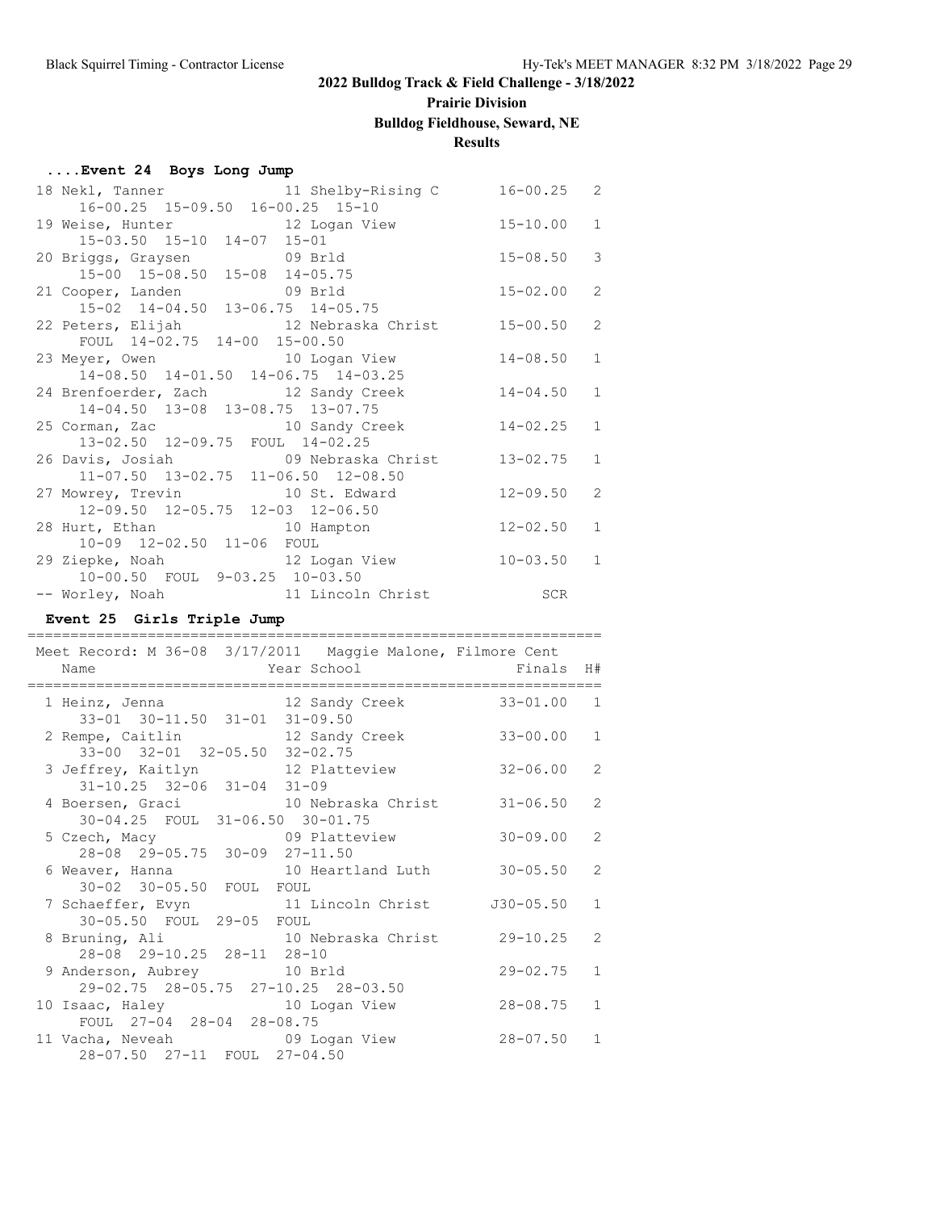**2022 Bulldog Track & Field Challenge - 3/18/2022**

**Prairie Division**

**Bulldog Fieldhouse, Seward, NE**

**Results**

### ....Event 24 Boys Long Jump

| Place | Name | Year | School | Finals | H# |
|---|---|---|---|---|---|
| 18 | Nekl, Tanner | 11 | Shelby-Rising C | 16-00.25 | 2 |
| | 16-00.25 15-09.50 16-00.25 15-10 | | | | |
| 19 | Weise, Hunter | 12 | Logan View | 15-10.00 | 1 |
| | 15-03.50 15-10 14-07 15-01 | | | | |
| 20 | Briggs, Graysen | 09 | Brld | 15-08.50 | 3 |
| | 15-00 15-08.50 15-08 14-05.75 | | | | |
| 21 | Cooper, Landen | 09 | Brld | 15-02.00 | 2 |
| | 15-02 14-04.50 13-06.75 14-05.75 | | | | |
| 22 | Peters, Elijah | 12 | Nebraska Christ | 15-00.50 | 2 |
| | FOUL 14-02.75 14-00 15-00.50 | | | | |
| 23 | Meyer, Owen | 10 | Logan View | 14-08.50 | 1 |
| | 14-08.50 14-01.50 14-06.75 14-03.25 | | | | |
| 24 | Brenfoerder, Zach | 12 | Sandy Creek | 14-04.50 | 1 |
| | 14-04.50 13-08 13-08.75 13-07.75 | | | | |
| 25 | Corman, Zac | 10 | Sandy Creek | 14-02.25 | 1 |
| | 13-02.50 12-09.75 FOUL 14-02.25 | | | | |
| 26 | Davis, Josiah | 09 | Nebraska Christ | 13-02.75 | 1 |
| | 11-07.50 13-02.75 11-06.50 12-08.50 | | | | |
| 27 | Mowrey, Trevin | 10 | St. Edward | 12-09.50 | 2 |
| | 12-09.50 12-05.75 12-03 12-06.50 | | | | |
| 28 | Hurt, Ethan | 10 | Hampton | 12-02.50 | 1 |
| | 10-09 12-02.50 11-06 FOUL | | | | |
| 29 | Ziepke, Noah | 12 | Logan View | 10-03.50 | 1 |
| | 10-00.50 FOUL 9-03.25 10-03.50 | | | | |
| -- | Worley, Noah | 11 | Lincoln Christ | SCR | |

### Event 25 Girls Triple Jump

Meet Record: M 36-08 3/17/2011 Maggie Malone, Filmore Cent

| Place | Name | Year | School | Finals | H# |
|---|---|---|---|---|---|
| 1 | Heinz, Jenna | 12 | Sandy Creek | 33-01.00 | 1 |
| | 33-01 30-11.50 31-01 31-09.50 | | | | |
| 2 | Rempe, Caitlin | 12 | Sandy Creek | 33-00.00 | 1 |
| | 33-00 32-01 32-05.50 32-02.75 | | | | |
| 3 | Jeffrey, Kaitlyn | 12 | Platteview | 32-06.00 | 2 |
| | 31-10.25 32-06 31-04 31-09 | | | | |
| 4 | Boersen, Graci | 10 | Nebraska Christ | 31-06.50 | 2 |
| | 30-04.25 FOUL 31-06.50 30-01.75 | | | | |
| 5 | Czech, Macy | 09 | Platteview | 30-09.00 | 2 |
| | 28-08 29-05.75 30-09 27-11.50 | | | | |
| 6 | Weaver, Hanna | 10 | Heartland Luth | 30-05.50 | 2 |
| | 30-02 30-05.50 FOUL FOUL | | | | |
| 7 | Schaeffer, Evyn | 11 | Lincoln Christ | J30-05.50 | 1 |
| | 30-05.50 FOUL 29-05 FOUL | | | | |
| 8 | Bruning, Ali | 10 | Nebraska Christ | 29-10.25 | 2 |
| | 28-08 29-10.25 28-11 28-10 | | | | |
| 9 | Anderson, Aubrey | 10 | Brld | 29-02.75 | 1 |
| | 29-02.75 28-05.75 27-10.25 28-03.50 | | | | |
| 10 | Isaac, Haley | 10 | Logan View | 28-08.75 | 1 |
| | FOUL 27-04 28-04 28-08.75 | | | | |
| 11 | Vacha, Neveah | 09 | Logan View | 28-07.50 | 1 |
| | 28-07.50 27-11 FOUL 27-04.50 | | | | |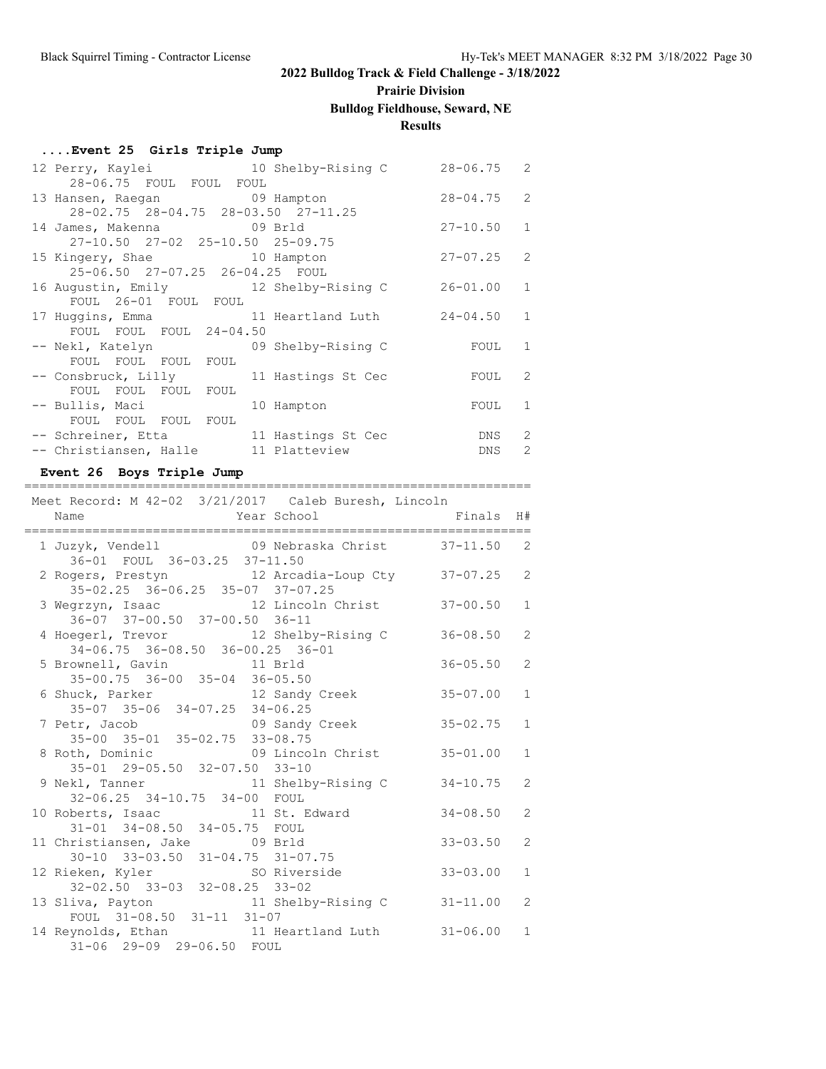## 2022 Bulldog Track & Field Challenge - 3/18/2022

**Prairie Division**

**Bulldog Fieldhouse, Seward, NE**

**Results**

### ....Event 25 Girls Triple Jump

| Place | Name | Year | School | Finals | H# |
|---|---|---|---|---|---|
| 12 | Perry, Kaylei | 10 | Shelby-Rising C | 28-06.75 | 2 |
| | 28-06.75 FOUL FOUL FOUL | | | | |
| 13 | Hansen, Raegan | 09 | Hampton | 28-04.75 | 2 |
| | 28-02.75 28-04.75 28-03.50 27-11.25 | | | | |
| 14 | James, Makenna | 09 | Brld | 27-10.50 | 1 |
| | 27-10.50 27-02 25-10.50 25-09.75 | | | | |
| 15 | Kingery, Shae | 10 | Hampton | 27-07.25 | 2 |
| | 25-06.50 27-07.25 26-04.25 FOUL | | | | |
| 16 | Augustin, Emily | 12 | Shelby-Rising C | 26-01.00 | 1 |
| | FOUL 26-01 FOUL FOUL | | | | |
| 17 | Huggins, Emma | 11 | Heartland Luth | 24-04.50 | 1 |
| | FOUL FOUL FOUL 24-04.50 | | | | |
| -- | Nekl, Katelyn | 09 | Shelby-Rising C | FOUL | 1 |
| | FOUL FOUL FOUL FOUL | | | | |
| -- | Consbruck, Lilly | 11 | Hastings St Cec | FOUL | 2 |
| | FOUL FOUL FOUL FOUL | | | | |
| -- | Bullis, Maci | 10 | Hampton | FOUL | 1 |
| | FOUL FOUL FOUL FOUL | | | | |
| -- | Schreiner, Etta | 11 | Hastings St Cec | DNS | 2 |
| -- | Christiansen, Halle | 11 | Platteview | DNS | 2 |

### Event 26 Boys Triple Jump

Meet Record: M 42-02 3/21/2017 Caleb Buresh, Lincoln

| Place | Name | Year | School | Finals | H# |
|---|---|---|---|---|---|
| 1 | Juzyk, Vendell | 09 | Nebraska Christ | 37-11.50 | 2 |
| | 36-01 FOUL 36-03.25 37-11.50 | | | | |
| 2 | Rogers, Prestyn | 12 | Arcadia-Loup Cty | 37-07.25 | 2 |
| | 35-02.25 36-06.25 35-07 37-07.25 | | | | |
| 3 | Wegrzyn, Isaac | 12 | Lincoln Christ | 37-00.50 | 1 |
| | 36-07 37-00.50 37-00.50 36-11 | | | | |
| 4 | Hoegerl, Trevor | 12 | Shelby-Rising C | 36-08.50 | 2 |
| | 34-06.75 36-08.50 36-00.25 36-01 | | | | |
| 5 | Brownell, Gavin | 11 | Brld | 36-05.50 | 2 |
| | 35-00.75 36-00 35-04 36-05.50 | | | | |
| 6 | Shuck, Parker | 12 | Sandy Creek | 35-07.00 | 1 |
| | 35-07 35-06 34-07.25 34-06.25 | | | | |
| 7 | Petr, Jacob | 09 | Sandy Creek | 35-02.75 | 1 |
| | 35-00 35-01 35-02.75 33-08.75 | | | | |
| 8 | Roth, Dominic | 09 | Lincoln Christ | 35-01.00 | 1 |
| | 35-01 29-05.50 32-07.50 33-10 | | | | |
| 9 | Nekl, Tanner | 11 | Shelby-Rising C | 34-10.75 | 2 |
| | 32-06.25 34-10.75 34-00 FOUL | | | | |
| 10 | Roberts, Isaac | 11 | St. Edward | 34-08.50 | 2 |
| | 31-01 34-08.50 34-05.75 FOUL | | | | |
| 11 | Christiansen, Jake | 09 | Brld | 33-03.50 | 2 |
| | 30-10 33-03.50 31-04.75 31-07.75 | | | | |
| 12 | Rieken, Kyler | SO | Riverside | 33-03.00 | 1 |
| | 32-02.50 33-03 32-08.25 33-02 | | | | |
| 13 | Sliva, Payton | 11 | Shelby-Rising C | 31-11.00 | 2 |
| | FOUL 31-08.50 31-11 31-07 | | | | |
| 14 | Reynolds, Ethan | 11 | Heartland Luth | 31-06.00 | 1 |
| | 31-06 29-09 29-06.50 FOUL | | | | |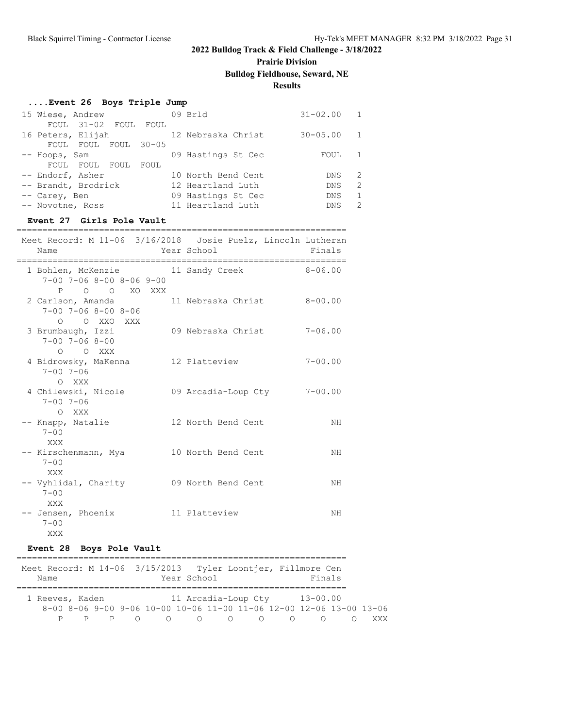## 2022 Bulldog Track & Field Challenge - 3/18/2022

**Prairie Division**

**Bulldog Fieldhouse, Seward, NE**

**Results**

### ....Event 26 Boys Triple Jump

```
 15 Wiese, Andrew              09 Brld                 31-02.00   1
      FOUL  31-02  FOUL  FOUL
 16 Peters, Elijah             12 Nebraska Christ      30-05.00   1
      FOUL  FOUL  FOUL  30-05
 -- Hoops, Sam                 09 Hastings St Cec          FOUL   1
      FOUL  FOUL  FOUL  FOUL
 -- Endorf, Asher              10 North Bend Cent           DNS   2
 -- Brandt, Brodrick           12 Heartland Luth            DNS   2
 -- Carey, Ben                 09 Hastings St Cec           DNS   1
 -- Novotne, Ross              11 Heartland Luth            DNS   2
```

### Event 27 Girls Pole Vault

```
================================================================
 Meet Record: M 11-06  3/16/2018   Josie Puelz, Lincoln Lutheran
    Name                    Year School                  Finals
================================================================
  1 Bohlen, McKenzie          11 Sandy Creek             8-06.00
      7-00 7-06 8-00 8-06 9-00
         P    O    O   XO  XXX
  2 Carlson, Amanda           11 Nebraska Christ         8-00.00
      7-00 7-06 8-00 8-06
         O    O  XXO  XXX
  3 Brumbaugh, Izzi           09 Nebraska Christ         7-06.00
      7-00 7-06 8-00
         O    O  XXX
  4 Bidrowsky, MaKenna        12 Platteview              7-00.00
      7-00 7-06
         O  XXX
  4 Chilewski, Nicole         09 Arcadia-Loup Cty        7-00.00
      7-00 7-06
         O  XXX
 -- Knapp, Natalie            12 North Bend Cent              NH
      7-00
       XXX
 -- Kirschenmann, Mya         10 North Bend Cent              NH
      7-00
       XXX
 -- Vyhlidal, Charity         09 North Bend Cent              NH
      7-00
       XXX
 -- Jensen, Phoenix           11 Platteview                   NH
      7-00
       XXX
```

### Event 28 Boys Pole Vault

```
================================================================
 Meet Record: M 14-06  3/15/2013   Tyler Loontjer, Fillmore Cen
    Name                    Year School                  Finals
================================================================
  1 Reeves, Kaden             11 Arcadia-Loup Cty       13-00.00
     8-00 8-06 9-00 9-06 10-00 10-06 11-00 11-06 12-00 12-06 13-00 13-06
        P    P    P    O     O     O     O     O     O     O     O   XXX
```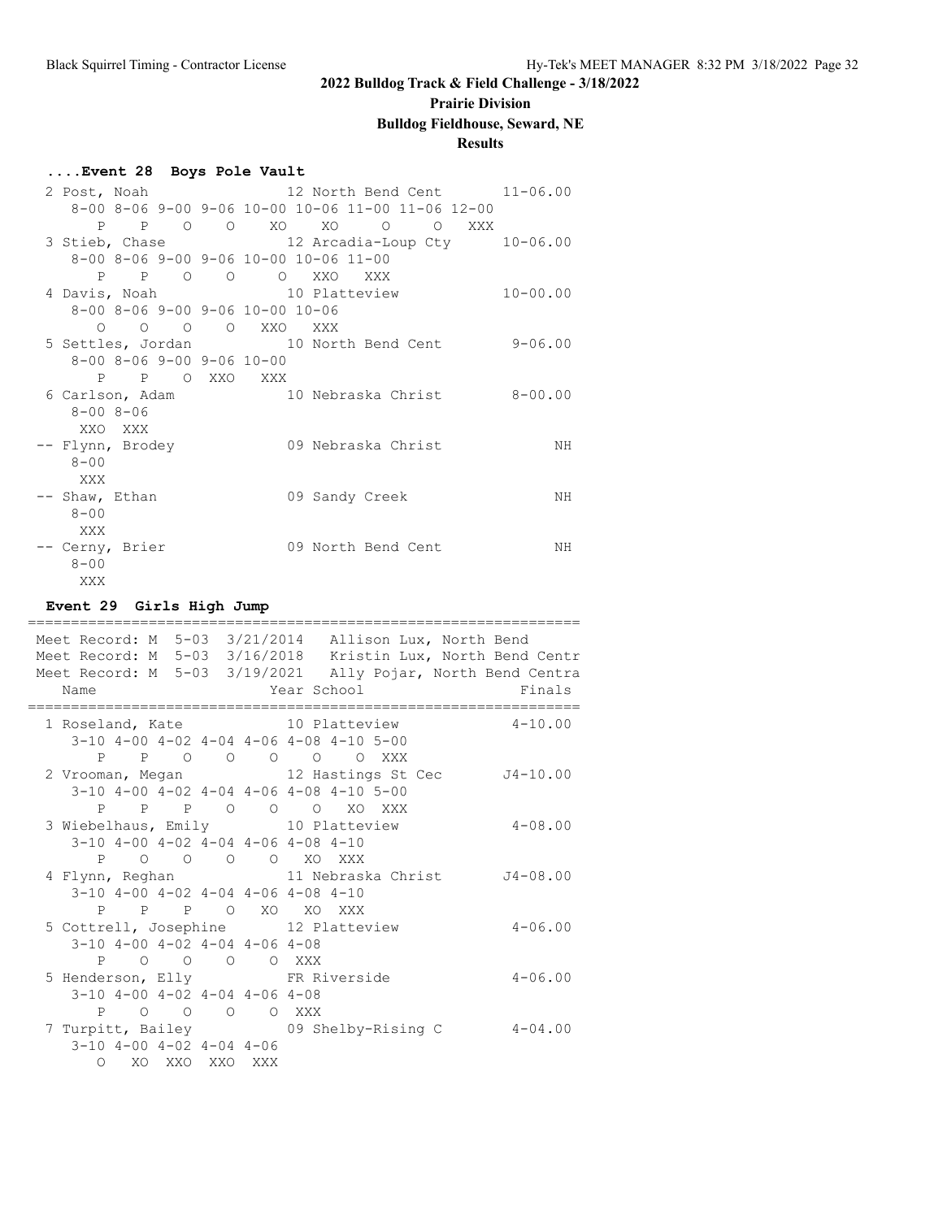# 2022 Bulldog Track & Field Challenge - 3/18/2022

**Prairie Division**

**Bulldog Fieldhouse, Seward, NE**

**Results**

### ....Event 28 Boys Pole Vault

```
  2 Post, Noah                 12 North Bend Cent        11-06.00
     8-00 8-06 9-00 9-06 10-00 10-06 11-00 11-06 12-00
        P    P    O    O    XO    XO     O     O   XXX
  3 Stieb, Chase               12 Arcadia-Loup Cty       10-06.00
     8-00 8-06 9-00 9-06 10-00 10-06 11-00
        P    P    O    O     O   XXO   XXX
  4 Davis, Noah                10 Platteview             10-00.00
     8-00 8-06 9-00 9-06 10-00 10-06
        O    O    O    O   XXO   XXX
  5 Settles, Jordan            10 North Bend Cent         9-06.00
     8-00 8-06 9-00 9-06 10-00
        P    P    O  XXO   XXX
  6 Carlson, Adam              10 Nebraska Christ         8-00.00
     8-00 8-06
      XXO  XXX
 -- Flynn, Brodey              09 Nebraska Christ              NH
     8-00
      XXX
 -- Shaw, Ethan                09 Sandy Creek                  NH
     8-00
      XXX
 -- Cerny, Brier               09 North Bend Cent              NH
     8-00
      XXX
```

### Event 29 Girls High Jump

```
================================================================
 Meet Record: M  5-03  3/21/2014   Allison Lux, North Bend
 Meet Record: M  5-03  3/16/2018   Kristin Lux, North Bend Centr
 Meet Record: M  5-03  3/19/2021   Ally Pojar, North Bend Centra
    Name                    Year School                  Finals
================================================================
  1 Roseland, Kate             10 Platteview              4-10.00
     3-10 4-00 4-02 4-04 4-06 4-08 4-10 5-00
        P    P    O    O    O    O    O  XXX
  2 Vrooman, Megan             12 Hastings St Cec        J4-10.00
     3-10 4-00 4-02 4-04 4-06 4-08 4-10 5-00
        P    P    P    O    O    O   XO  XXX
  3 Wiebelhaus, Emily          10 Platteview              4-08.00
     3-10 4-00 4-02 4-04 4-06 4-08 4-10
        P    O    O    O    O   XO  XXX
  4 Flynn, Reghan              11 Nebraska Christ        J4-08.00
     3-10 4-00 4-02 4-04 4-06 4-08 4-10
        P    P    P    O   XO   XO  XXX
  5 Cottrell, Josephine        12 Platteview              4-06.00
     3-10 4-00 4-02 4-04 4-06 4-08
        P    O    O    O    O  XXX
  5 Henderson, Elly            FR Riverside               4-06.00
     3-10 4-00 4-02 4-04 4-06 4-08
        P    O    O    O    O  XXX
  7 Turpitt, Bailey            09 Shelby-Rising C         4-04.00
     3-10 4-00 4-02 4-04 4-06
        O   XO  XXO  XXO  XXX
```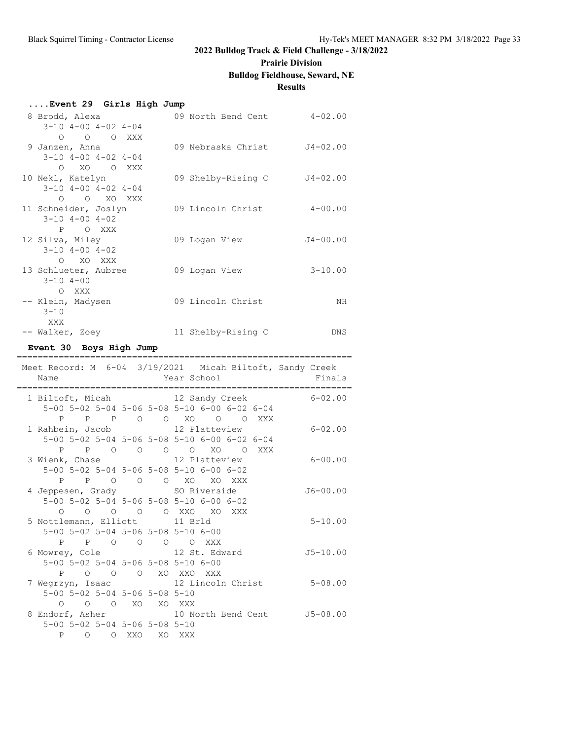## 2022 Bulldog Track & Field Challenge - 3/18/2022

**Prairie Division**

**Bulldog Fieldhouse, Seward, NE**

**Results**

### ....Event 29 Girls High Jump

```
  8 Brodd, Alexa               09 North Bend Cent       4-02.00
     3-10 4-00 4-02 4-04
        O    O    O  XXX
  9 Janzen, Anna               09 Nebraska Christ      J4-02.00
     3-10 4-00 4-02 4-04
        O   XO    O  XXX
 10 Nekl, Katelyn              09 Shelby-Rising C      J4-02.00
     3-10 4-00 4-02 4-04
        O    O   XO  XXX
 11 Schneider, Joslyn          09 Lincoln Christ        4-00.00
     3-10 4-00 4-02
        P    O  XXX
 12 Silva, Miley               09 Logan View           J4-00.00
     3-10 4-00 4-02
        O   XO  XXX
 13 Schlueter, Aubree          09 Logan View            3-10.00
     3-10 4-00
        O  XXX
 -- Klein, Madysen             09 Lincoln Christ             NH
     3-10
      XXX
 -- Walker, Zoey               11 Shelby-Rising C           DNS
```

### Event 30 Boys High Jump

```
================================================================
 Meet Record: M  6-04  3/19/2021   Micah Biltoft, Sandy Creek
    Name                    Year School                  Finals
================================================================
  1 Biltoft, Micah             12 Sandy Creek           6-02.00
     5-00 5-02 5-04 5-06 5-08 5-10 6-00 6-02 6-04
        P    P    P    O    O   XO    O    O  XXX
  1 Rahbein, Jacob             12 Platteview            6-02.00
     5-00 5-02 5-04 5-06 5-08 5-10 6-00 6-02 6-04
        P    P    O    O    O    O   XO    O  XXX
  3 Wienk, Chase               12 Platteview            6-00.00
     5-00 5-02 5-04 5-06 5-08 5-10 6-00 6-02
        P    P    O    O    O   XO   XO  XXX
  4 Jeppesen, Grady            SO Riverside            J6-00.00
     5-00 5-02 5-04 5-06 5-08 5-10 6-00 6-02
        O    O    O    O    O  XXO   XO  XXX
  5 Nottlemann, Elliott        11 Brld                  5-10.00
     5-00 5-02 5-04 5-06 5-08 5-10 6-00
        P    P    O    O    O    O  XXX
  6 Mowrey, Cole               12 St. Edward           J5-10.00
     5-00 5-02 5-04 5-06 5-08 5-10 6-00
        P    O    O    O   XO  XXO  XXX
  7 Wegrzyn, Isaac             12 Lincoln Christ        5-08.00
     5-00 5-02 5-04 5-06 5-08 5-10
        O    O    O   XO   XO  XXX
  8 Endorf, Asher              10 North Bend Cent      J5-08.00
     5-00 5-02 5-04 5-06 5-08 5-10
        P    O    O  XXO   XO  XXX
```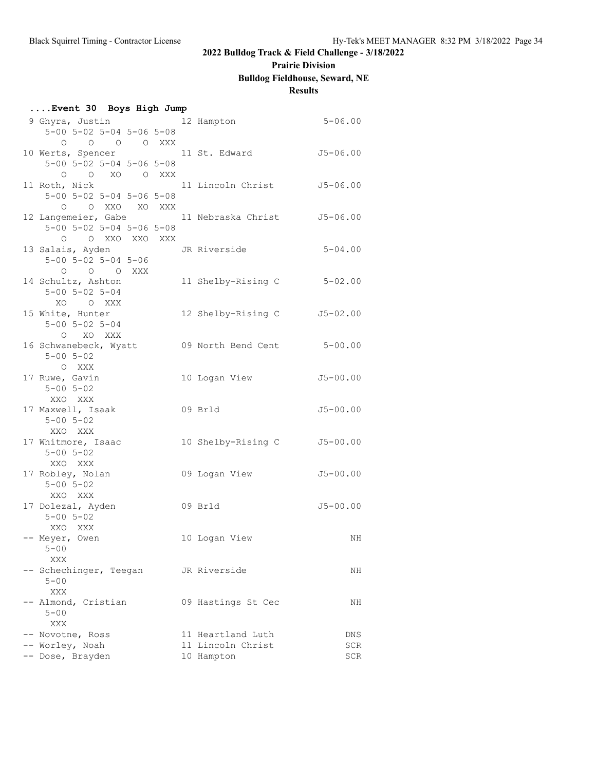## 2022 Bulldog Track & Field Challenge - 3/18/2022

### Prairie Division

### Bulldog Fieldhouse, Seward, NE

### Results

**....Event 30 Boys High Jump**

```
  9 Ghyra, Justin              12 Hampton                5-06.00
      5-00 5-02 5-04 5-06 5-08
         O    O    O    O  XXX
 10 Werts, Spencer             11 St. Edward            J5-06.00
      5-00 5-02 5-04 5-06 5-08
         O    O   XO    O  XXX
 11 Roth, Nick                 11 Lincoln Christ        J5-06.00
      5-00 5-02 5-04 5-06 5-08
         O    O  XXO   XO  XXX
 12 Langemeier, Gabe           11 Nebraska Christ       J5-06.00
      5-00 5-02 5-04 5-06 5-08
         O    O  XXO  XXO  XXX
 13 Salais, Ayden              JR Riverside              5-04.00
      5-00 5-02 5-04 5-06
         O    O    O  XXX
 14 Schultz, Ashton            11 Shelby-Rising C        5-02.00
      5-00 5-02 5-04
        XO    O  XXX
 15 White, Hunter              12 Shelby-Rising C       J5-02.00
      5-00 5-02 5-04
         O   XO  XXX
 16 Schwanebeck, Wyatt         09 North Bend Cent        5-00.00
      5-00 5-02
         O  XXX
 17 Ruwe, Gavin                10 Logan View            J5-00.00
      5-00 5-02
       XXO  XXX
 17 Maxwell, Isaak             09 Brld                  J5-00.00
      5-00 5-02
       XXO  XXX
 17 Whitmore, Isaac            10 Shelby-Rising C       J5-00.00
      5-00 5-02
       XXO  XXX
 17 Robley, Nolan              09 Logan View            J5-00.00
      5-00 5-02
       XXO  XXX
 17 Dolezal, Ayden             09 Brld                  J5-00.00
      5-00 5-02
       XXO  XXX
 -- Meyer, Owen                10 Logan View                  NH
      5-00
       XXX
 -- Schechinger, Teegan        JR Riverside                   NH
      5-00
       XXX
 -- Almond, Cristian           09 Hastings St Cec             NH
      5-00
       XXX
 -- Novotne, Ross              11 Heartland Luth             DNS
 -- Worley, Noah               11 Lincoln Christ             SCR
 -- Dose, Brayden              10 Hampton                    SCR
```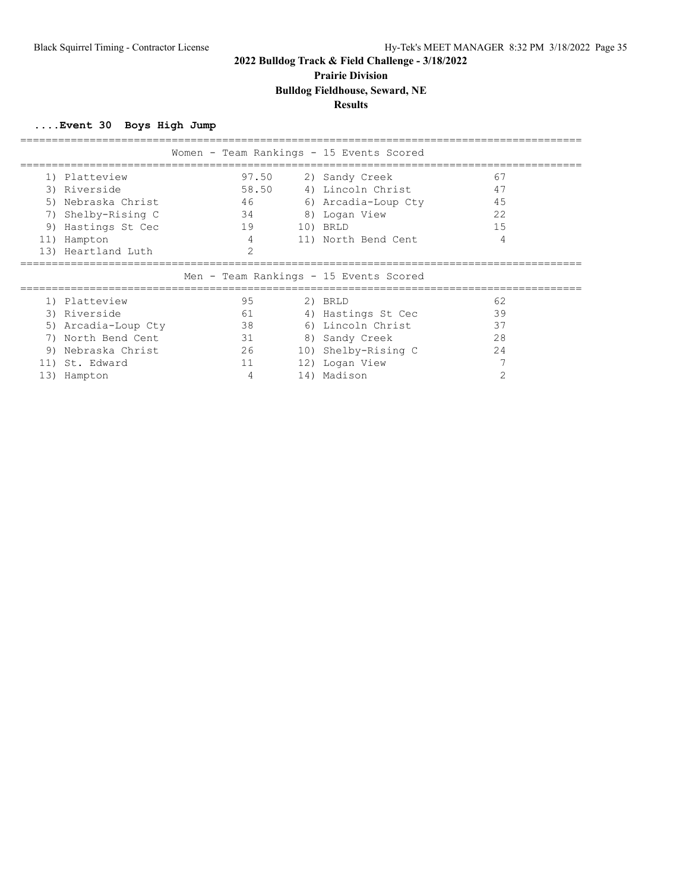## 2022 Bulldog Track & Field Challenge - 3/18/2022

### Prairie Division

### Bulldog Fieldhouse, Seward, NE

### Results

**....Event 30 Boys High Jump**

**Women - Team Rankings - 15 Events Scored**

| | | | | | |
|---|---|---|---|---|---|
| 1) | Platteview | 97.50 | 2) | Sandy Creek | 67 |
| 3) | Riverside | 58.50 | 4) | Lincoln Christ | 47 |
| 5) | Nebraska Christ | 46 | 6) | Arcadia-Loup Cty | 45 |
| 7) | Shelby-Rising C | 34 | 8) | Logan View | 22 |
| 9) | Hastings St Cec | 19 | 10) | BRLD | 15 |
| 11) | Hampton | 4 | 11) | North Bend Cent | 4 |
| 13) | Heartland Luth | 2 | | | |

**Men - Team Rankings - 15 Events Scored**

| | | | | | |
|---|---|---|---|---|---|
| 1) | Platteview | 95 | 2) | BRLD | 62 |
| 3) | Riverside | 61 | 4) | Hastings St Cec | 39 |
| 5) | Arcadia-Loup Cty | 38 | 6) | Lincoln Christ | 37 |
| 7) | North Bend Cent | 31 | 8) | Sandy Creek | 28 |
| 9) | Nebraska Christ | 26 | 10) | Shelby-Rising C | 24 |
| 11) | St. Edward | 11 | 12) | Logan View | 7 |
| 13) | Hampton | 4 | 14) | Madison | 2 |